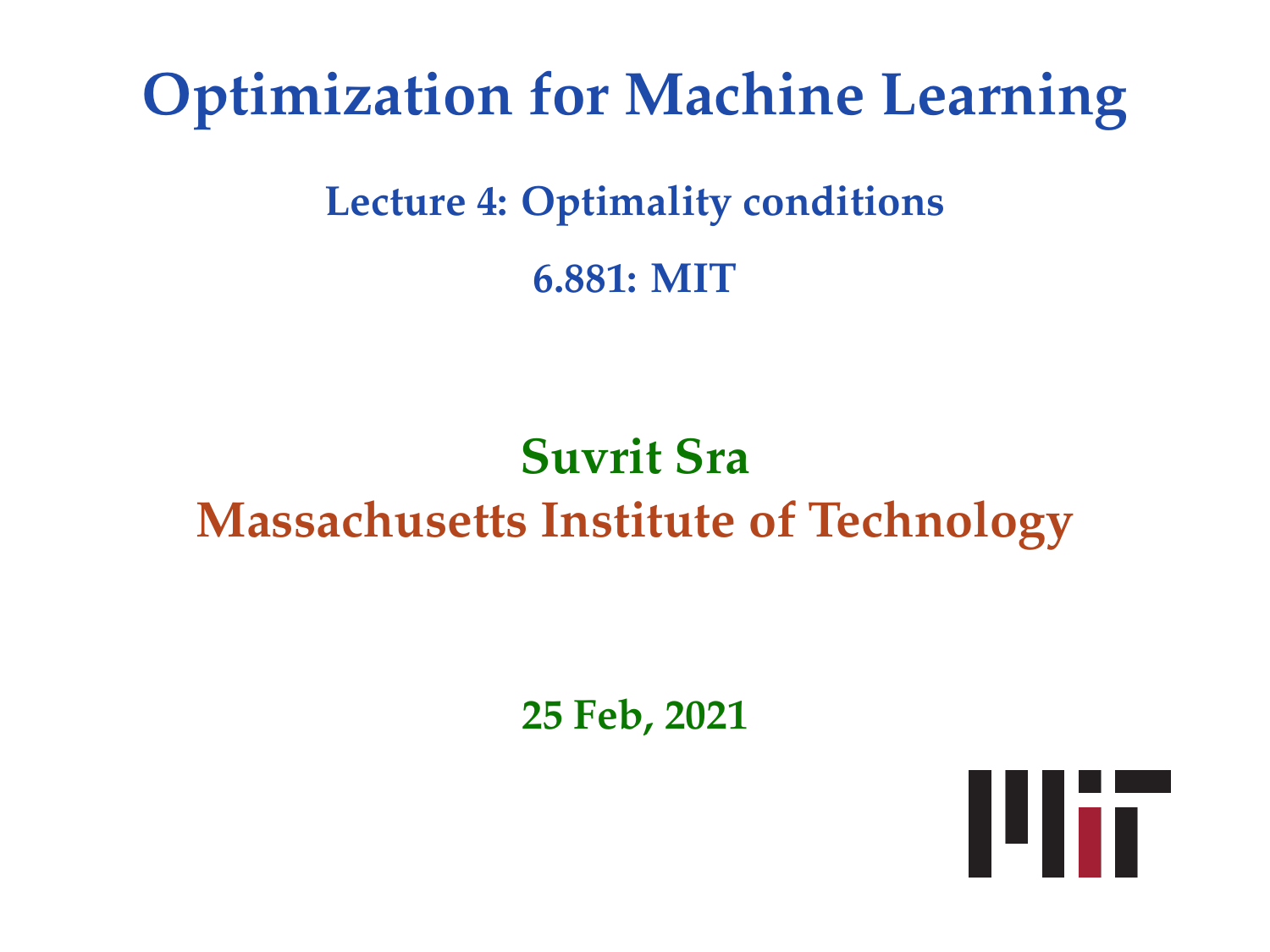# Optimization for Machine Learning

## Lecture 4: Optimality conditions

## 6.881: MIT

**Suvrit Sra**

**Massachusetts Institute of Technology**

**25 Feb, 2021**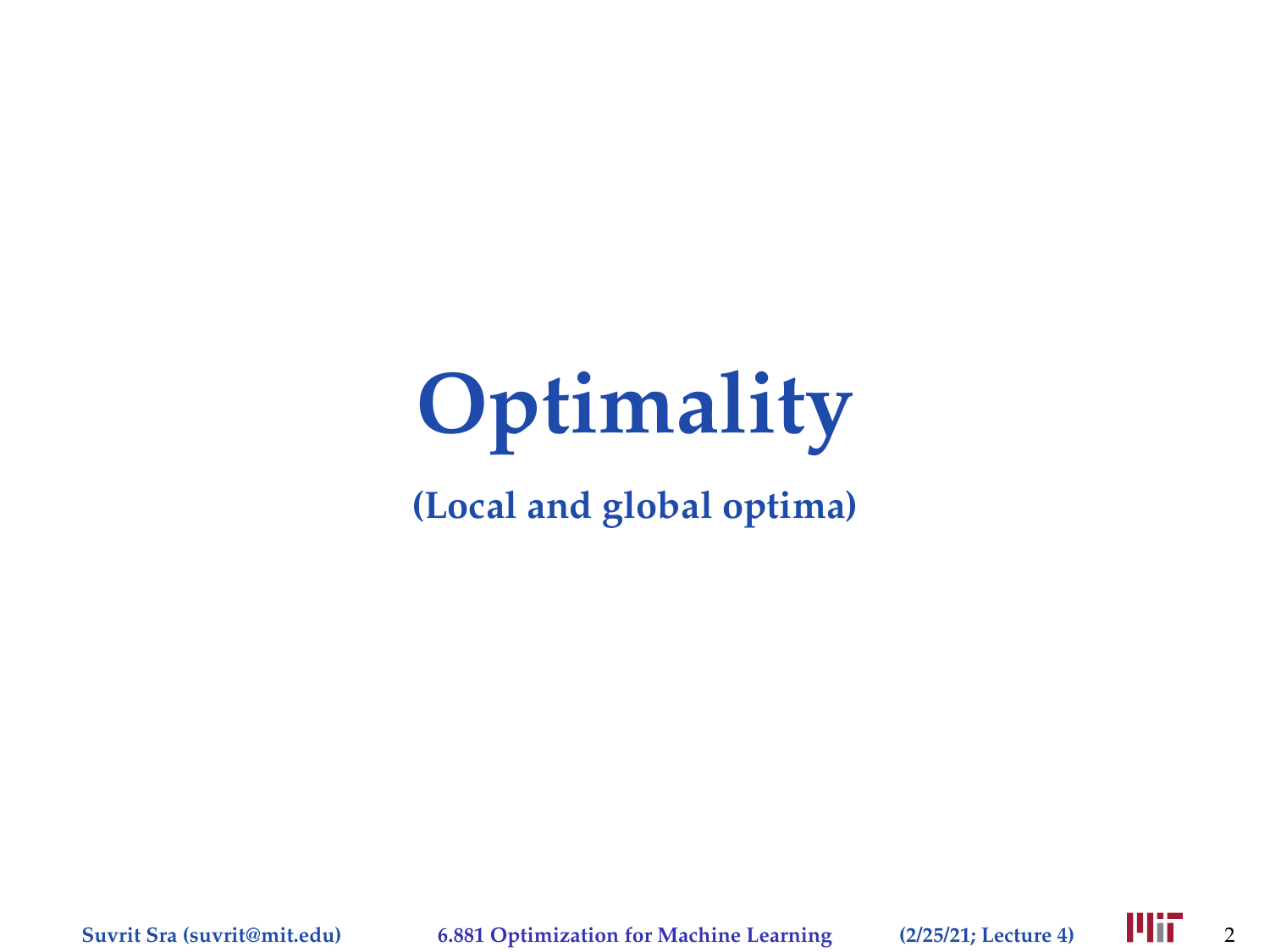# Optimality

**(Local and global optima)**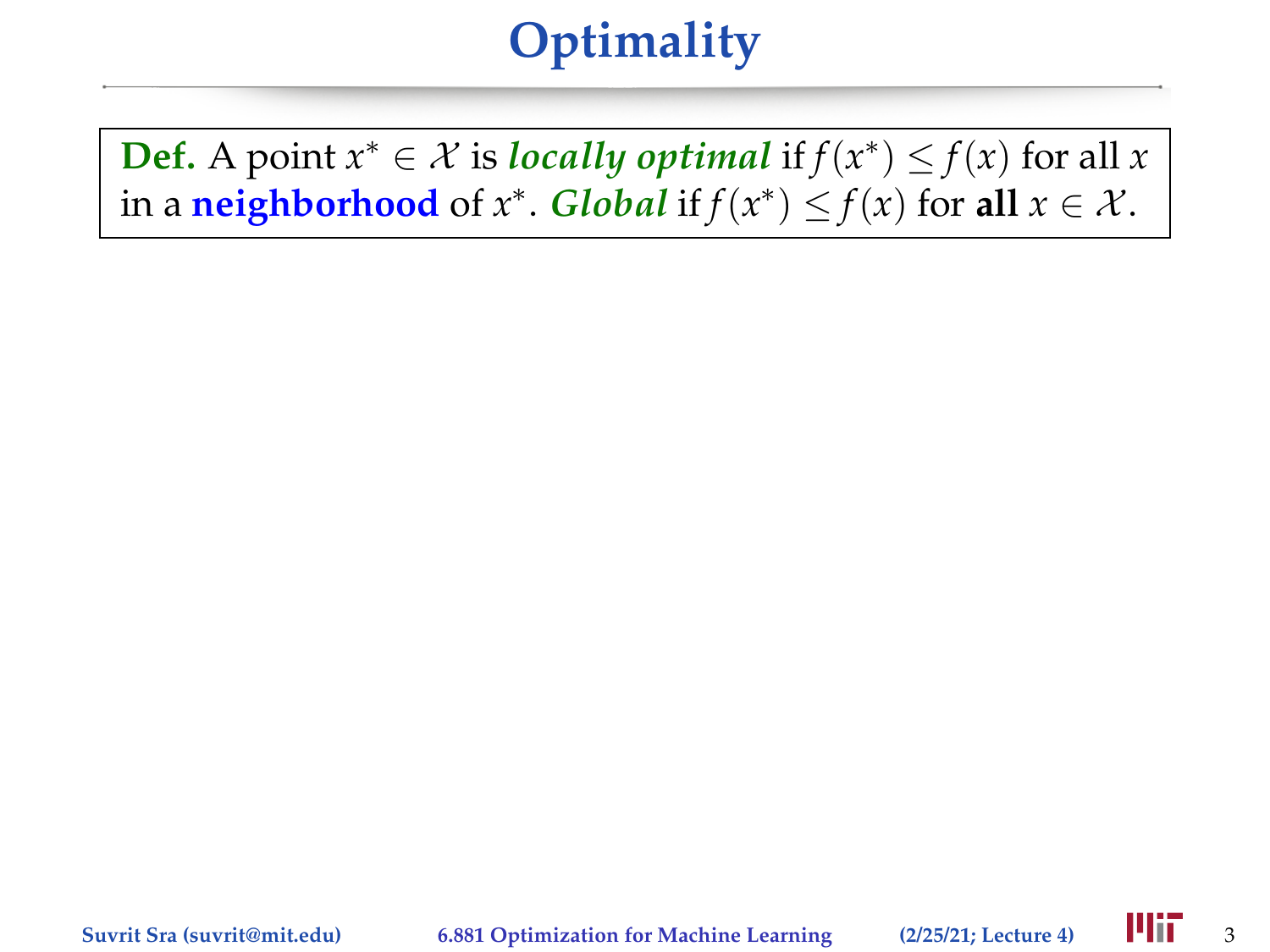# Optimality

**Def.** A point $x^* \in \mathcal{X}$ is ***locally optimal*** if $f(x^*) \leq f(x)$ for all $x$ in a **neighborhood** of $x^*$. ***Global*** if $f(x^*) \leq f(x)$ for **all** $x \in \mathcal{X}$.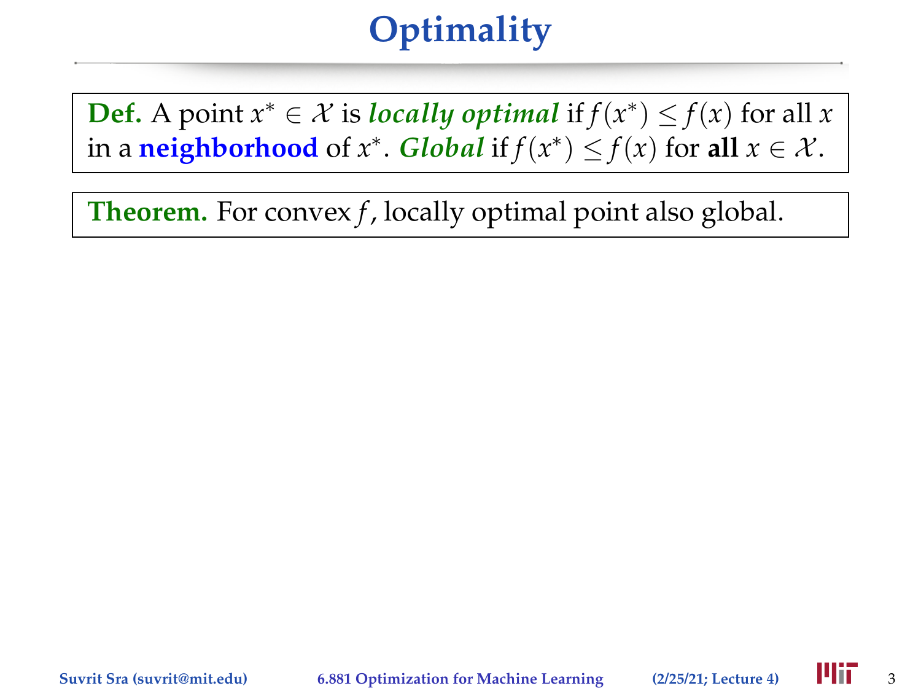# Optimality

**Def.** A point $x^* \in \mathcal{X}$ is ***locally optimal*** if $f(x^*) \leq f(x)$ for all $x$ in a **neighborhood** of $x^*$. ***Global*** if $f(x^*) \leq f(x)$ for **all** $x \in \mathcal{X}$.

**Theorem.** For convex $f$, locally optimal point also global.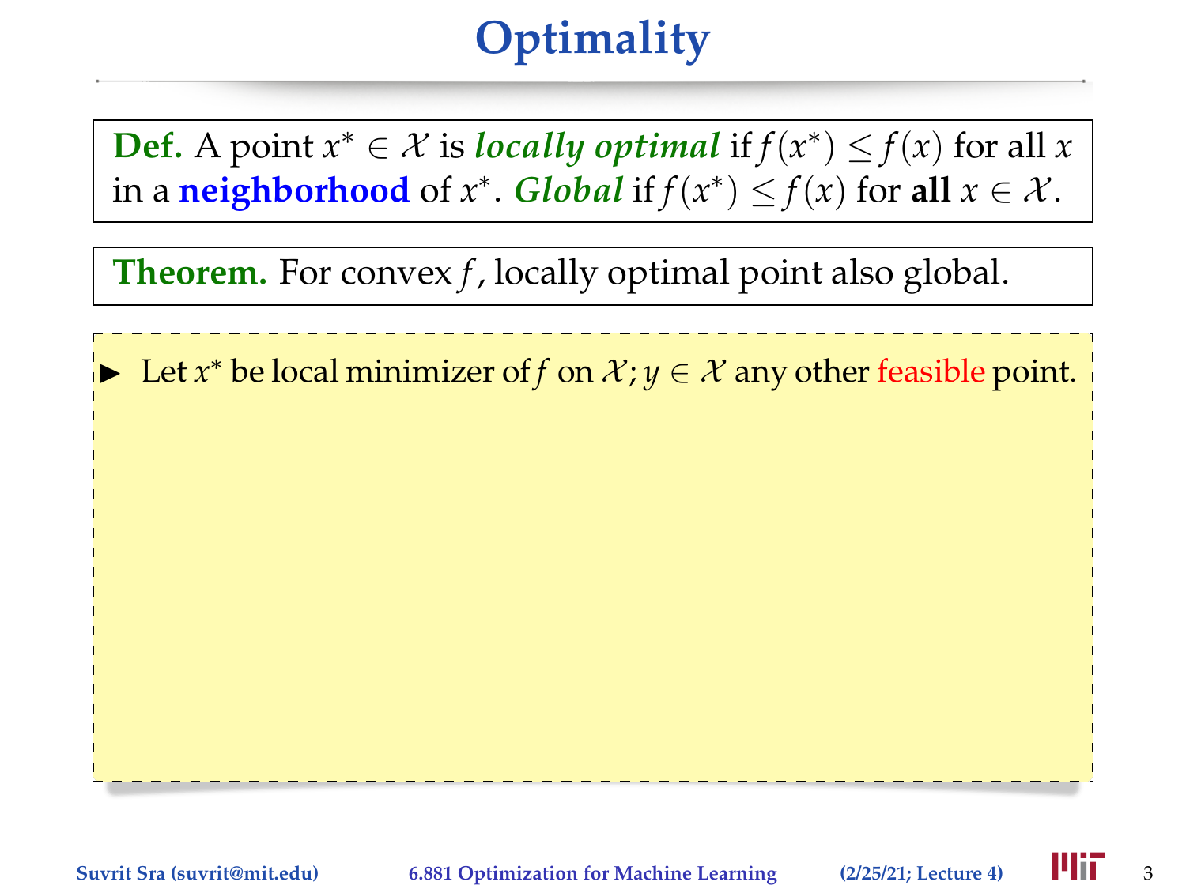# Optimality

**Def.** A point $x^* \in \mathcal{X}$ is ***locally optimal*** if $f(x^*) \leq f(x)$ for all $x$ in a **neighborhood** of $x^*$. ***Global*** if $f(x^*) \leq f(x)$ for **all** $x \in \mathcal{X}$.

**Theorem.** For convex $f$, locally optimal point also global.

- Let $x^*$ be local minimizer of $f$ on $\mathcal{X}$; $y \in \mathcal{X}$ any other feasible point.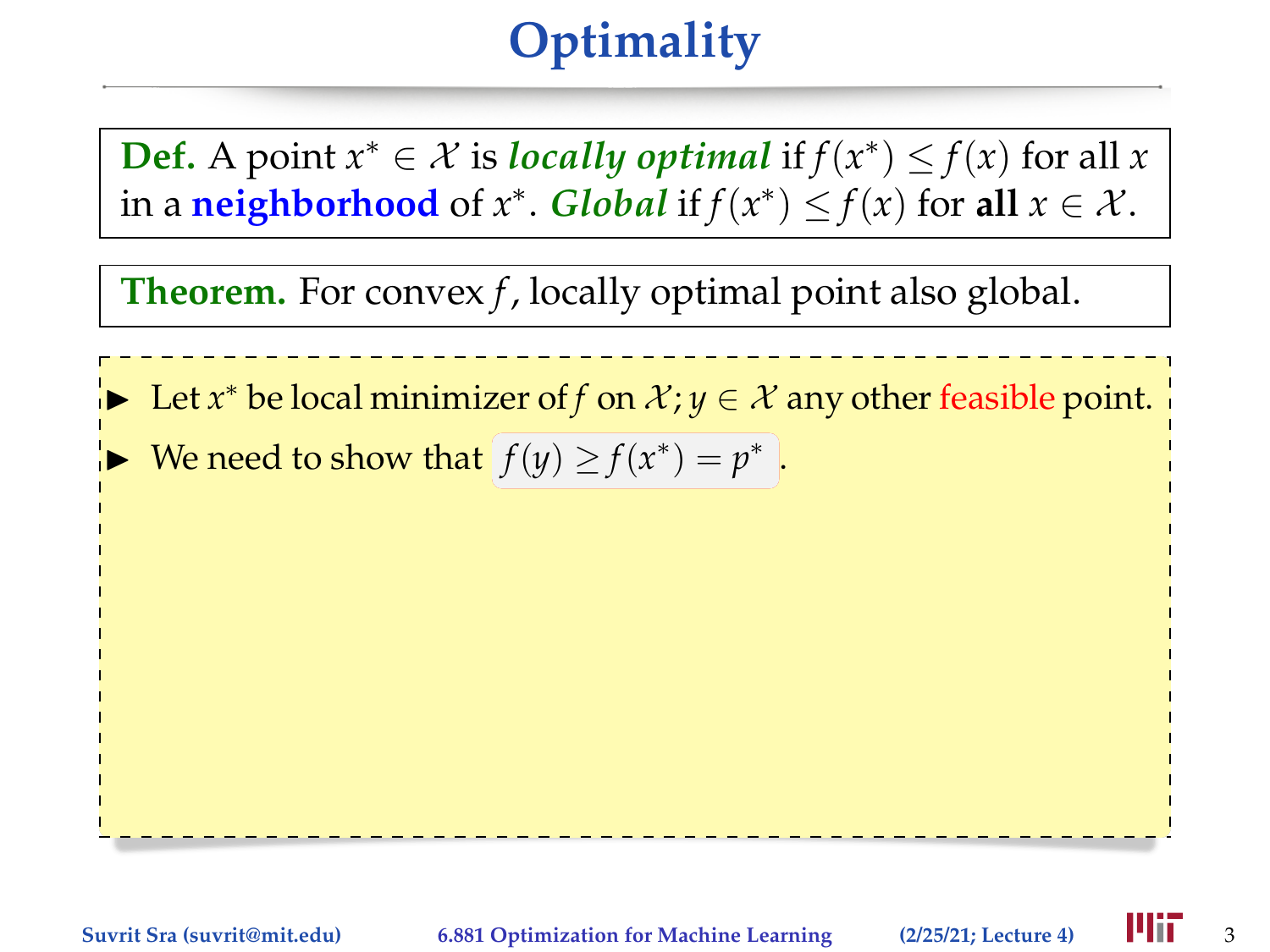# Optimality

**Def.** A point $x^* \in \mathcal{X}$ is ***locally optimal*** if $f(x^*) \leq f(x)$ for all $x$ in a **neighborhood** of $x^*$. ***Global*** if $f(x^*) \leq f(x)$ for **all** $x \in \mathcal{X}$.

**Theorem.** For convex $f$, locally optimal point also global.

- Let $x^*$ be local minimizer of $f$ on $\mathcal{X}$; $y \in \mathcal{X}$ any other feasible point.
- We need to show that $f(y) \geq f(x^*) = p^*$.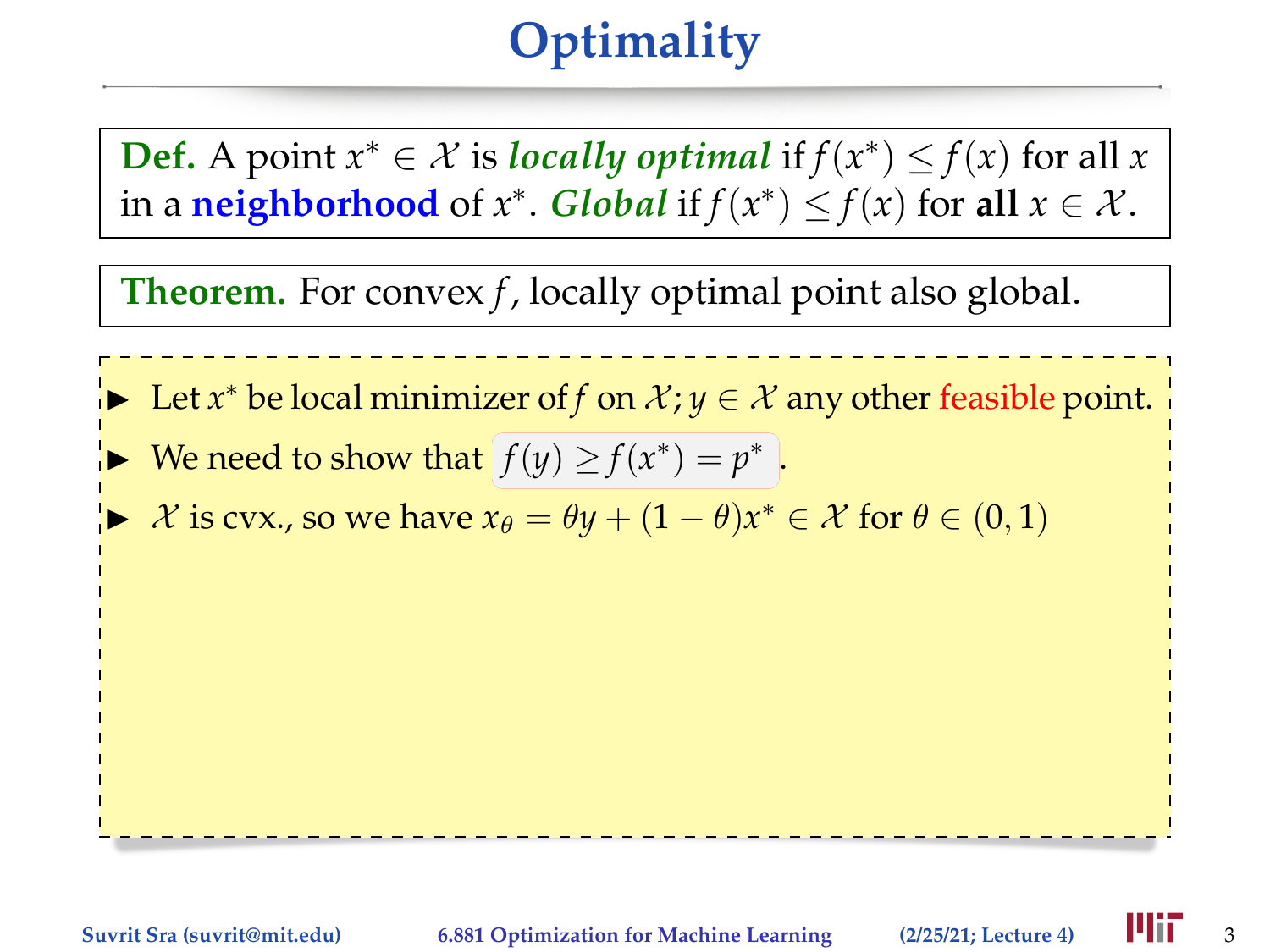# Optimality

**Def.** A point $x^* \in \mathcal{X}$ is ***locally optimal*** if $f(x^*) \leq f(x)$ for all $x$ in a **neighborhood** of $x^*$. ***Global*** if $f(x^*) \leq f(x)$ for **all** $x \in \mathcal{X}$.

**Theorem.** For convex $f$, locally optimal point also global.

- Let $x^*$ be local minimizer of $f$ on $\mathcal{X}$; $y \in \mathcal{X}$ any other feasible point.
- We need to show that $f(y) \geq f(x^*) = p^*$.
- $\mathcal{X}$ is cvx., so we have $x_\theta = \theta y + (1-\theta)x^* \in \mathcal{X}$ for $\theta \in (0,1)$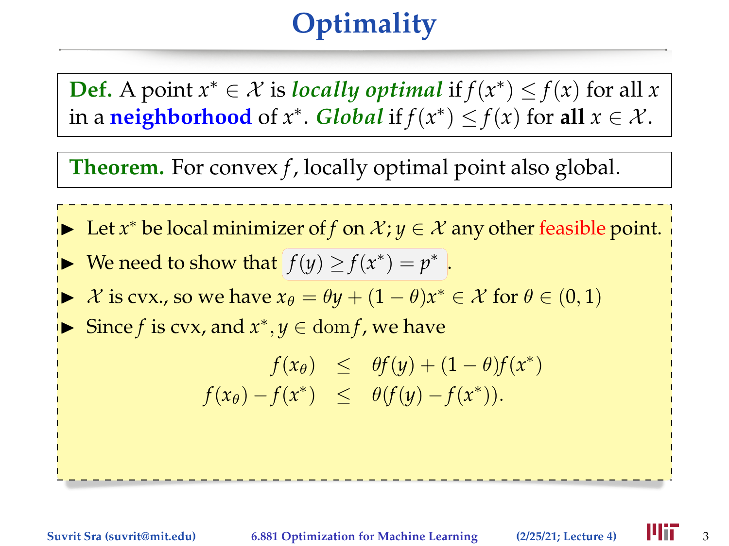# Optimality

**Def.** A point $x^* \in \mathcal{X}$ is ***locally optimal*** if $f(x^*) \leq f(x)$ for all $x$ in a **neighborhood** of $x^*$. ***Global*** if $f(x^*) \leq f(x)$ for **all** $x \in \mathcal{X}$.

**Theorem.** For convex $f$, locally optimal point also global.

- Let $x^*$ be local minimizer of $f$ on $\mathcal{X}$; $y \in \mathcal{X}$ any other feasible point.
- We need to show that $f(y) \geq f(x^*) = p^*$.
- $\mathcal{X}$ is cvx., so we have $x_\theta = \theta y + (1-\theta)x^* \in \mathcal{X}$ for $\theta \in (0,1)$
- Since $f$ is cvx, and $x^*, y \in \operatorname{dom} f$, we have

$$
\begin{aligned}
f(x_\theta) &\leq \theta f(y) + (1-\theta) f(x^*) \\
f(x_\theta) - f(x^*) &\leq \theta(f(y) - f(x^*)).
\end{aligned}
$$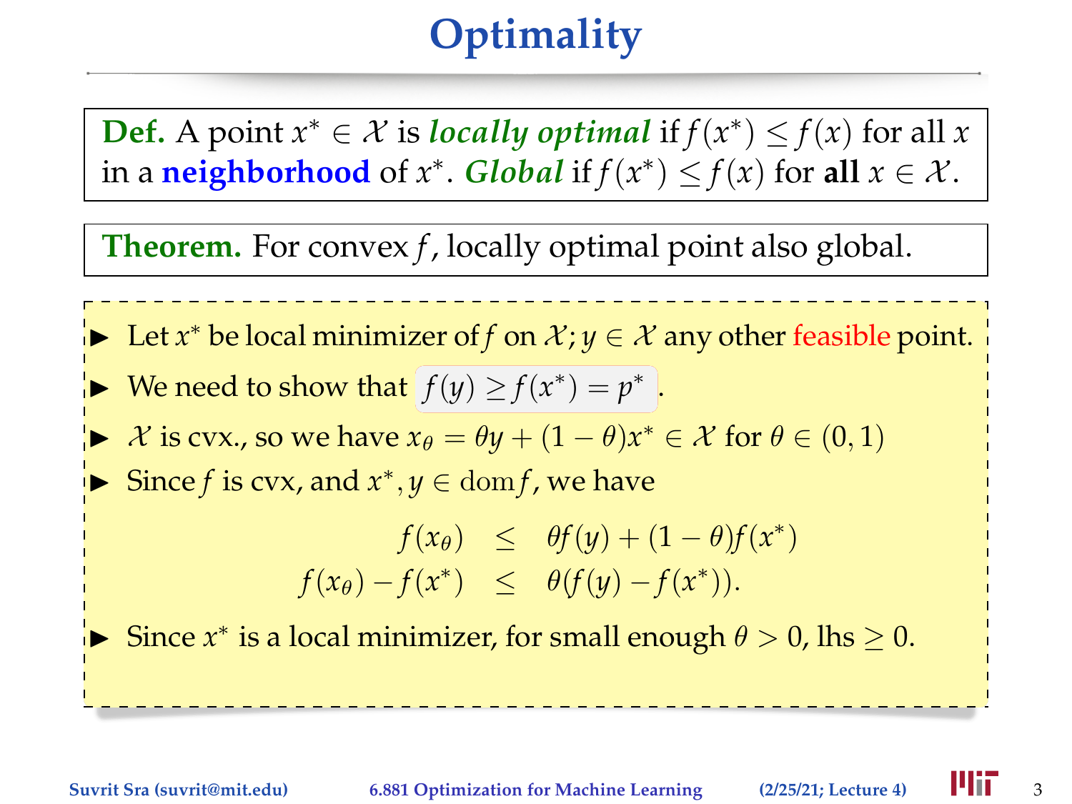# Optimality

**Def.** A point $x^* \in \mathcal{X}$ is ***locally optimal*** if $f(x^*) \leq f(x)$ for all $x$ in a **neighborhood** of $x^*$. ***Global*** if $f(x^*) \leq f(x)$ for **all** $x \in \mathcal{X}$.

**Theorem.** For convex $f$, locally optimal point also global.

- Let $x^*$ be local minimizer of $f$ on $\mathcal{X}$; $y \in \mathcal{X}$ any other feasible point.
- We need to show that $f(y) \geq f(x^*) = p^*$.
- $\mathcal{X}$ is cvx., so we have $x_\theta = \theta y + (1-\theta)x^* \in \mathcal{X}$ for $\theta \in (0,1)$
- Since $f$ is cvx, and $x^*, y \in \operatorname{dom} f$, we have

$$
\begin{aligned}
f(x_\theta) &\leq \theta f(y) + (1-\theta) f(x^*) \\
f(x_\theta) - f(x^*) &\leq \theta(f(y) - f(x^*)).
\end{aligned}
$$

- Since $x^*$ is a local minimizer, for small enough $\theta > 0$, lhs $\geq 0$.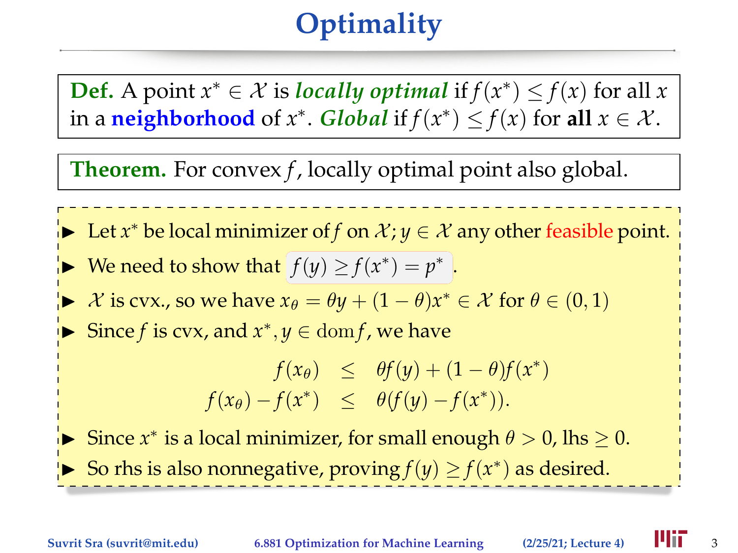# Optimality

**Def.** A point $x^* \in \mathcal{X}$ is ***locally optimal*** if $f(x^*) \leq f(x)$ for all $x$ in a **neighborhood** of $x^*$. ***Global*** if $f(x^*) \leq f(x)$ for **all** $x \in \mathcal{X}$.

**Theorem.** For convex $f$, locally optimal point also global.

- Let $x^*$ be local minimizer of $f$ on $\mathcal{X}$; $y \in \mathcal{X}$ any other feasible point.
- We need to show that $f(y) \geq f(x^*) = p^*$.
- $\mathcal{X}$ is cvx., so we have $x_\theta = \theta y + (1-\theta)x^* \in \mathcal{X}$ for $\theta \in (0,1)$
- Since $f$ is cvx, and $x^*, y \in \operatorname{dom} f$, we have

$$
\begin{aligned}
f(x_\theta) &\leq \theta f(y) + (1-\theta) f(x^*) \\
f(x_\theta) - f(x^*) &\leq \theta(f(y) - f(x^*)).
\end{aligned}
$$

- Since $x^*$ is a local minimizer, for small enough $\theta > 0$, lhs $\geq 0$.
- So rhs is also nonnegative, proving $f(y) \geq f(x^*)$ as desired.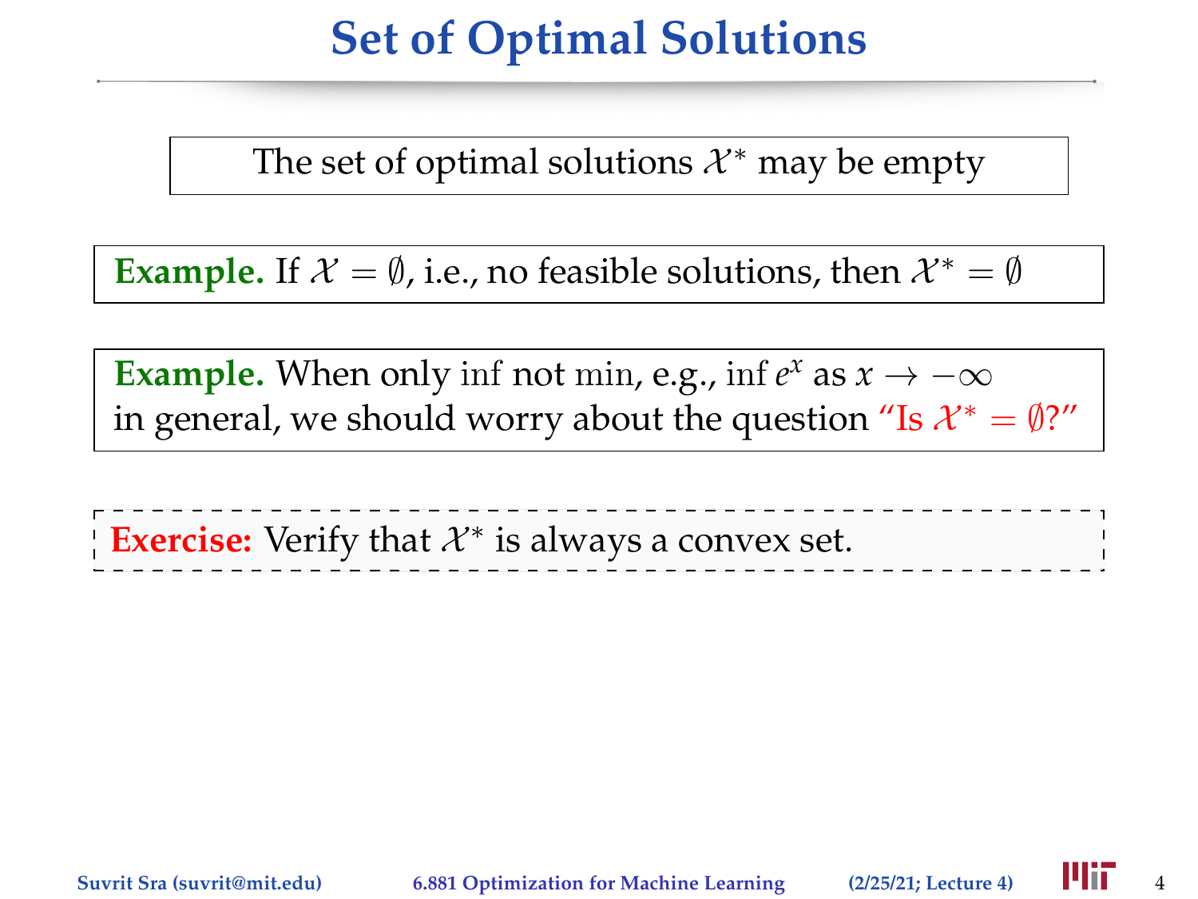# Set of Optimal Solutions

The set of optimal solutions $\mathcal{X}^*$ may be empty

**Example.** If $\mathcal{X} = \emptyset$, i.e., no feasible solutions, then $\mathcal{X}^* = \emptyset$

**Example.** When only $\inf$ not $\min$, e.g., $\inf e^x$ as $x \to -\infty$
in general, we should worry about the question "Is $\mathcal{X}^* = \emptyset$?"

**Exercise:** Verify that $\mathcal{X}^*$ is always a convex set.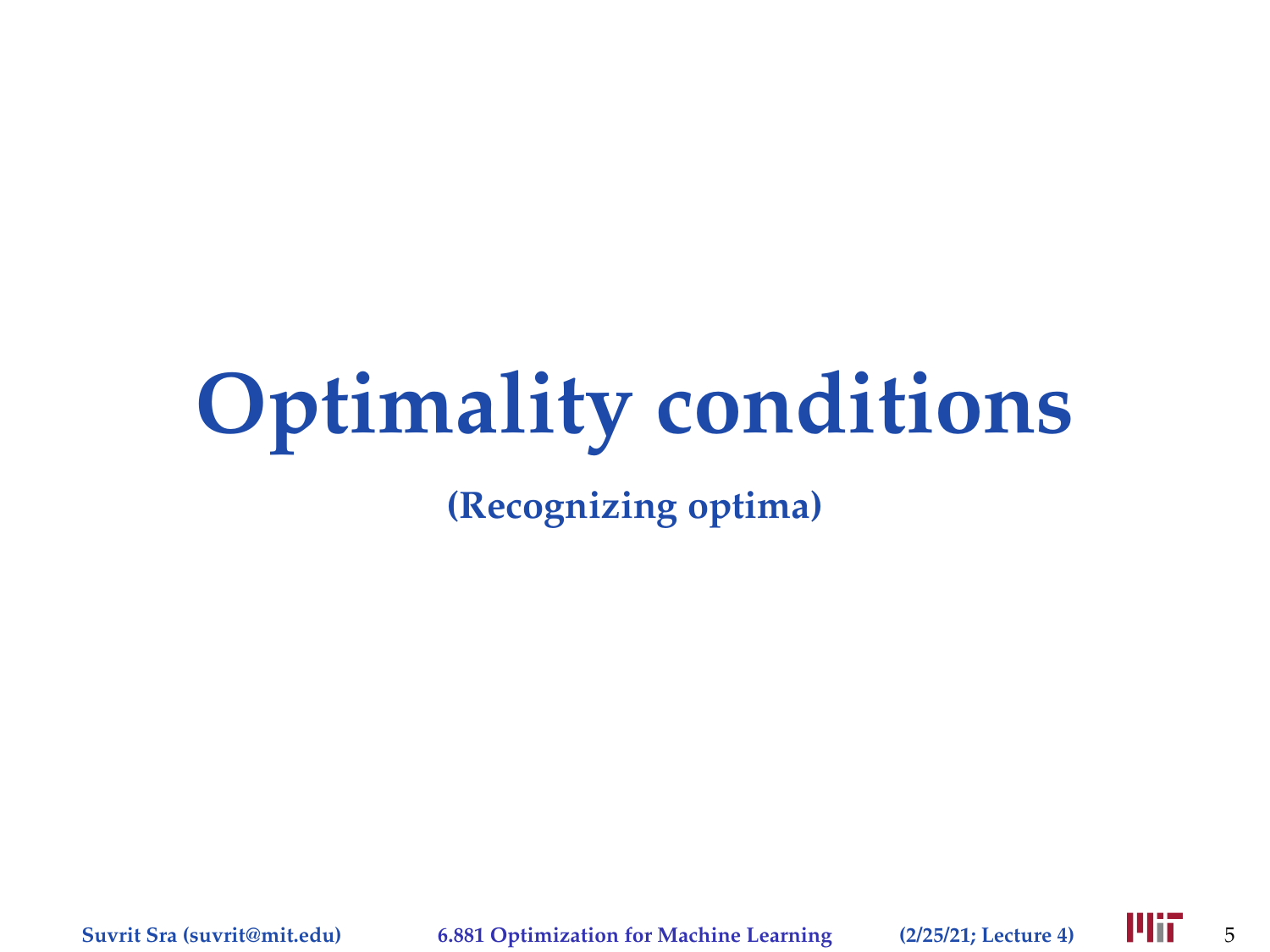# Optimality conditions

**(Recognizing optima)**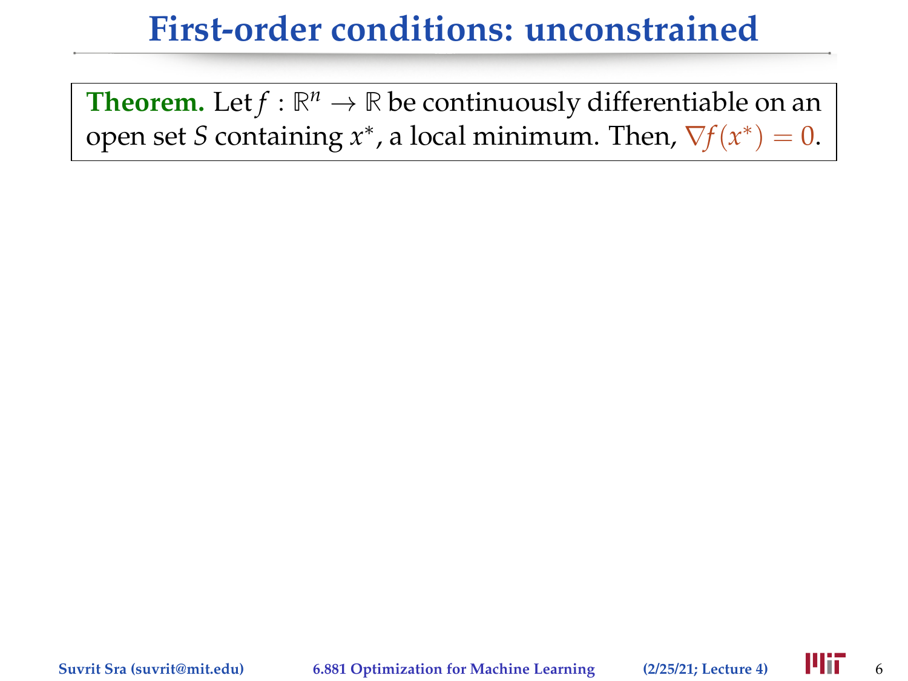# First-order conditions: unconstrained

**Theorem.** Let $f : \mathbb{R}^n \to \mathbb{R}$ be continuously differentiable on an open set $S$ containing $x^*$, a local minimum. Then, $\nabla f(x^*) = 0$.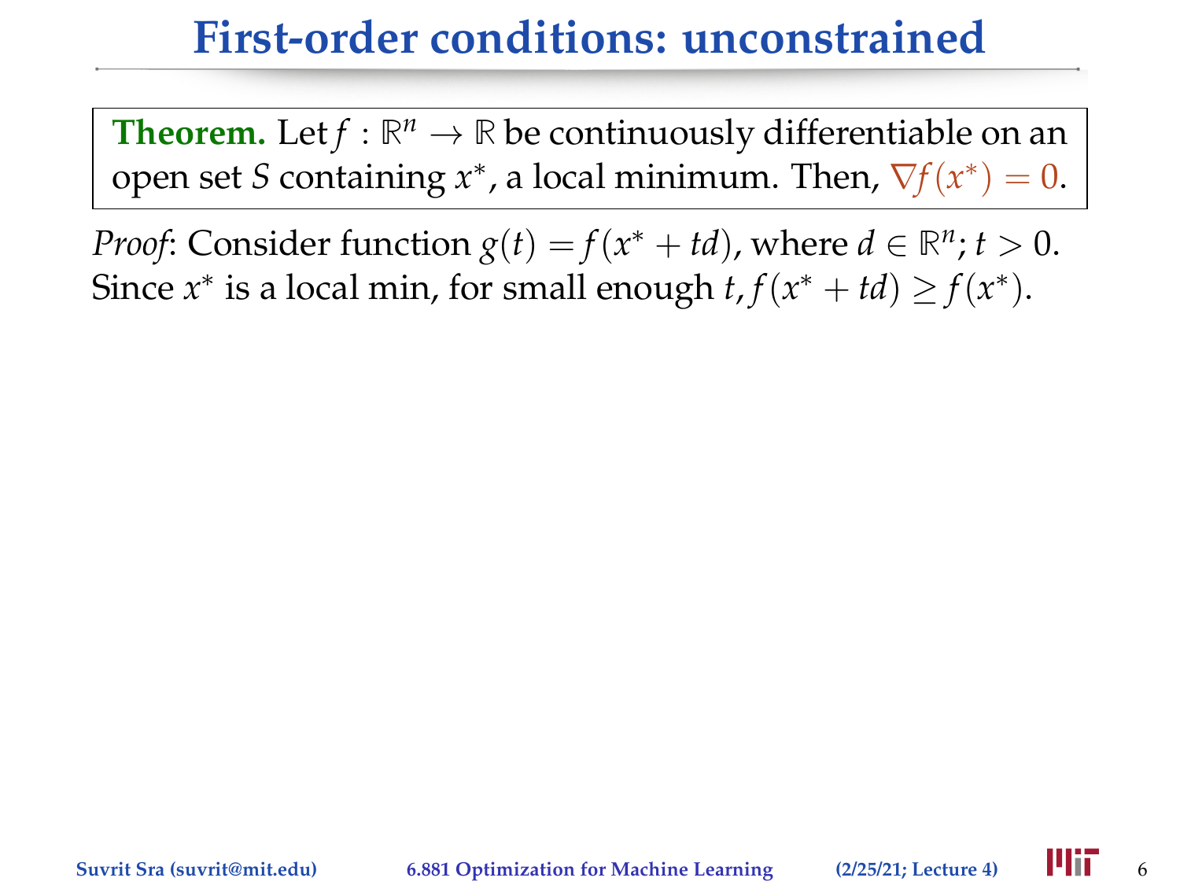# First-order conditions: unconstrained

**Theorem.** Let $f : \mathbb{R}^n \to \mathbb{R}$ be continuously differentiable on an open set $S$ containing $x^*$, a local minimum. Then, $\nabla f(x^*) = 0$.

*Proof*: Consider function $g(t) = f(x^* + td)$, where $d \in \mathbb{R}^n$; $t > 0$. Since $x^*$ is a local min, for small enough $t$, $f(x^* + td) \geq f(x^*)$.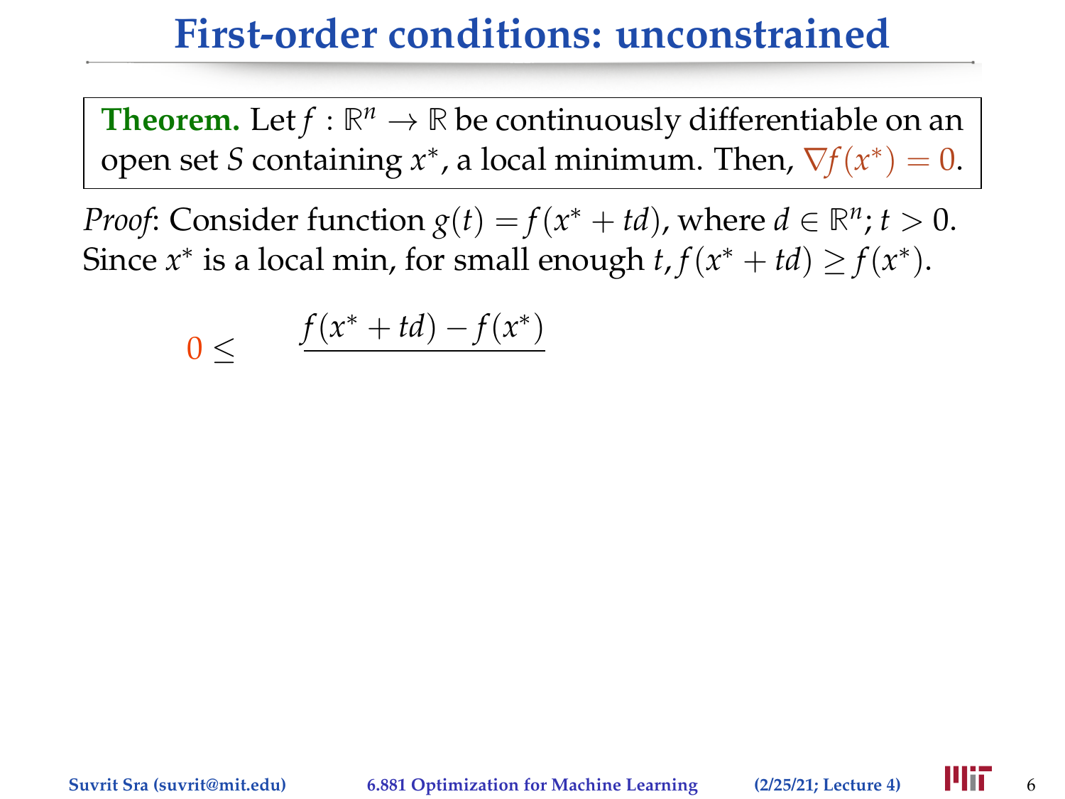# First-order conditions: unconstrained

**Theorem.** Let $f : \mathbb{R}^n \to \mathbb{R}$ be continuously differentiable on an open set $S$ containing $x^*$, a local minimum. Then, $\nabla f(x^*) = 0$.

*Proof*: Consider function $g(t) = f(x^* + td)$, where $d \in \mathbb{R}^n$; $t > 0$. Since $x^*$ is a local min, for small enough $t$, $f(x^* + td) \geq f(x^*)$.

$$0 \leq \quad \frac{f(x^* + td) - f(x^*)}{\phantom{t}}$$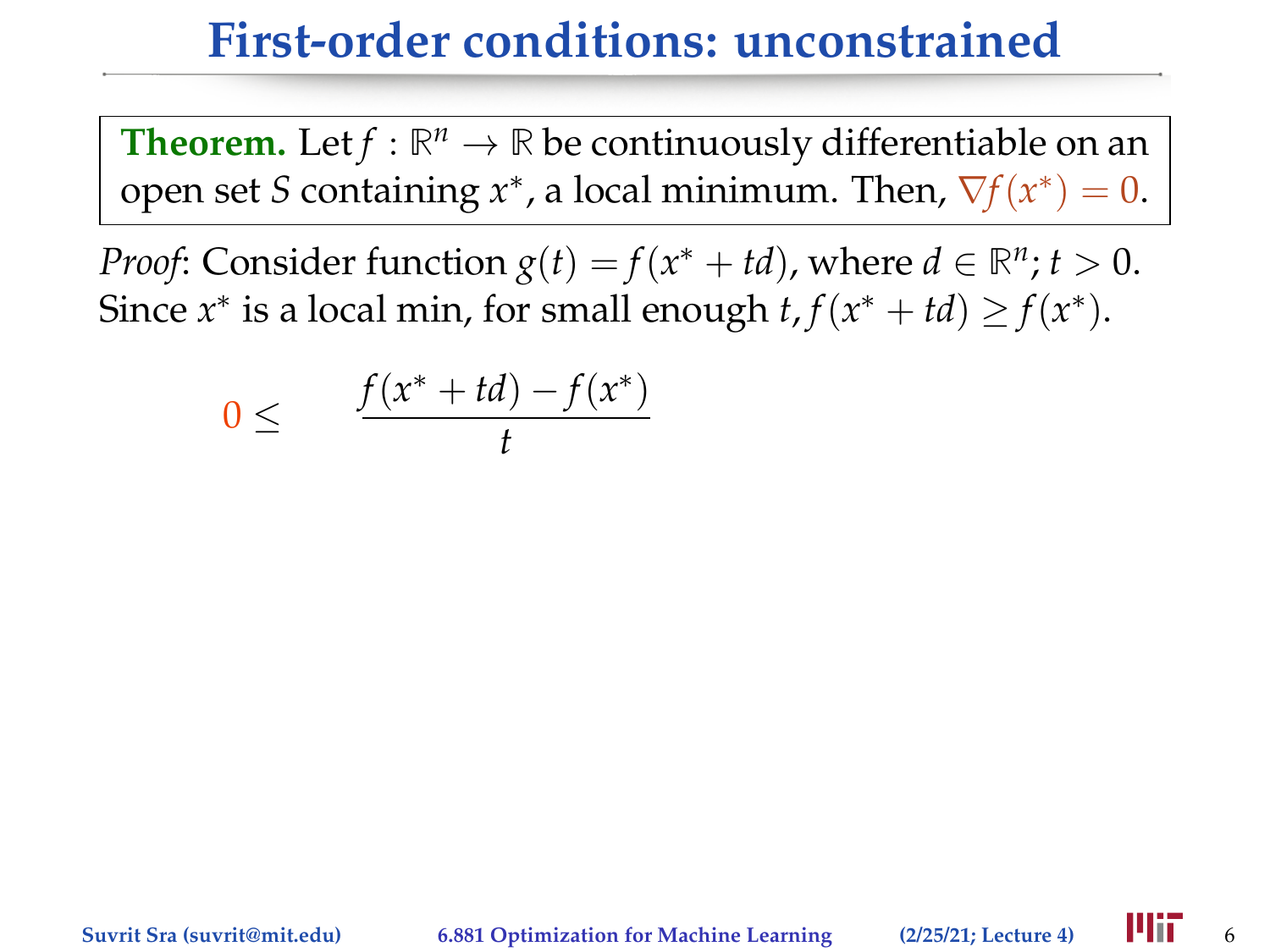# First-order conditions: unconstrained

> **Theorem.** Let $f : \mathbb{R}^n \to \mathbb{R}$ be continuously differentiable on an open set $S$ containing $x^*$, a local minimum. Then, $\nabla f(x^*) = 0$.

*Proof*: Consider function $g(t) = f(x^* + td)$, where $d \in \mathbb{R}^n$; $t > 0$. Since $x^*$ is a local min, for small enough $t$, $f(x^* + td) \geq f(x^*)$.

$$0 \leq \quad \frac{f(x^* + td) - f(x^*)}{t}$$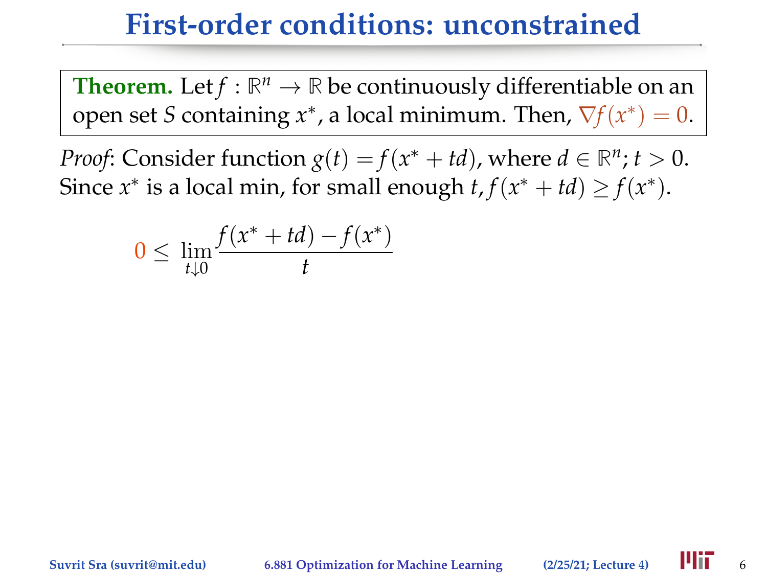# First-order conditions: unconstrained

**Theorem.** Let $f : \mathbb{R}^n \to \mathbb{R}$ be continuously differentiable on an open set $S$ containing $x^*$, a local minimum. Then, $\nabla f(x^*) = 0$.

*Proof*: Consider function $g(t) = f(x^* + td)$, where $d \in \mathbb{R}^n$; $t > 0$. Since $x^*$ is a local min, for small enough $t$, $f(x^* + td) \geq f(x^*)$.

$$0 \leq \lim_{t \downarrow 0} \frac{f(x^* + td) - f(x^*)}{t}$$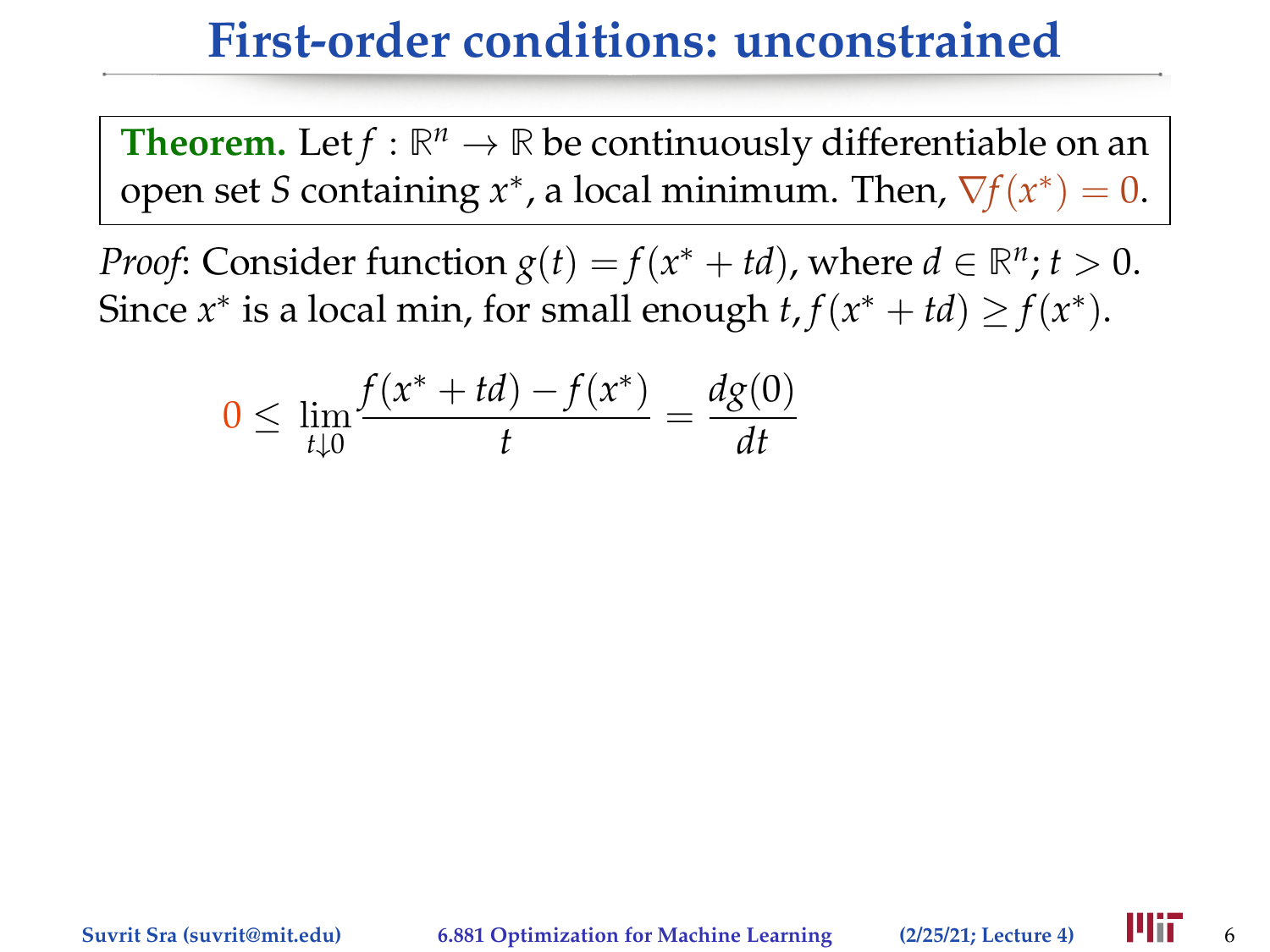# First-order conditions: unconstrained

**Theorem.** Let $f : \mathbb{R}^n \to \mathbb{R}$ be continuously differentiable on an open set $S$ containing $x^*$, a local minimum. Then, $\nabla f(x^*) = 0$.

*Proof*: Consider function $g(t) = f(x^* + td)$, where $d \in \mathbb{R}^n$; $t > 0$. Since $x^*$ is a local min, for small enough $t$, $f(x^* + td) \geq f(x^*)$.

$$0 \leq \lim_{t \downarrow 0} \frac{f(x^* + td) - f(x^*)}{t} = \frac{dg(0)}{dt}$$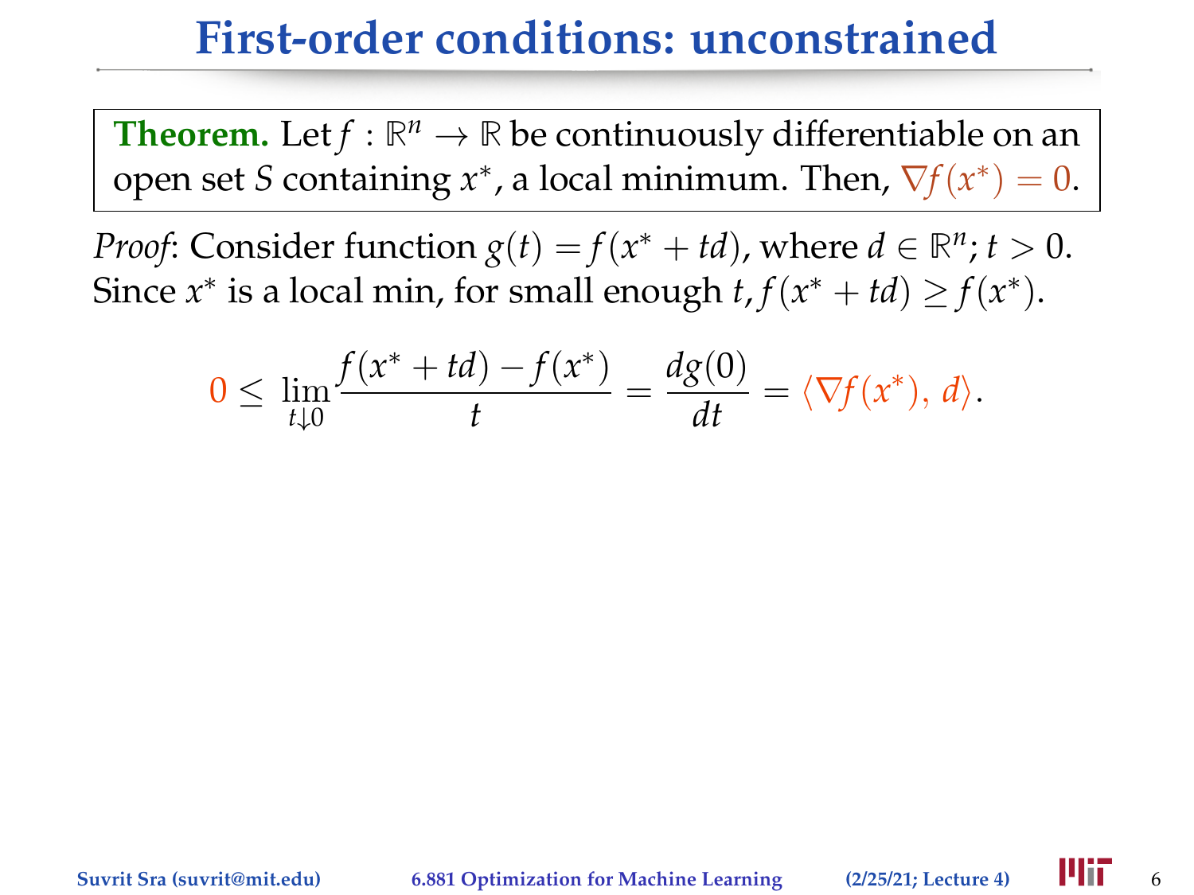# First-order conditions: unconstrained

**Theorem.** Let $f : \mathbb{R}^n \to \mathbb{R}$ be continuously differentiable on an open set $S$ containing $x^*$, a local minimum. Then, $\nabla f(x^*) = 0$.

*Proof*: Consider function $g(t) = f(x^* + td)$, where $d \in \mathbb{R}^n$; $t > 0$. Since $x^*$ is a local min, for small enough $t$, $f(x^* + td) \geq f(x^*)$.

$$0 \leq \lim_{t \downarrow 0} \frac{f(x^* + td) - f(x^*)}{t} = \frac{dg(0)}{dt} = \langle \nabla f(x^*), \, d \rangle.$$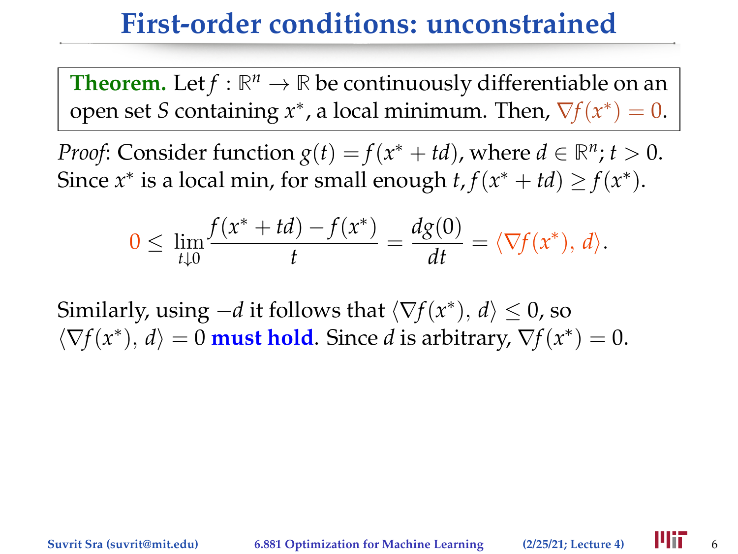# First-order conditions: unconstrained

**Theorem.** Let $f : \mathbb{R}^n \to \mathbb{R}$ be continuously differentiable on an open set $S$ containing $x^*$, a local minimum. Then, $\nabla f(x^*) = 0$.

*Proof*: Consider function $g(t) = f(x^* + td)$, where $d \in \mathbb{R}^n$; $t > 0$. Since $x^*$ is a local min, for small enough $t$, $f(x^* + td) \geq f(x^*)$.

$$0 \leq \lim_{t \downarrow 0} \frac{f(x^* + td) - f(x^*)}{t} = \frac{dg(0)}{dt} = \langle \nabla f(x^*), d \rangle.$$

Similarly, using $-d$ it follows that $\langle \nabla f(x^*), d \rangle \leq 0$, so $\langle \nabla f(x^*), d \rangle = 0$ **must hold**. Since $d$ is arbitrary, $\nabla f(x^*) = 0$.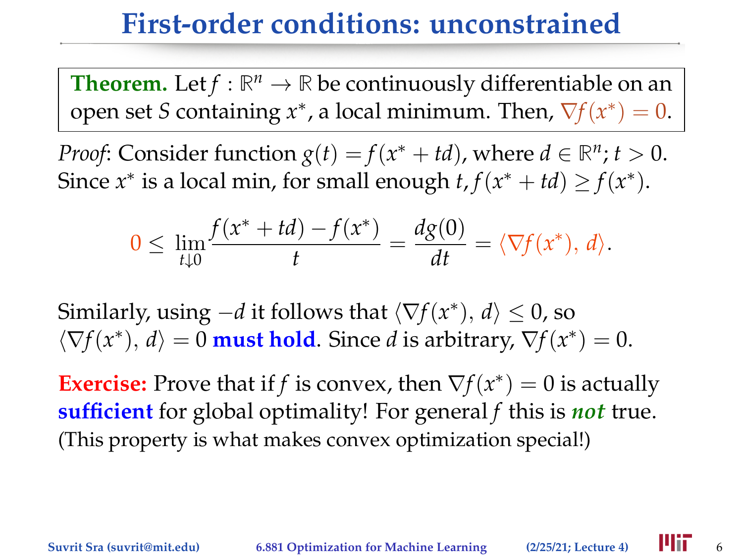# First-order conditions: unconstrained

**Theorem.** Let $f : \mathbb{R}^n \to \mathbb{R}$ be continuously differentiable on an open set $S$ containing $x^*$, a local minimum. Then, $\nabla f(x^*) = 0$.

*Proof*: Consider function $g(t) = f(x^* + td)$, where $d \in \mathbb{R}^n$; $t > 0$. Since $x^*$ is a local min, for small enough $t$, $f(x^* + td) \geq f(x^*)$.

$$0 \leq \lim_{t \downarrow 0} \frac{f(x^* + td) - f(x^*)}{t} = \frac{dg(0)}{dt} = \langle \nabla f(x^*), d \rangle.$$

Similarly, using $-d$ it follows that $\langle \nabla f(x^*), d \rangle \leq 0$, so $\langle \nabla f(x^*), d \rangle = 0$ **must hold**. Since $d$ is arbitrary, $\nabla f(x^*) = 0$.

**Exercise:** Prove that if $f$ is convex, then $\nabla f(x^*) = 0$ is actually **sufficient** for global optimality! For general $f$ this is ***not*** true. (This property is what makes convex optimization special!)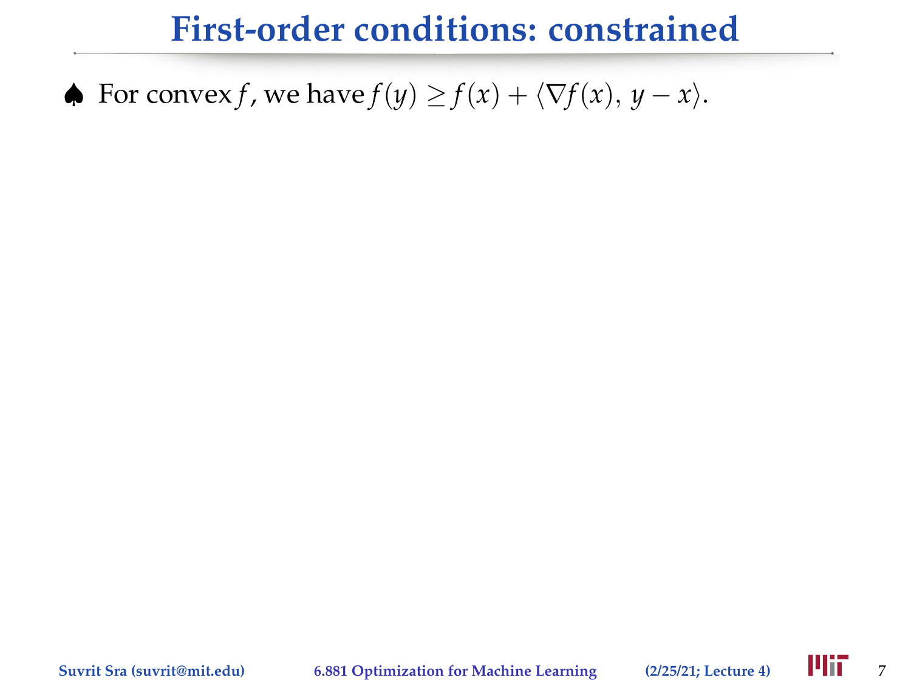# First-order conditions: constrained

♠ For convex $f$, we have $f(y) \geq f(x) + \langle \nabla f(x), y - x \rangle$.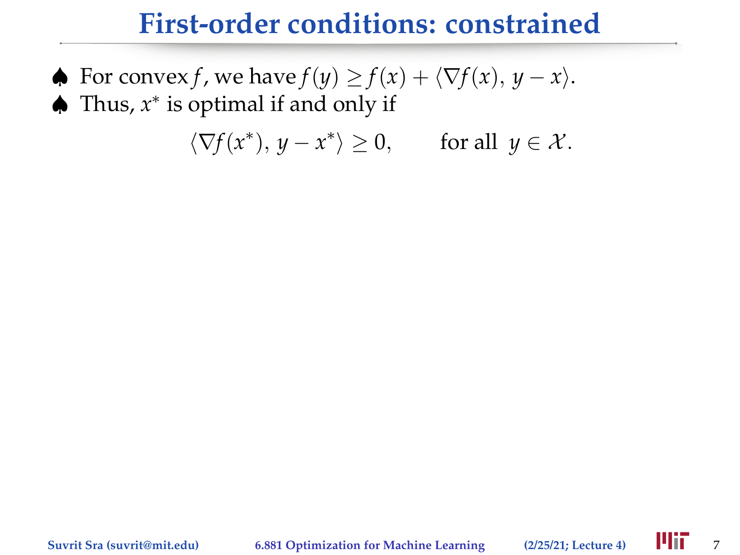# First-order conditions: constrained

♠ For convex $f$, we have $f(y) \geq f(x) + \langle \nabla f(x), y - x \rangle$.

♠ Thus, $x^*$ is optimal if and only if

$$\langle \nabla f(x^*), y - x^* \rangle \geq 0, \qquad \text{for all } y \in \mathcal{X}.$$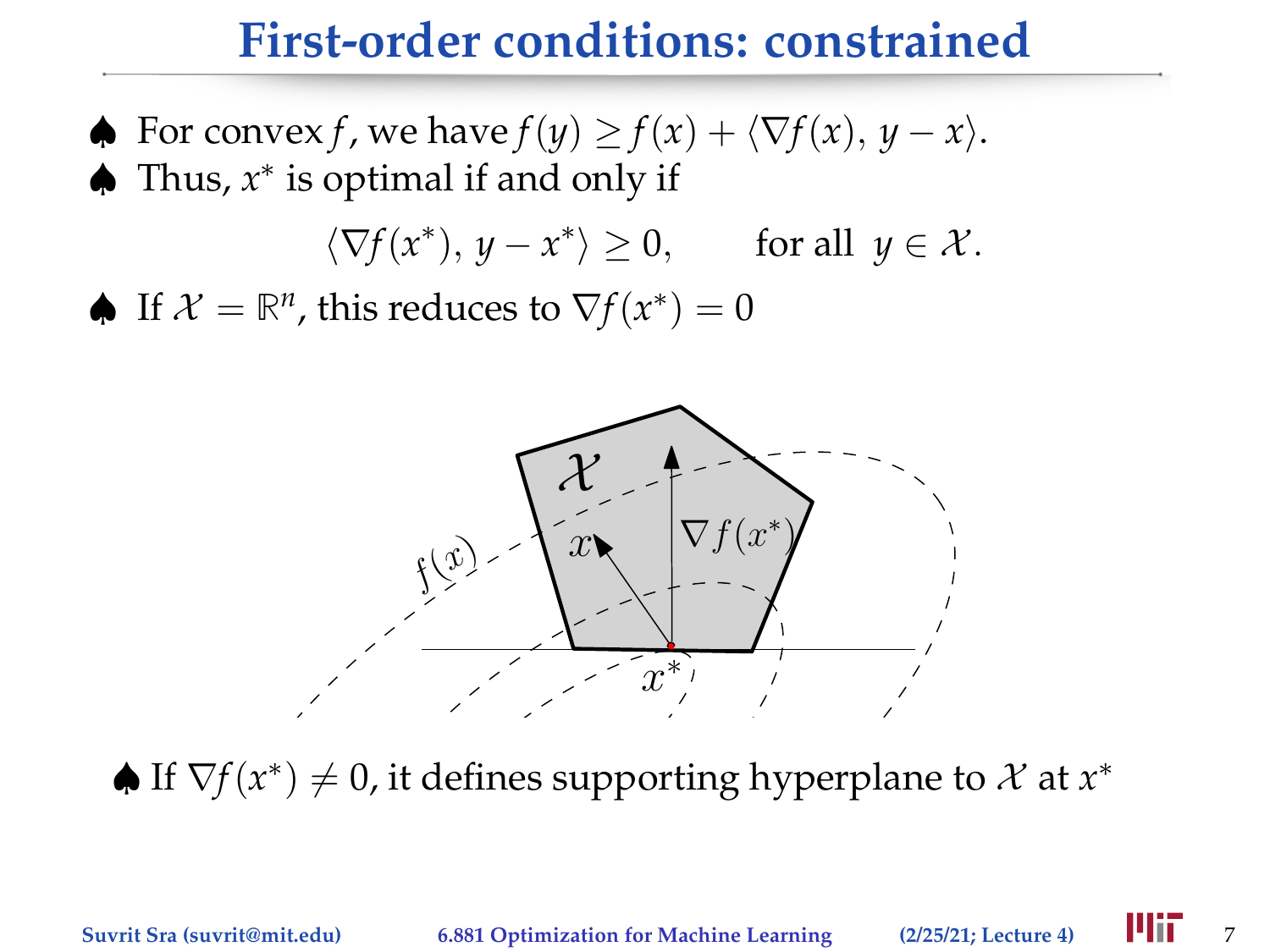# First-order conditions: constrained

♠ For convex $f$, we have $f(y) \geq f(x) + \langle \nabla f(x), y - x \rangle$.

♠ Thus, $x^*$ is optimal if and only if

$$\langle \nabla f(x^*), y - x^* \rangle \geq 0, \qquad \text{for all } y \in \mathcal{X}.$$

♠ If $\mathcal{X} = \mathbb{R}^n$, this reduces to $\nabla f(x^*) = 0$

♠ If $\nabla f(x^*) \neq 0$, it defines supporting hyperplane to $\mathcal{X}$ at $x^*$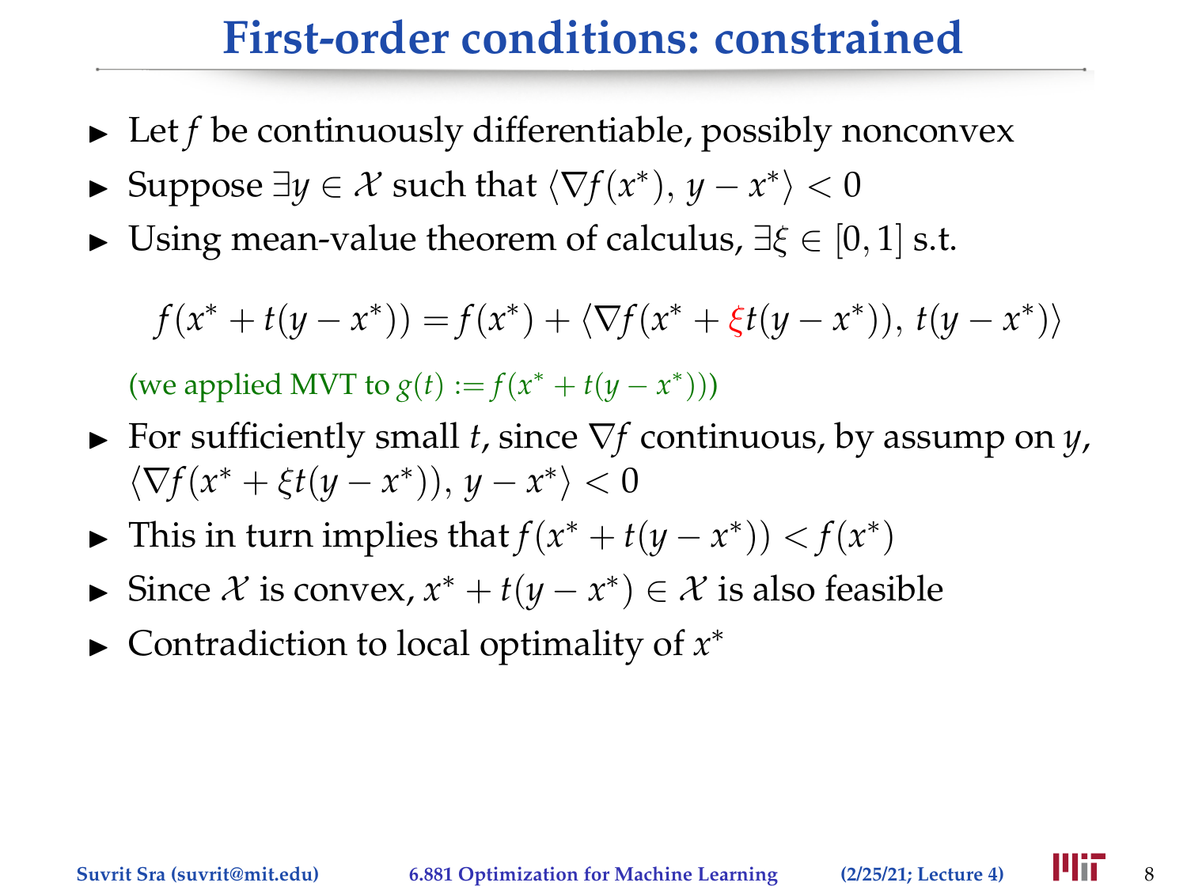# First-order conditions: constrained

- Let $f$ be continuously differentiable, possibly nonconvex
- Suppose $\exists y \in \mathcal{X}$ such that $\langle \nabla f(x^*), y - x^* \rangle < 0$
- Using mean-value theorem of calculus, $\exists \xi \in [0,1]$ s.t.

$$f(x^* + t(y - x^*)) = f(x^*) + \langle \nabla f(x^* + \xi t(y - x^*)), t(y - x^*) \rangle$$

(we applied MVT to $g(t) := f(x^* + t(y - x^*))$)

- For sufficiently small $t$, since $\nabla f$ continuous, by assump on $y$, $\langle \nabla f(x^* + \xi t(y - x^*)), y - x^* \rangle < 0$
- This in turn implies that $f(x^* + t(y - x^*)) < f(x^*)$
- Since $\mathcal{X}$ is convex, $x^* + t(y - x^*) \in \mathcal{X}$ is also feasible
- Contradiction to local optimality of $x^*$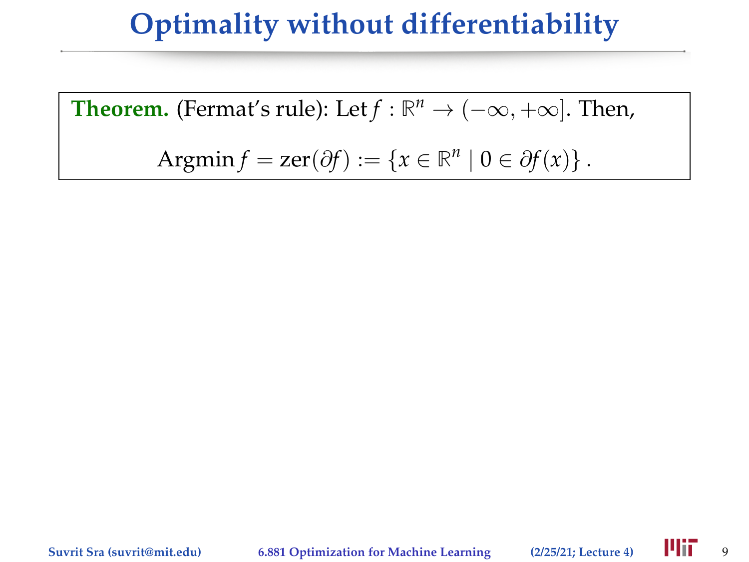# Optimality without differentiability

**Theorem.** (Fermat's rule): Let $f : \mathbb{R}^n \to (-\infty, +\infty]$. Then,

$$\operatorname{Argmin} f = \operatorname{zer}(\partial f) := \{x \in \mathbb{R}^n \mid 0 \in \partial f(x)\}.$$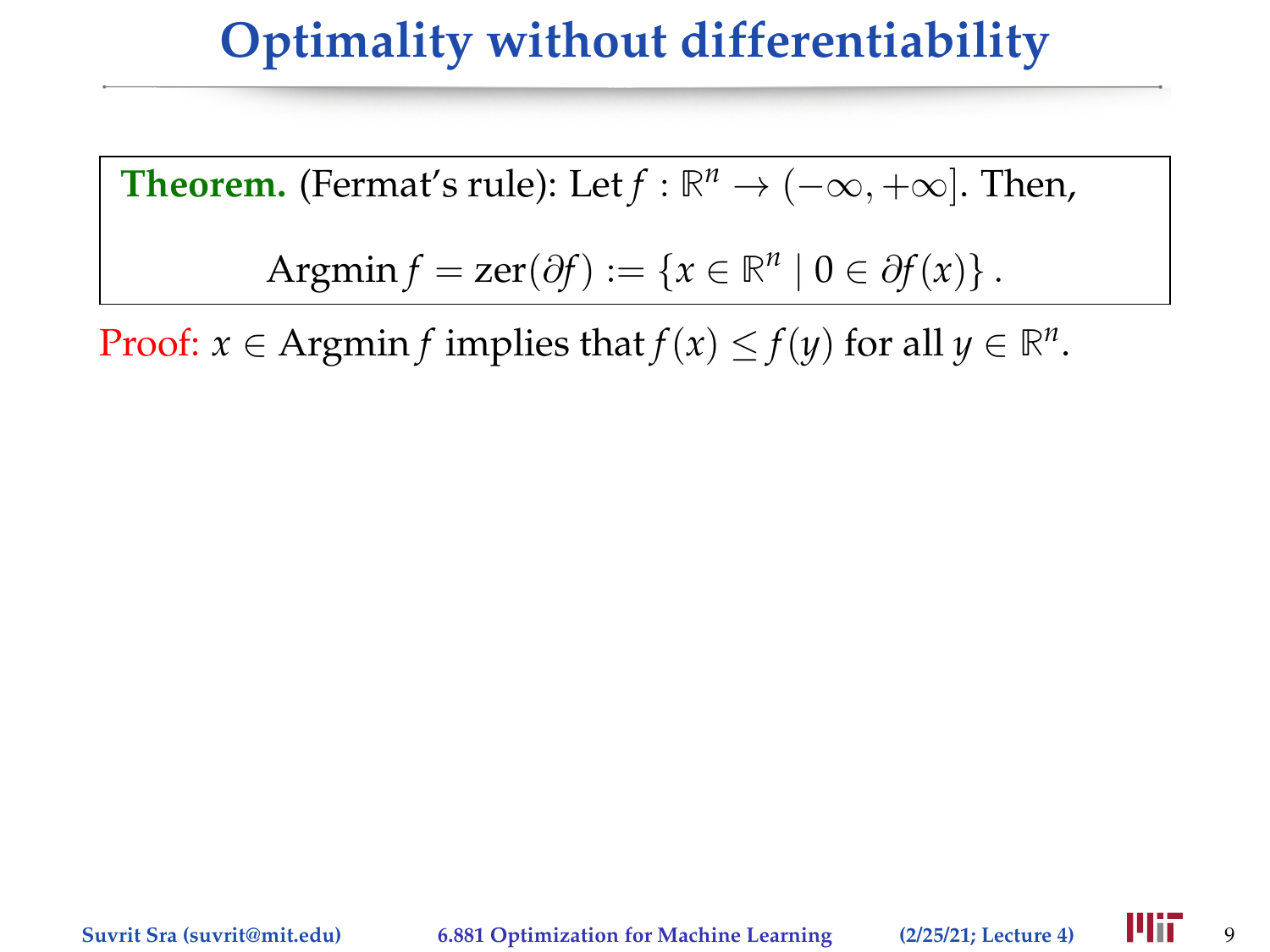# Optimality without differentiability

**Theorem.** (Fermat's rule): Let $f : \mathbb{R}^n \to (-\infty, +\infty]$. Then,

$$\operatorname{Argmin} f = \operatorname{zer}(\partial f) := \{x \in \mathbb{R}^n \mid 0 \in \partial f(x)\}.$$

Proof: $x \in \operatorname{Argmin} f$ implies that $f(x) \leq f(y)$ for all $y \in \mathbb{R}^n$.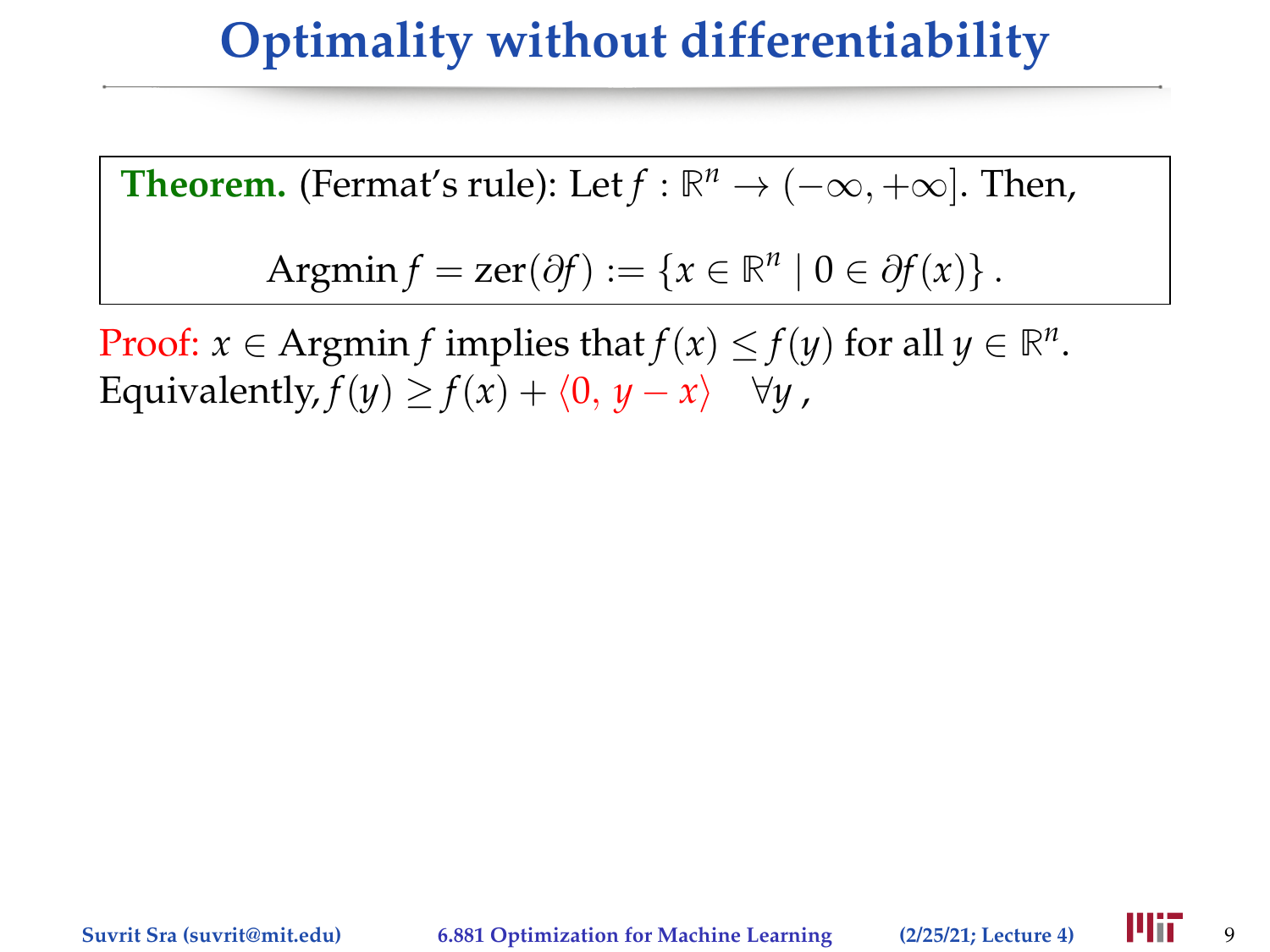# Optimality without differentiability

**Theorem.** (Fermat's rule): Let $f : \mathbb{R}^n \to (-\infty, +\infty]$. Then,

$$\operatorname{Argmin} f = \operatorname{zer}(\partial f) := \{x \in \mathbb{R}^n \mid 0 \in \partial f(x)\}.$$

Proof: $x \in \operatorname{Argmin} f$ implies that $f(x) \leq f(y)$ for all $y \in \mathbb{R}^n$.
Equivalently, $f(y) \geq f(x) + \langle 0, y - x \rangle \quad \forall y$ ,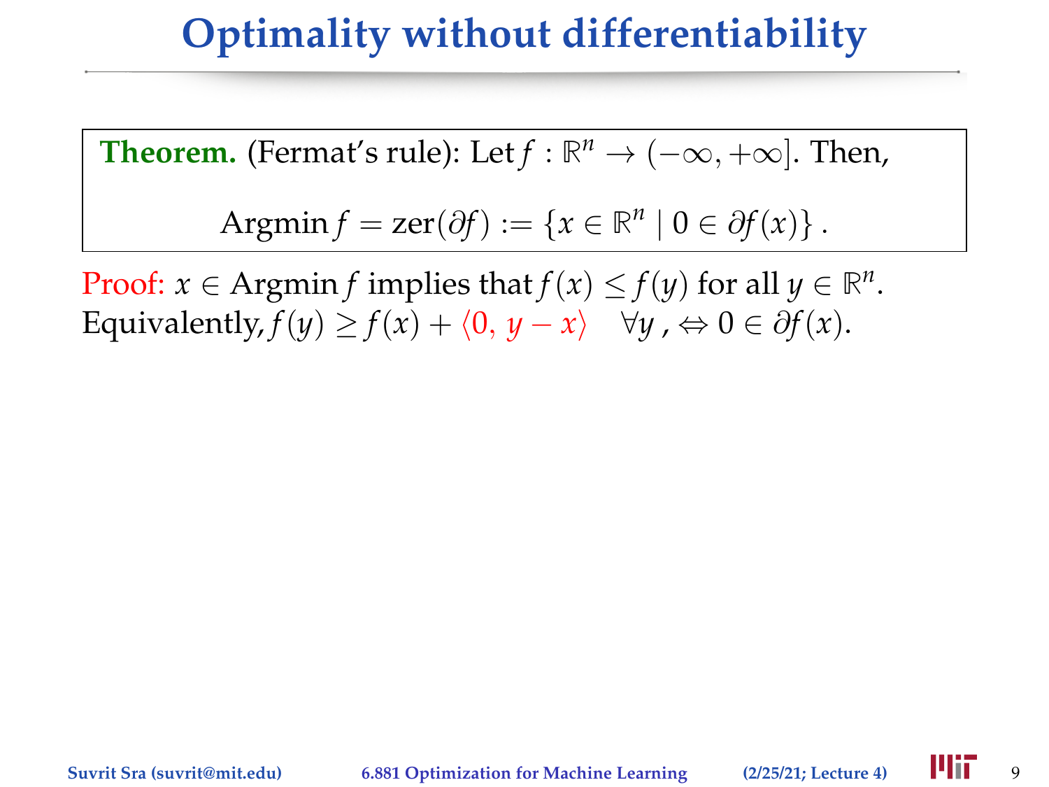# Optimality without differentiability

**Theorem.** (Fermat's rule): Let $f : \mathbb{R}^n \to (-\infty, +\infty]$. Then,

$$\operatorname{Argmin} f = \operatorname{zer}(\partial f) := \{x \in \mathbb{R}^n \mid 0 \in \partial f(x)\}.$$

Proof: $x \in \operatorname{Argmin} f$ implies that $f(x) \leq f(y)$ for all $y \in \mathbb{R}^n$.
Equivalently, $f(y) \geq f(x) + \langle 0,\, y - x \rangle \quad \forall y$, $\Leftrightarrow 0 \in \partial f(x)$.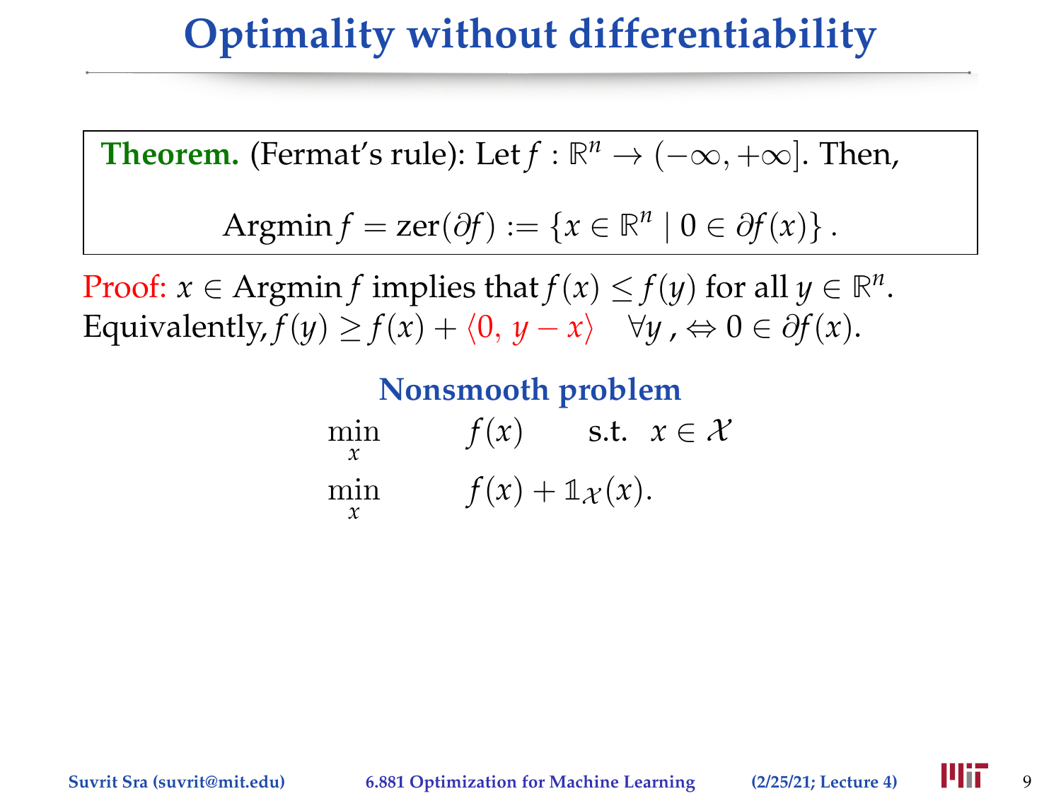# Optimality without differentiability

**Theorem.** (Fermat's rule): Let $f : \mathbb{R}^n \to (-\infty, +\infty]$. Then,

$$\operatorname{Argmin} f = \operatorname{zer}(\partial f) := \{x \in \mathbb{R}^n \mid 0 \in \partial f(x)\}.$$

Proof: $x \in \operatorname{Argmin} f$ implies that $f(x) \leq f(y)$ for all $y \in \mathbb{R}^n$.
Equivalently, $f(y) \geq f(x) + \langle 0, y - x \rangle \quad \forall y, \Leftrightarrow 0 \in \partial f(x)$.

**Nonsmooth problem**

$$\min_x \quad f(x) \quad \text{s.t.} \quad x \in \mathcal{X}$$

$$\min_x \quad f(x) + \mathbb{1}_{\mathcal{X}}(x).$$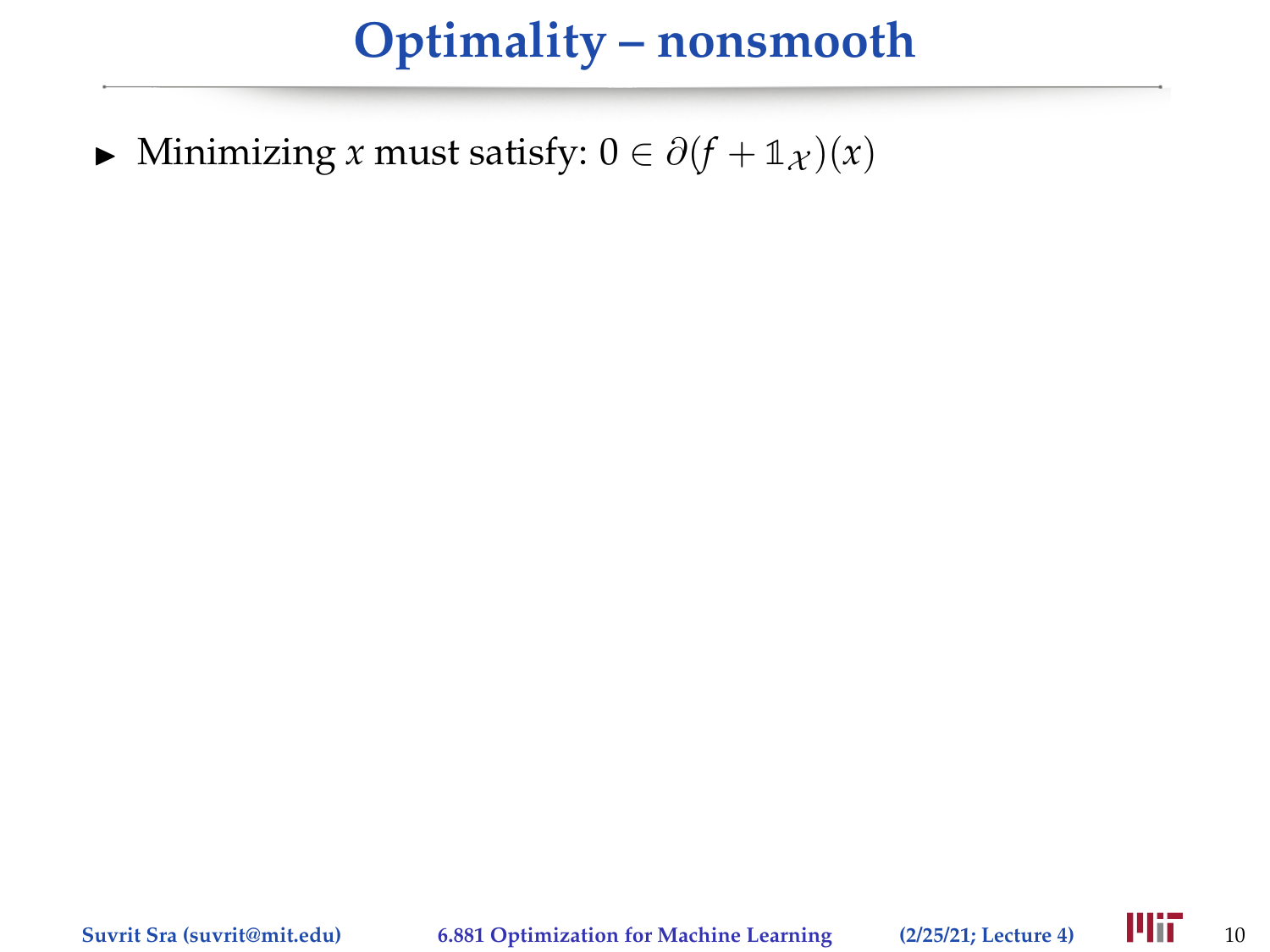# Optimality – nonsmooth

- Minimizing $x$ must satisfy: $0 \in \partial(f + \mathbb{1}_{\mathcal{X}})(x)$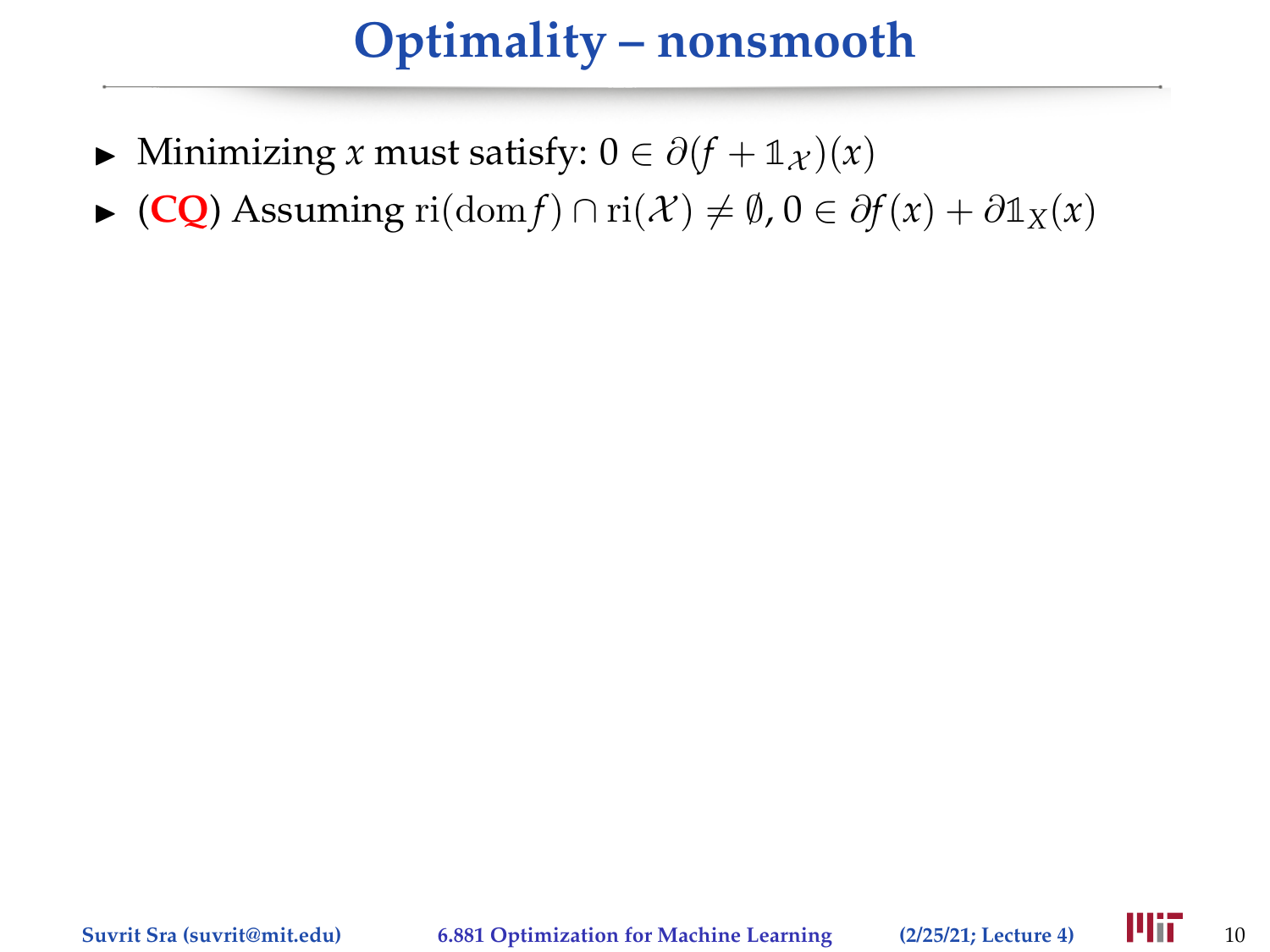# Optimality – nonsmooth

- Minimizing $x$ must satisfy: $0 \in \partial(f + \mathbb{1}_{\mathcal{X}})(x)$
- (**CQ**) Assuming $\mathrm{ri}(\mathrm{dom} f) \cap \mathrm{ri}(\mathcal{X}) \neq \emptyset$, $0 \in \partial f(x) + \partial \mathbb{1}_X(x)$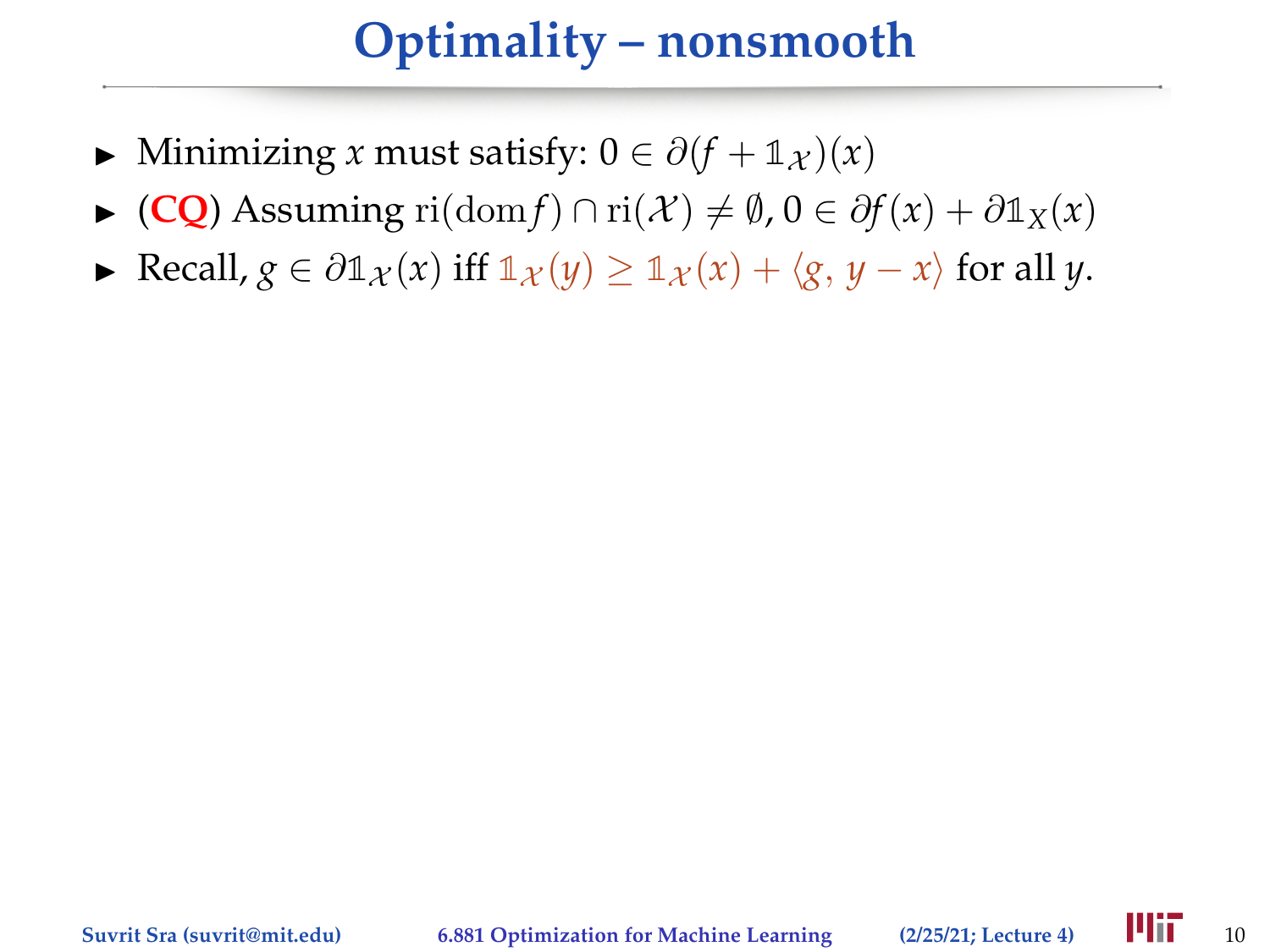# Optimality – nonsmooth

- Minimizing $x$ must satisfy: $0 \in \partial(f + \mathbb{1}_{\mathcal{X}})(x)$
- (**CQ**) Assuming $\mathrm{ri}(\mathrm{dom} f) \cap \mathrm{ri}(\mathcal{X}) \neq \emptyset$, $0 \in \partial f(x) + \partial \mathbb{1}_X(x)$
- Recall, $g \in \partial \mathbb{1}_{\mathcal{X}}(x)$ iff $\mathbb{1}_{\mathcal{X}}(y) \geq \mathbb{1}_{\mathcal{X}}(x) + \langle g, y - x \rangle$ for all $y$.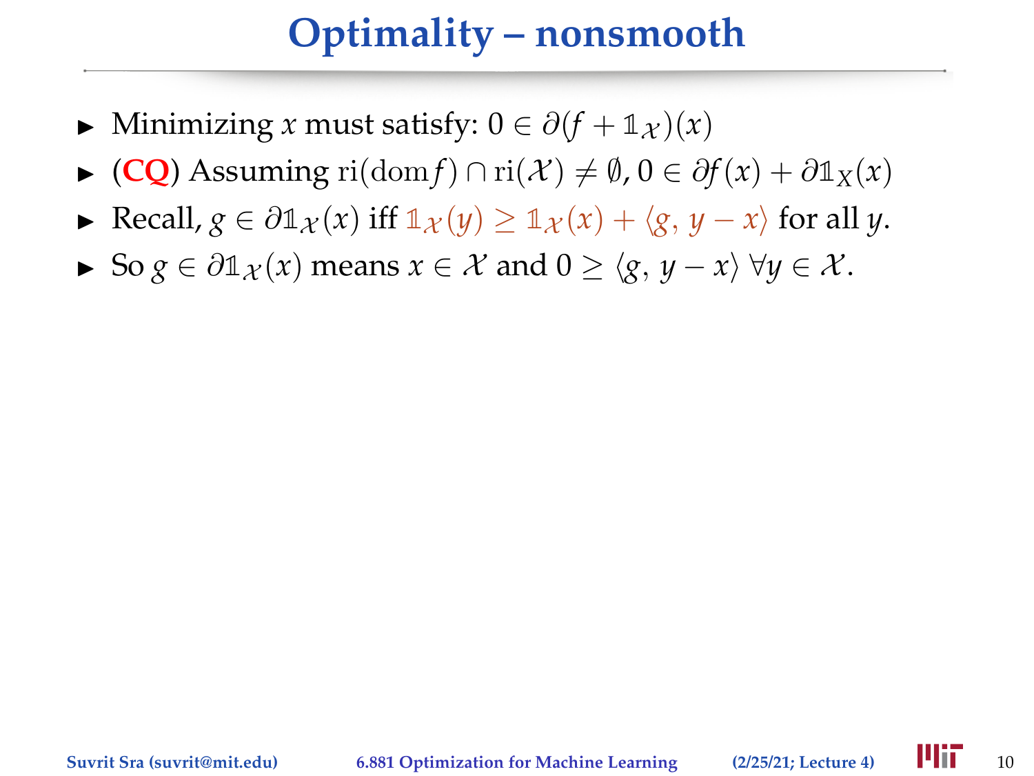# Optimality – nonsmooth

- Minimizing $x$ must satisfy: $0 \in \partial(f + \mathbb{1}_{\mathcal{X}})(x)$
- (**CQ**) Assuming $\mathrm{ri}(\mathrm{dom} f) \cap \mathrm{ri}(\mathcal{X}) \neq \emptyset$, $0 \in \partial f(x) + \partial \mathbb{1}_X(x)$
- Recall, $g \in \partial \mathbb{1}_{\mathcal{X}}(x)$ iff $\mathbb{1}_{\mathcal{X}}(y) \geq \mathbb{1}_{\mathcal{X}}(x) + \langle g, y - x \rangle$ for all $y$.
- So $g \in \partial \mathbb{1}_{\mathcal{X}}(x)$ means $x \in \mathcal{X}$ and $0 \geq \langle g, y - x \rangle \; \forall y \in \mathcal{X}$.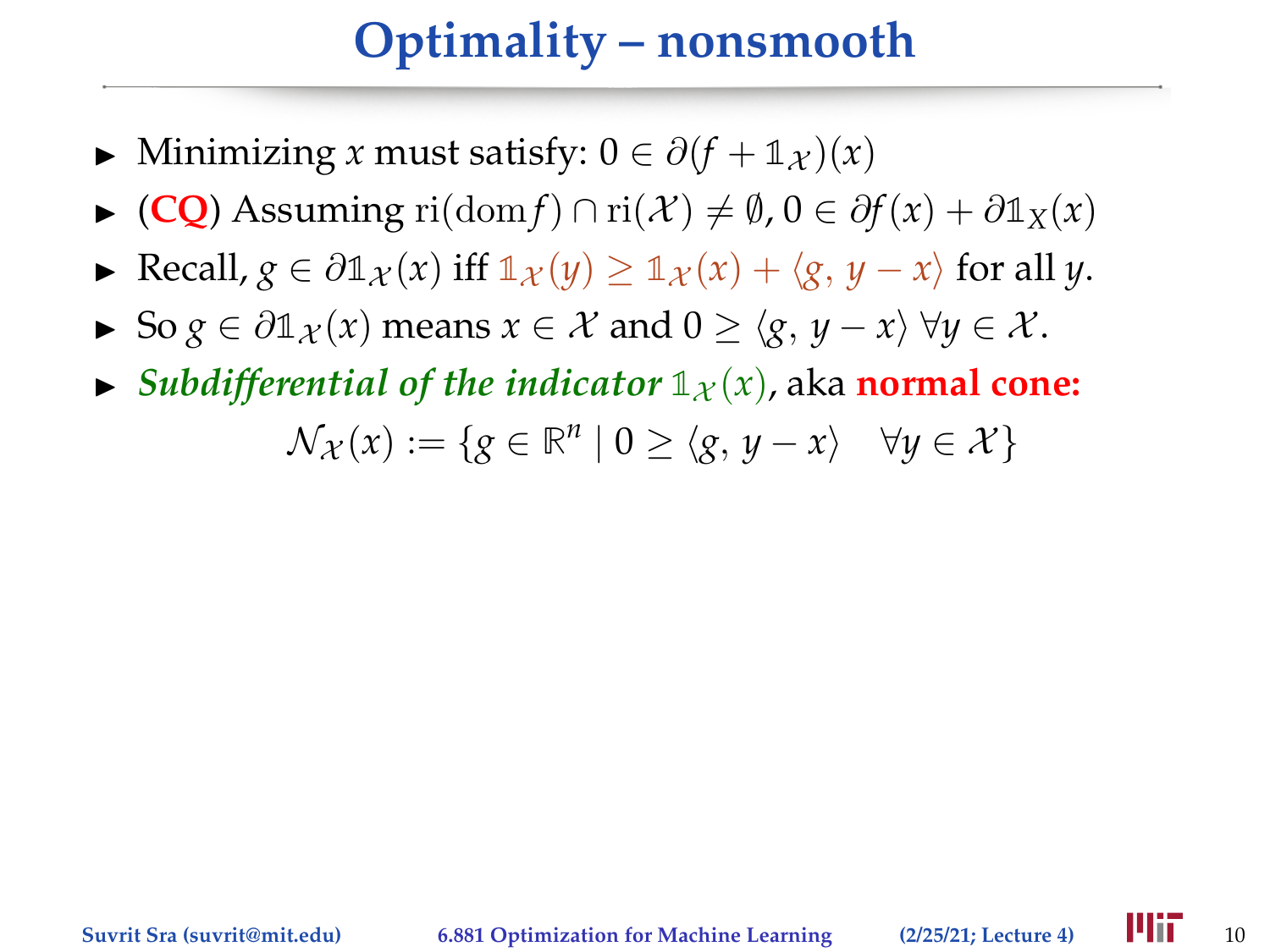# Optimality – nonsmooth

- Minimizing $x$ must satisfy: $0 \in \partial(f + \mathbb{1}_{\mathcal{X}})(x)$
- (**CQ**) Assuming $\mathrm{ri}(\mathrm{dom} f) \cap \mathrm{ri}(\mathcal{X}) \neq \emptyset$, $0 \in \partial f(x) + \partial \mathbb{1}_X(x)$
- Recall, $g \in \partial \mathbb{1}_{\mathcal{X}}(x)$ iff $\mathbb{1}_{\mathcal{X}}(y) \geq \mathbb{1}_{\mathcal{X}}(x) + \langle g, y - x \rangle$ for all $y$.
- So $g \in \partial \mathbb{1}_{\mathcal{X}}(x)$ means $x \in \mathcal{X}$ and $0 \geq \langle g, y - x \rangle \; \forall y \in \mathcal{X}$.
- ***Subdifferential of the indicator*** $\mathbb{1}_{\mathcal{X}}(x)$, aka **normal cone:**

$$\mathcal{N}_{\mathcal{X}}(x) := \{g \in \mathbb{R}^n \mid 0 \geq \langle g, y - x \rangle \quad \forall y \in \mathcal{X}\}$$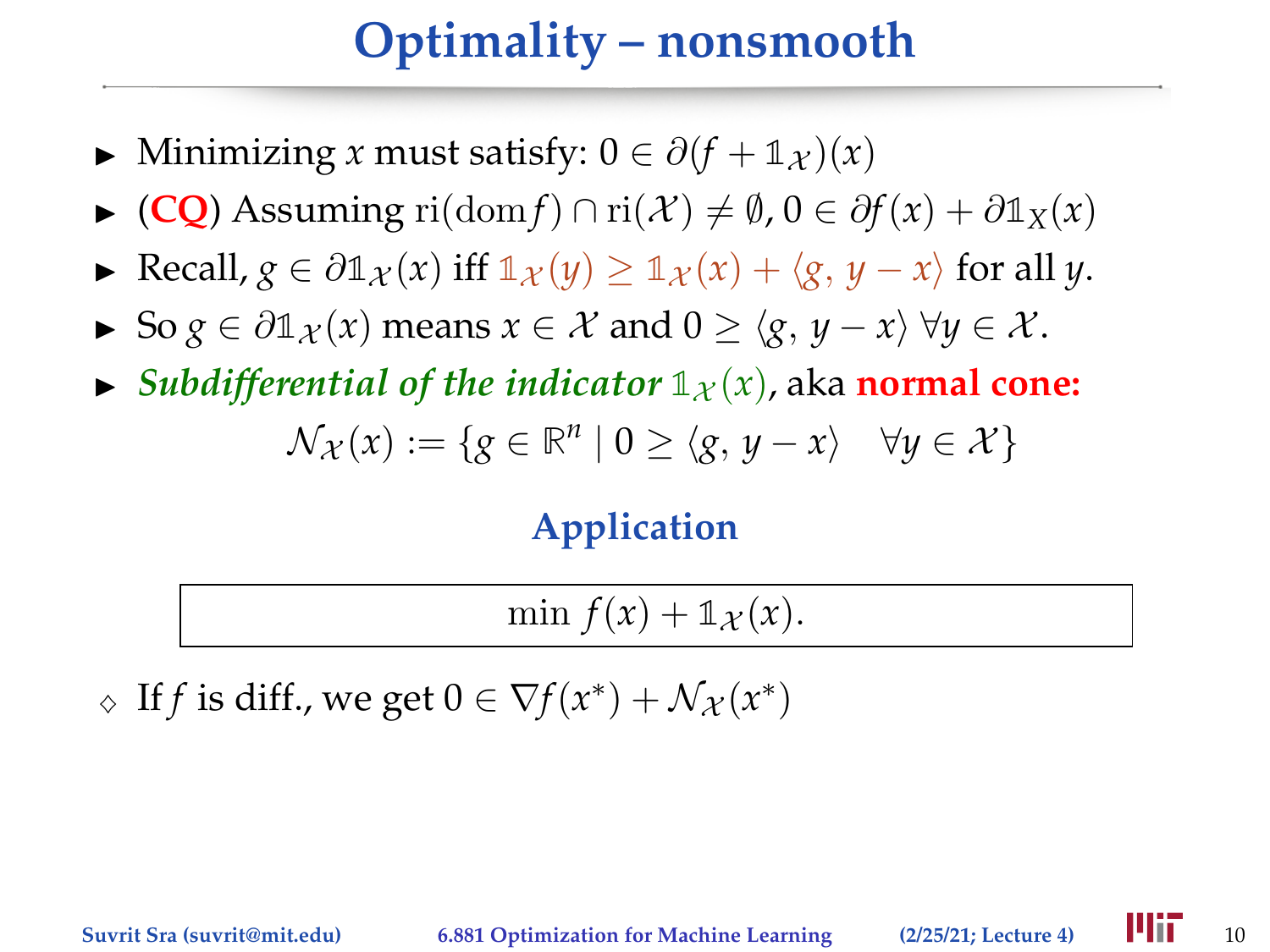# Optimality – nonsmooth

- Minimizing $x$ must satisfy: $0 \in \partial(f + \mathbb{1}_{\mathcal{X}})(x)$
- (**CQ**) Assuming $\mathrm{ri}(\mathrm{dom} f) \cap \mathrm{ri}(\mathcal{X}) \neq \emptyset$, $0 \in \partial f(x) + \partial \mathbb{1}_X(x)$
- Recall, $g \in \partial \mathbb{1}_{\mathcal{X}}(x)$ iff $\mathbb{1}_{\mathcal{X}}(y) \geq \mathbb{1}_{\mathcal{X}}(x) + \langle g, y - x \rangle$ for all $y$.
- So $g \in \partial \mathbb{1}_{\mathcal{X}}(x)$ means $x \in \mathcal{X}$ and $0 \geq \langle g, y - x \rangle \ \forall y \in \mathcal{X}$.
- ***Subdifferential of the indicator*** $\mathbb{1}_{\mathcal{X}}(x)$, aka **normal cone:**

$$\mathcal{N}_{\mathcal{X}}(x) := \{g \in \mathbb{R}^n \mid 0 \geq \langle g, y - x \rangle \quad \forall y \in \mathcal{X}\}$$

### Application

$$\min \ f(x) + \mathbb{1}_{\mathcal{X}}(x).$$

◇ If $f$ is diff., we get $0 \in \nabla f(x^*) + \mathcal{N}_{\mathcal{X}}(x^*)$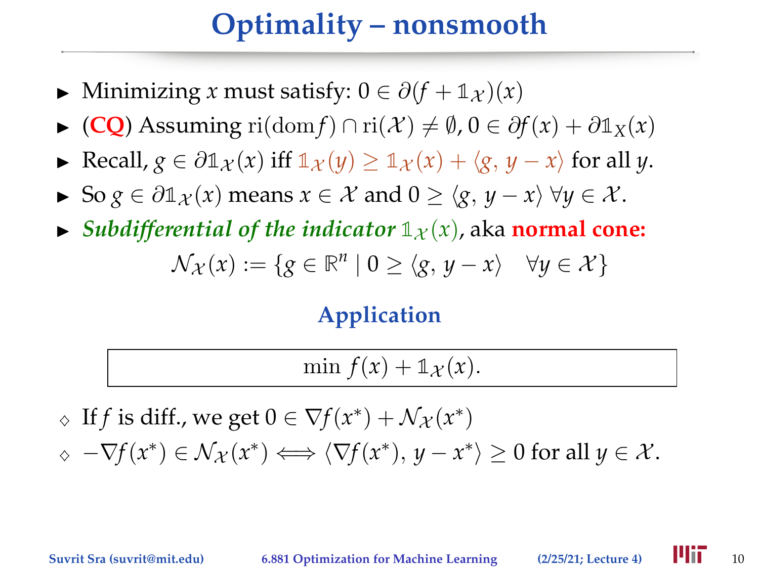# Optimality – nonsmooth

- Minimizing $x$ must satisfy: $0 \in \partial(f + \mathbb{1}_{\mathcal{X}})(x)$
- (**CQ**) Assuming $\mathrm{ri}(\mathrm{dom} f) \cap \mathrm{ri}(\mathcal{X}) \neq \emptyset$, $0 \in \partial f(x) + \partial \mathbb{1}_X(x)$
- Recall, $g \in \partial \mathbb{1}_{\mathcal{X}}(x)$ iff $\mathbb{1}_{\mathcal{X}}(y) \geq \mathbb{1}_{\mathcal{X}}(x) + \langle g, y - x \rangle$ for all $y$.
- So $g \in \partial \mathbb{1}_{\mathcal{X}}(x)$ means $x \in \mathcal{X}$ and $0 \geq \langle g, y - x \rangle$ $\forall y \in \mathcal{X}$.
- ***Subdifferential of the indicator*** $\mathbb{1}_{\mathcal{X}}(x)$, aka **normal cone:**

$$\mathcal{N}_{\mathcal{X}}(x) := \{g \in \mathbb{R}^n \mid 0 \geq \langle g, y - x \rangle \quad \forall y \in \mathcal{X}\}$$

## Application

$$\min \ f(x) + \mathbb{1}_{\mathcal{X}}(x).$$

- If $f$ is diff., we get $0 \in \nabla f(x^*) + \mathcal{N}_{\mathcal{X}}(x^*)$
- $-\nabla f(x^*) \in \mathcal{N}_{\mathcal{X}}(x^*) \iff \langle \nabla f(x^*), y - x^* \rangle \geq 0$ for all $y \in \mathcal{X}$.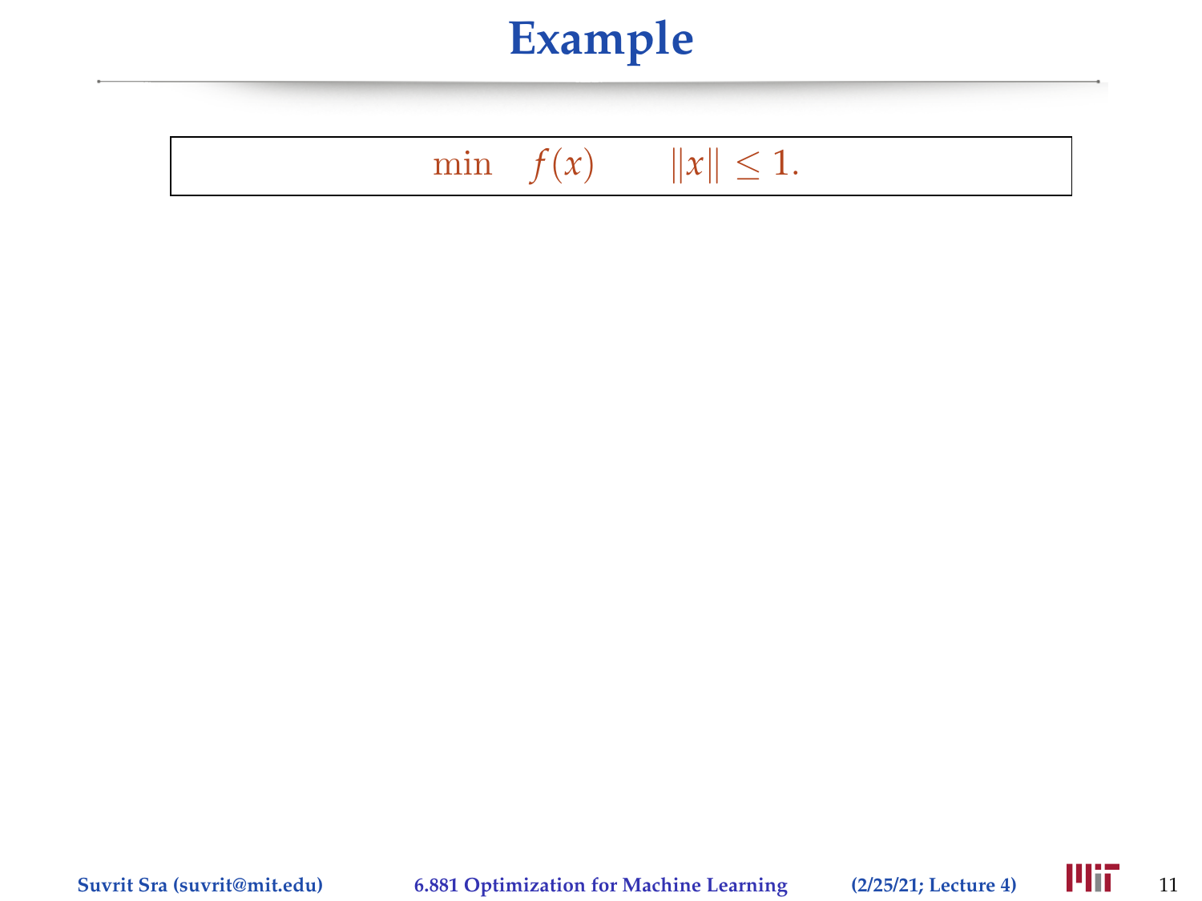# Example

$$\min \quad f(x) \qquad \|x\| \leq 1.$$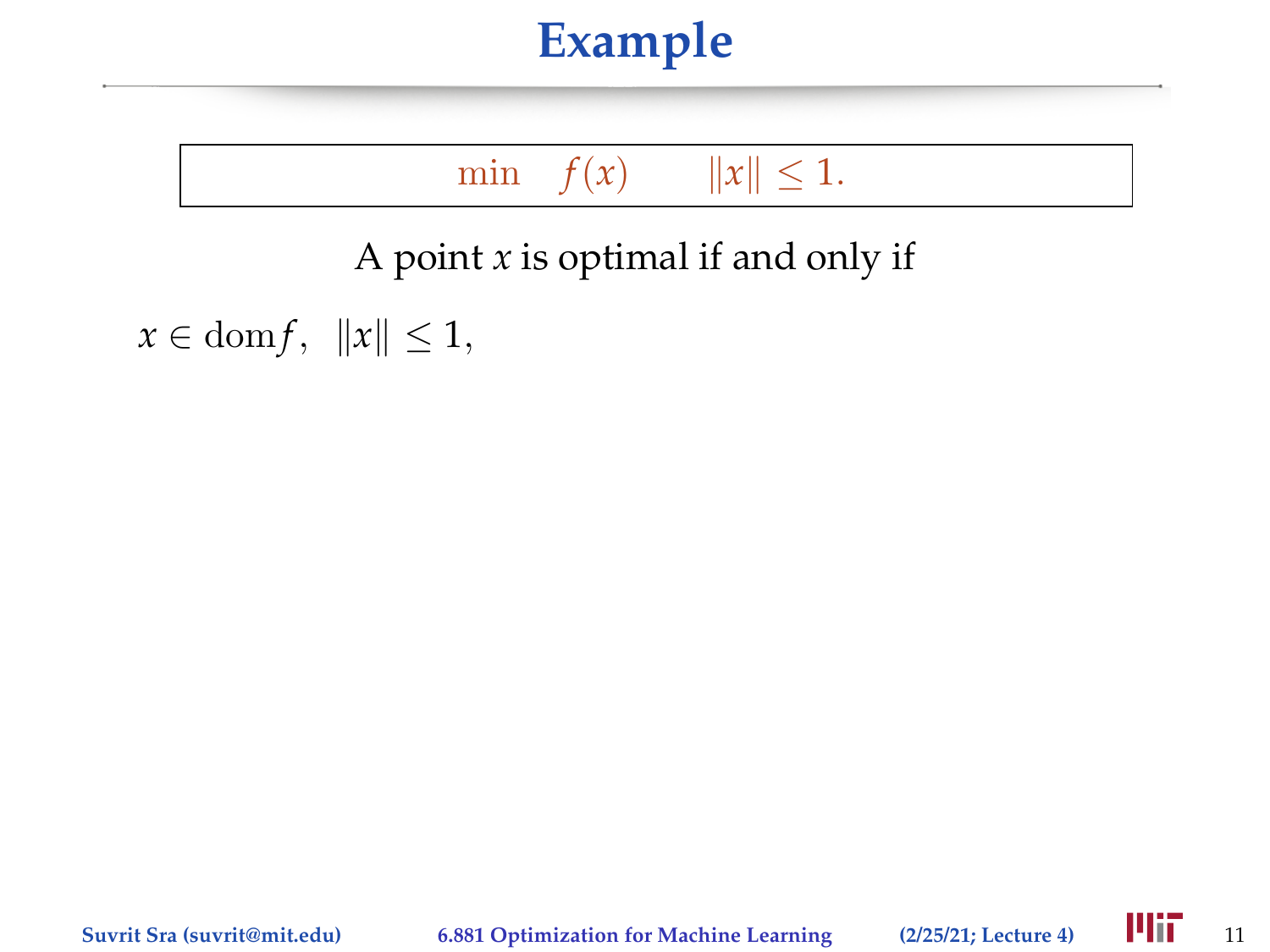# Example

$$\min \quad f(x) \qquad \|x\| \leq 1.$$

A point $x$ is optimal if and only if

$x \in \text{dom} f, \;\; \|x\| \leq 1,$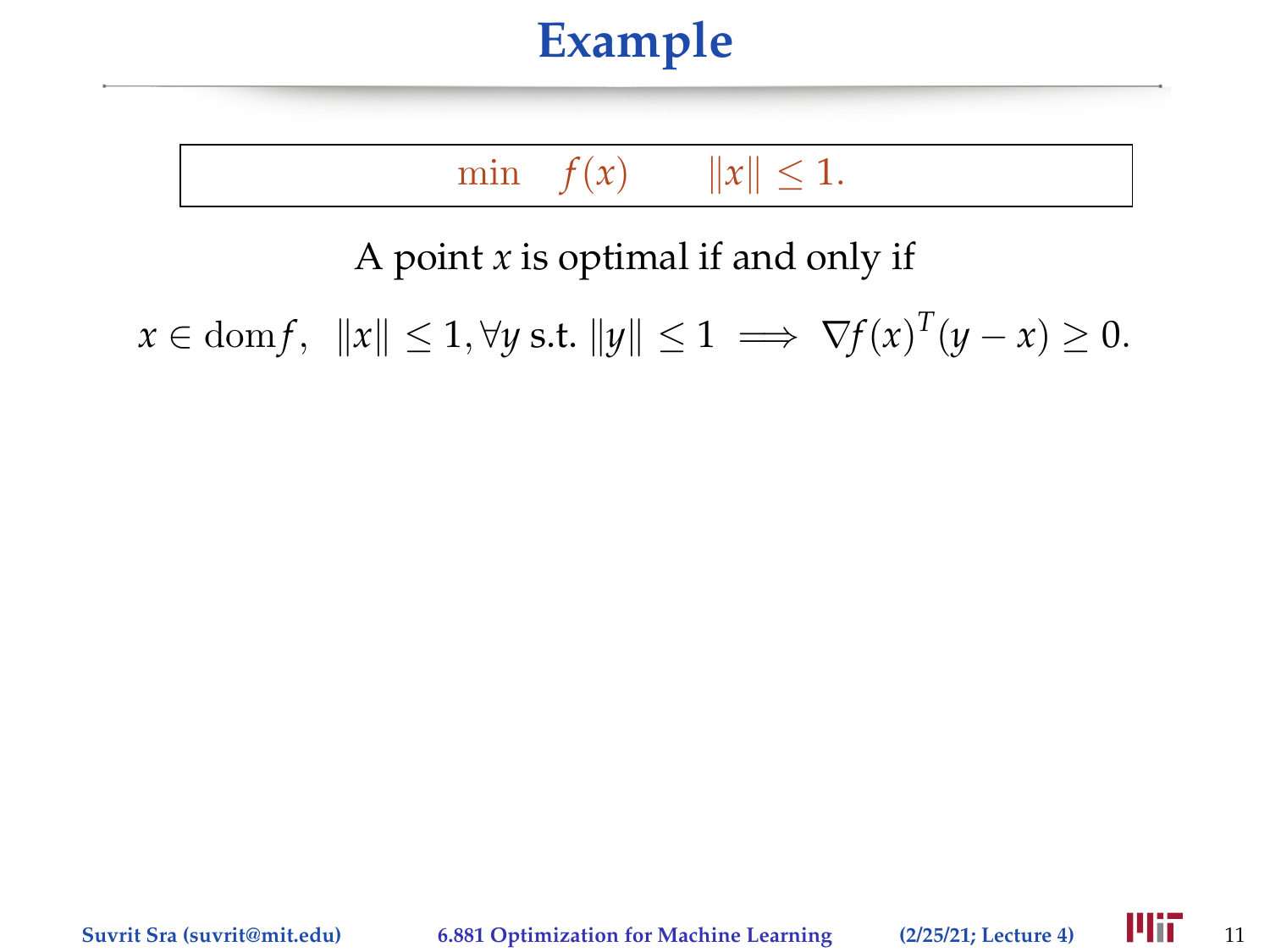# Example

$$\min \quad f(x) \qquad \|x\| \leq 1.$$

A point $x$ is optimal if and only if

$$x \in \operatorname{dom} f, \;\; \|x\| \leq 1, \forall y \text{ s.t. } \|y\| \leq 1 \implies \nabla f(x)^T (y - x) \geq 0.$$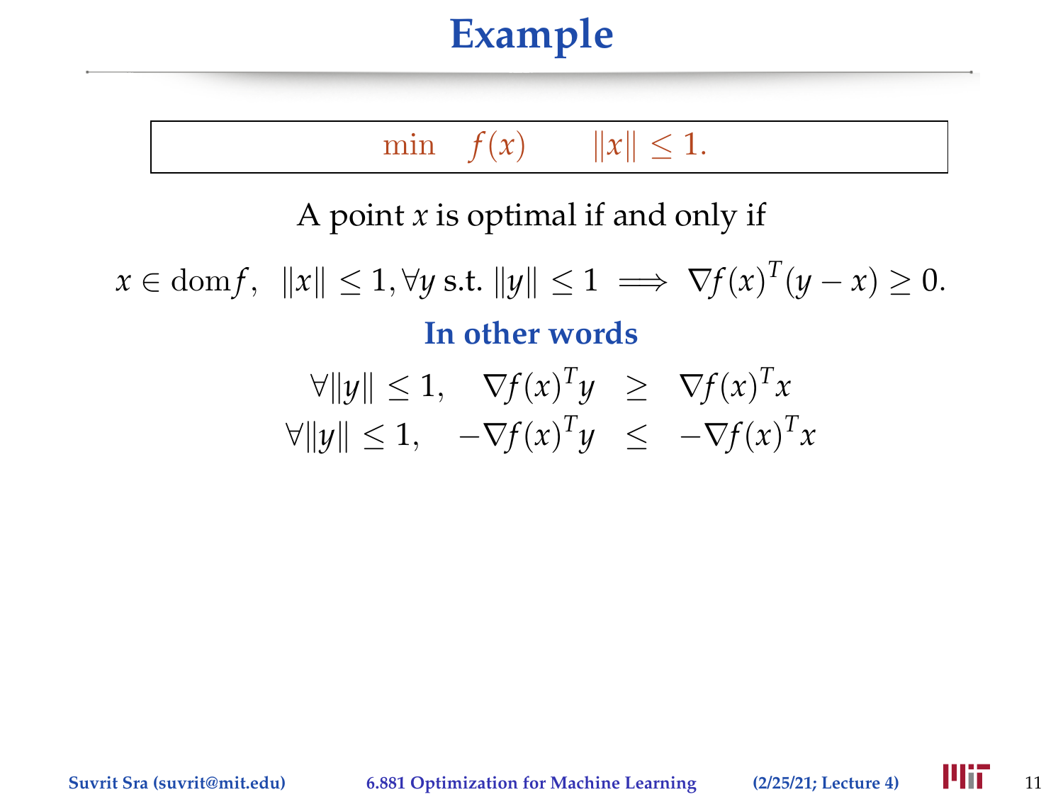# Example

$$\min \quad f(x) \qquad \|x\| \leq 1.$$

A point $x$ is optimal if and only if

$$x \in \operatorname{dom} f, \;\; \|x\| \leq 1, \forall y \text{ s.t. } \|y\| \leq 1 \implies \nabla f(x)^T (y - x) \geq 0.$$

**In other words**

$$\begin{aligned}
\forall \|y\| \leq 1, \quad \nabla f(x)^T y \;\; &\geq \;\; \nabla f(x)^T x \\
\forall \|y\| \leq 1, \quad -\nabla f(x)^T y \;\; &\leq \;\; -\nabla f(x)^T x
\end{aligned}$$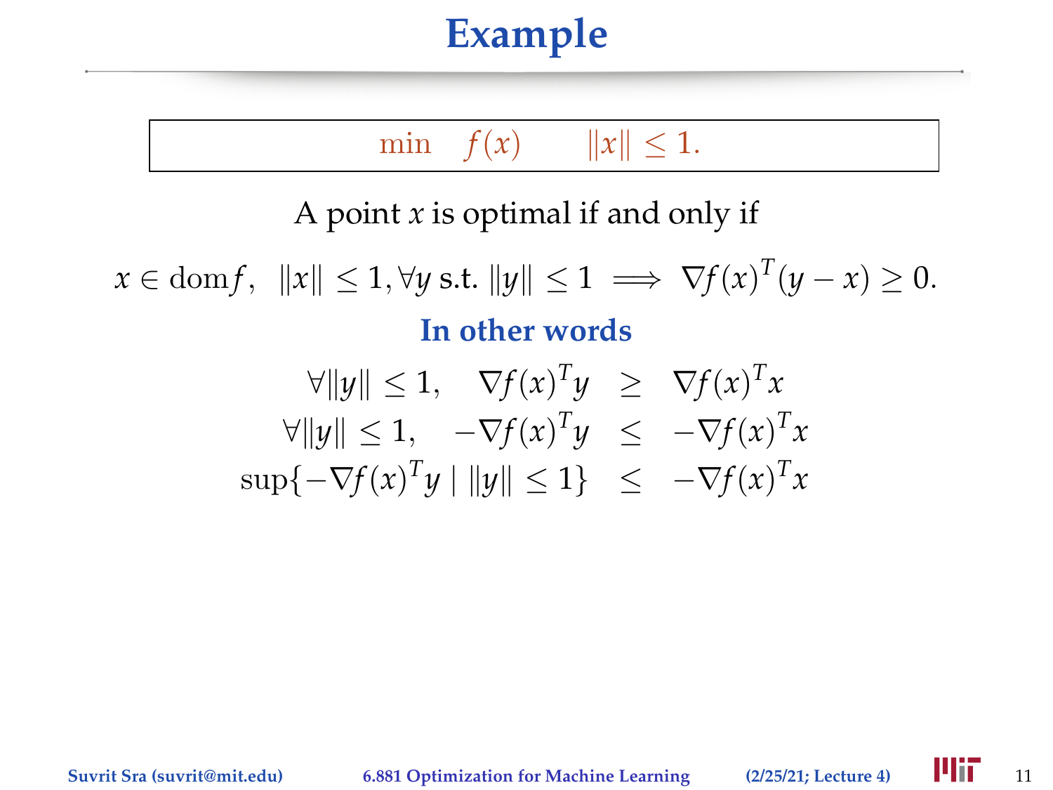# Example

$$\min \quad f(x) \qquad \|x\| \leq 1.$$

A point $x$ is optimal if and only if

$$x \in \mathrm{dom} f, \quad \|x\| \leq 1, \forall y \text{ s.t. } \|y\| \leq 1 \implies \nabla f(x)^T (y - x) \geq 0.$$

**In other words**

$$\begin{aligned}
\forall \|y\| \leq 1, \quad \nabla f(x)^T y &\geq \nabla f(x)^T x \\
\forall \|y\| \leq 1, \quad -\nabla f(x)^T y &\leq -\nabla f(x)^T x \\
\sup\{-\nabla f(x)^T y \mid \|y\| \leq 1\} &\leq -\nabla f(x)^T x
\end{aligned}$$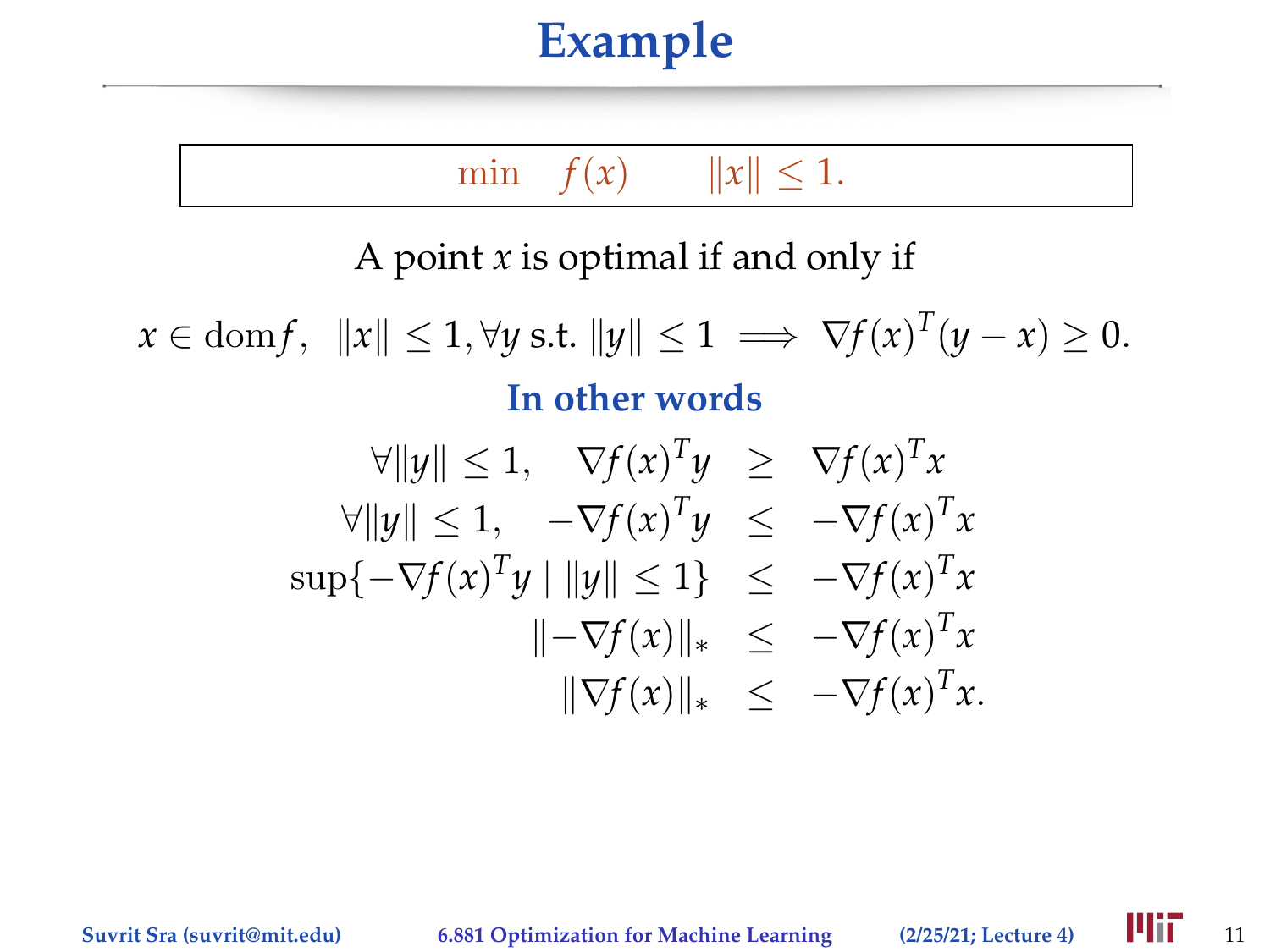# Example

$$\min \quad f(x) \qquad \|x\| \leq 1.$$

A point $x$ is optimal if and only if

$$x \in \operatorname{dom} f, \quad \|x\| \leq 1, \forall y \text{ s.t. } \|y\| \leq 1 \implies \nabla f(x)^T (y - x) \geq 0.$$

**In other words**

$$\begin{aligned}
\forall \|y\| \leq 1, \quad \nabla f(x)^T y &\geq \nabla f(x)^T x \\
\forall \|y\| \leq 1, \quad -\nabla f(x)^T y &\leq -\nabla f(x)^T x \\
\sup\{-\nabla f(x)^T y \mid \|y\| \leq 1\} &\leq -\nabla f(x)^T x \\
\|-\nabla f(x)\|_* &\leq -\nabla f(x)^T x \\
\|\nabla f(x)\|_* &\leq -\nabla f(x)^T x.
\end{aligned}$$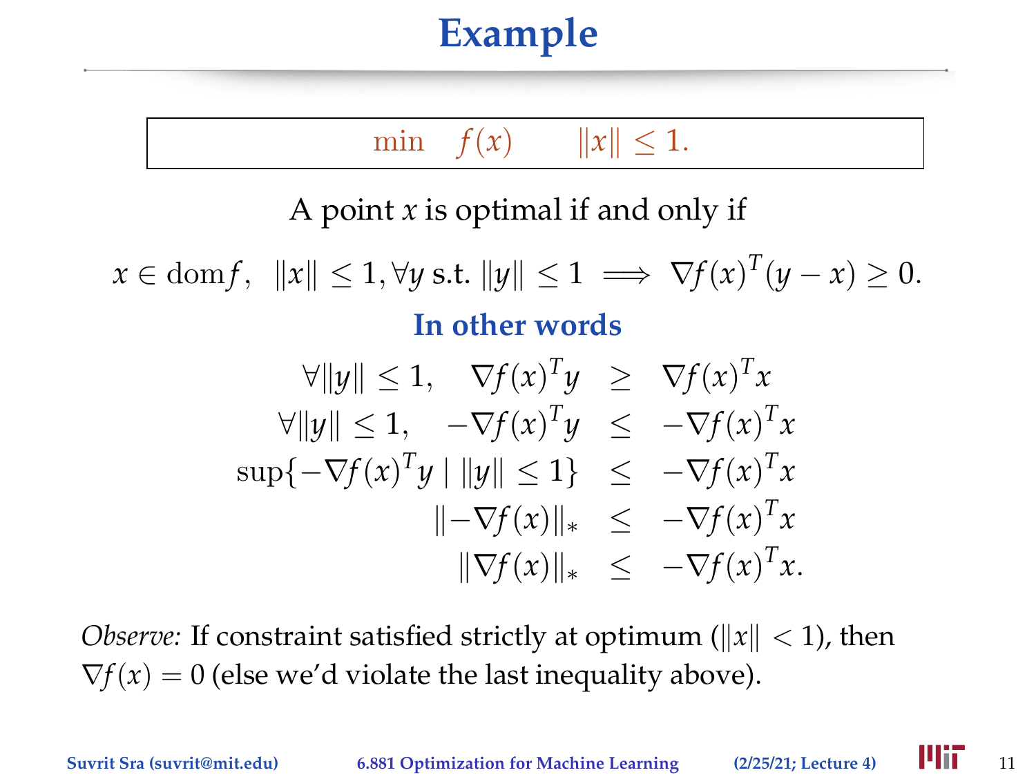# Example

$$\min \quad f(x) \qquad \|x\| \leq 1.$$

A point $x$ is optimal if and only if

$$x \in \text{dom} f, \quad \|x\| \leq 1, \forall y \text{ s.t. } \|y\| \leq 1 \implies \nabla f(x)^T(y - x) \geq 0.$$

**In other words**

$$
\begin{aligned}
\forall \|y\| \leq 1, \quad \nabla f(x)^T y &\geq \nabla f(x)^T x \\
\forall \|y\| \leq 1, \quad -\nabla f(x)^T y &\leq -\nabla f(x)^T x \\
\sup\{-\nabla f(x)^T y \mid \|y\| \leq 1\} &\leq -\nabla f(x)^T x \\
\|-\nabla f(x)\|_* &\leq -\nabla f(x)^T x \\
\|\nabla f(x)\|_* &\leq -\nabla f(x)^T x.
\end{aligned}
$$

*Observe:* If constraint satisfied strictly at optimum ($\|x\| < 1$), then $\nabla f(x) = 0$ (else we'd violate the last inequality above).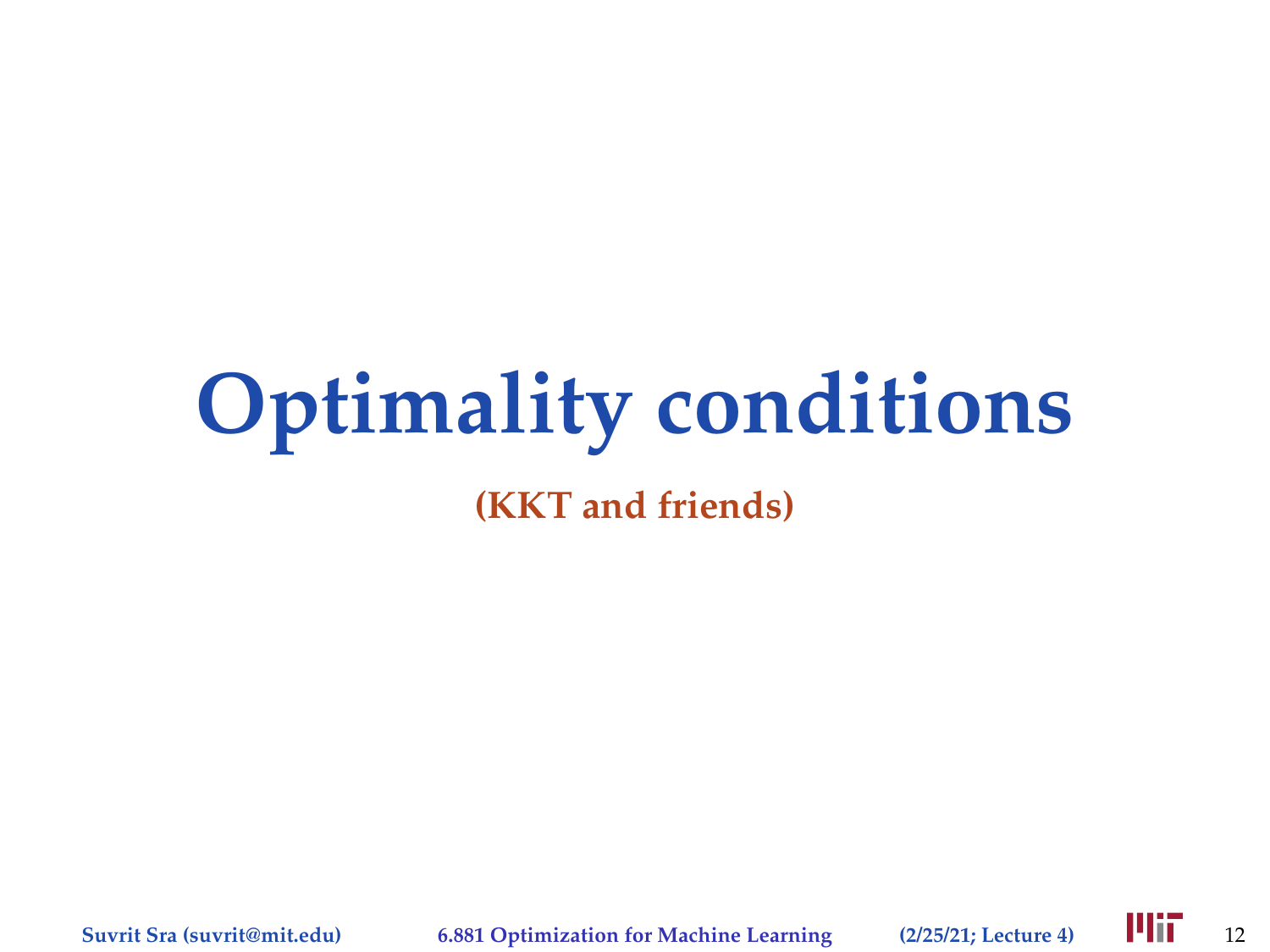# Optimality conditions

**(KKT and friends)**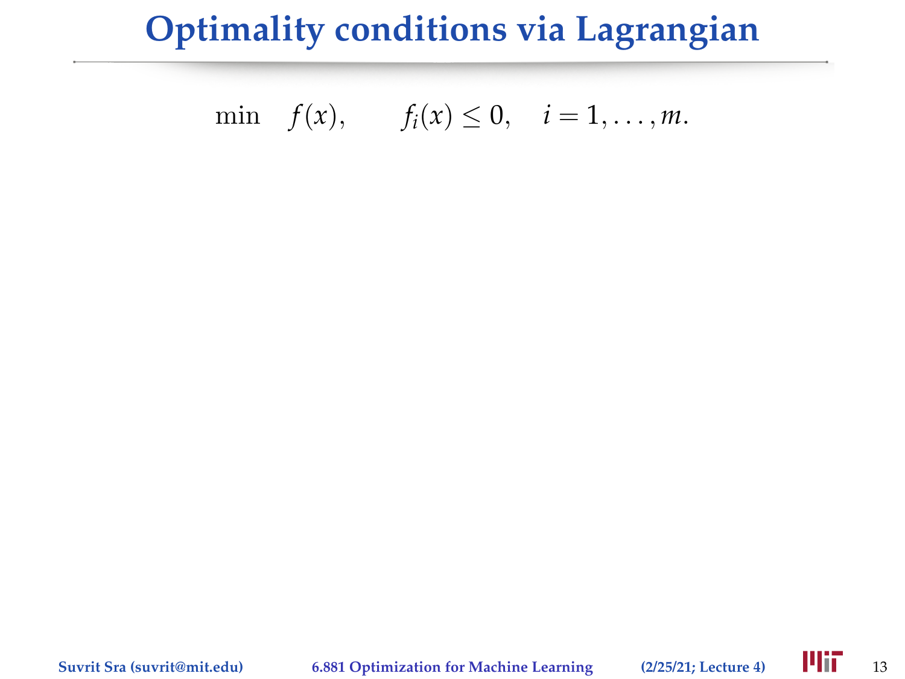# Optimality conditions via Lagrangian

$$\min \quad f(x), \qquad f_i(x) \leq 0, \quad i = 1, \ldots, m.$$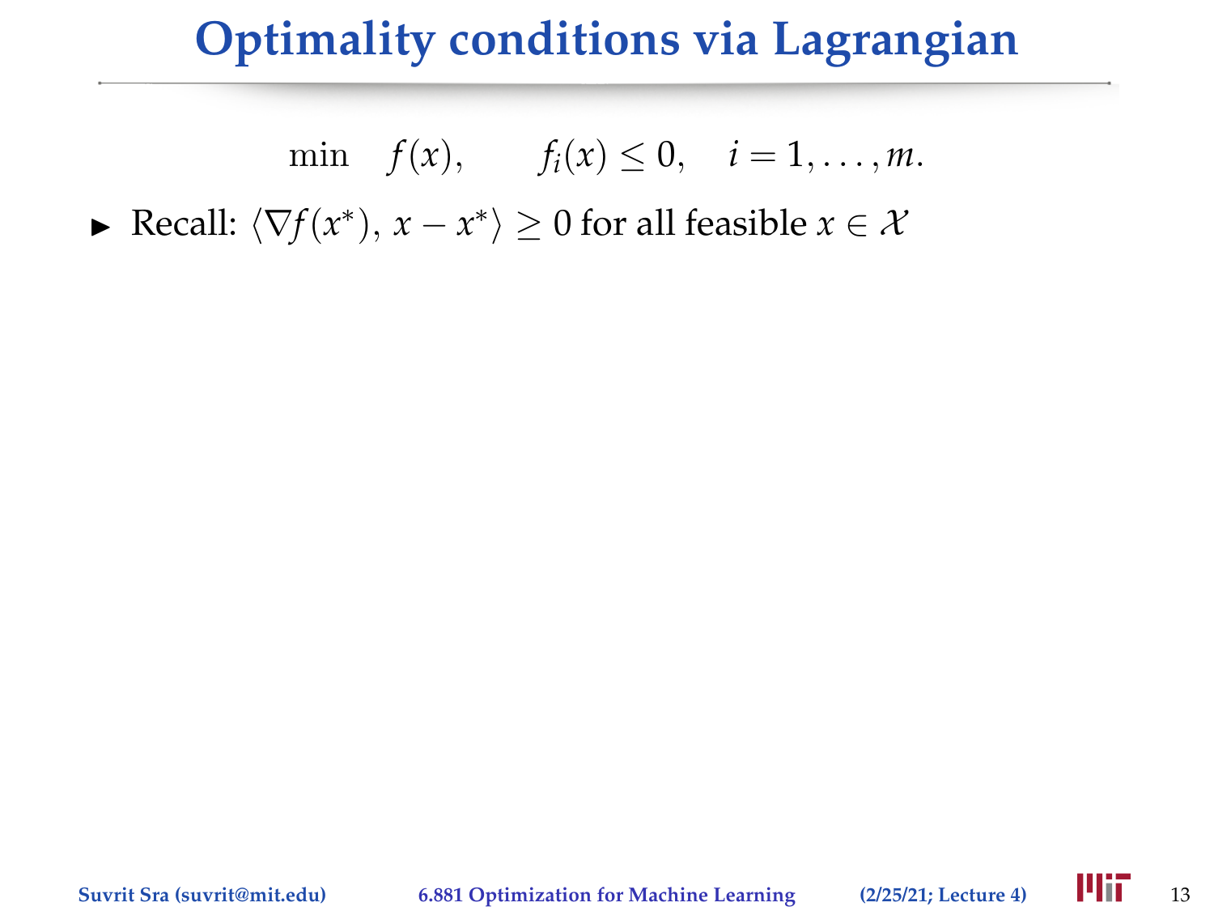# Optimality conditions via Lagrangian

$$\min \quad f(x), \qquad f_i(x) \leq 0, \quad i = 1, \ldots, m.$$

- Recall: $\langle \nabla f(x^*), \, x - x^* \rangle \geq 0$ for all feasible $x \in \mathcal{X}$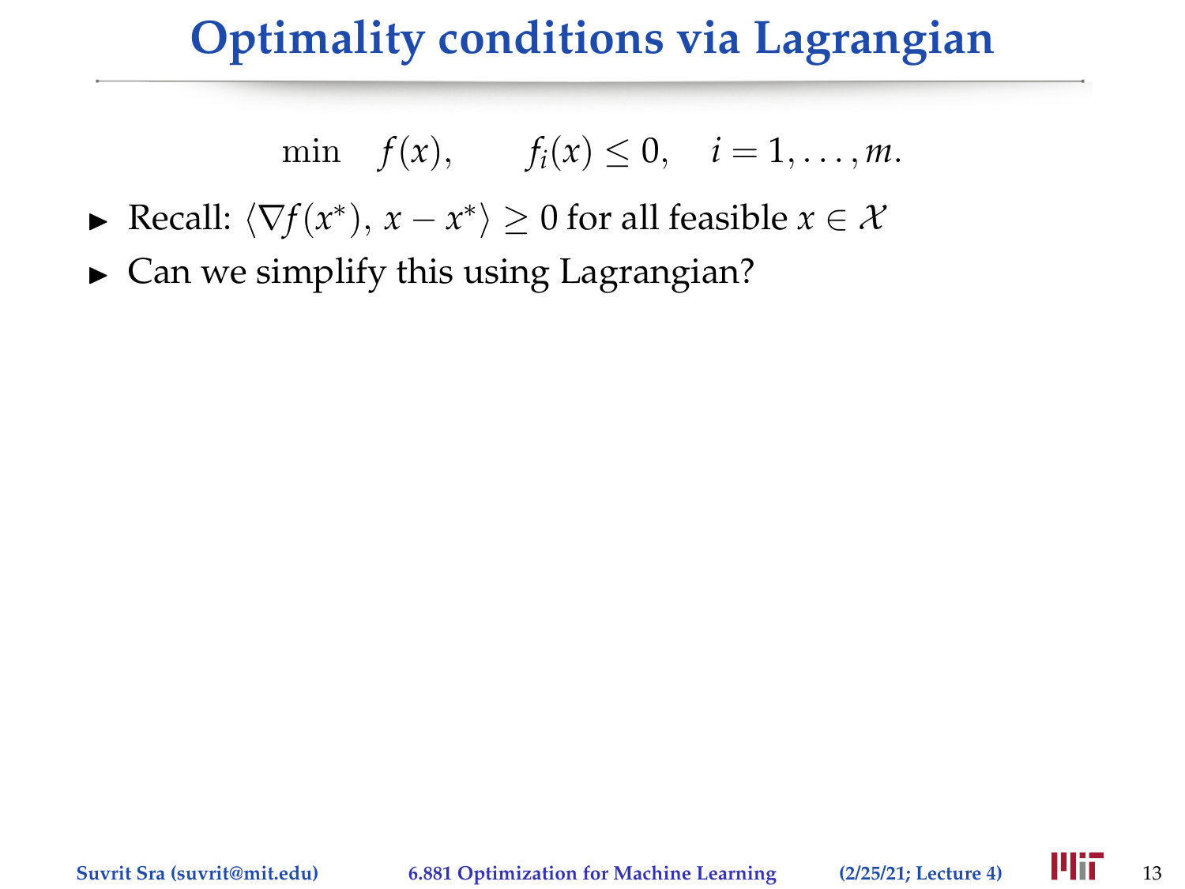# Optimality conditions via Lagrangian

$$\min \quad f(x), \qquad f_i(x) \leq 0, \quad i = 1, \ldots, m.$$

- Recall: $\langle \nabla f(x^*),\, x - x^* \rangle \geq 0$ for all feasible $x \in \mathcal{X}$
- Can we simplify this using Lagrangian?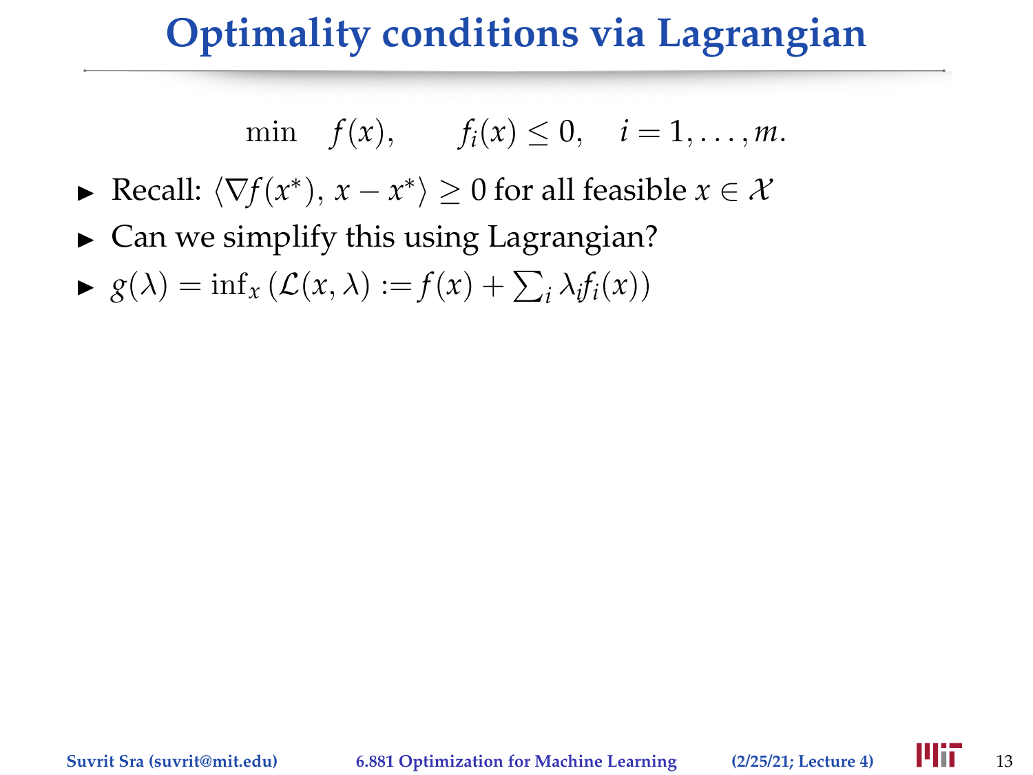# Optimality conditions via Lagrangian

$$\min \quad f(x), \qquad f_i(x) \leq 0, \quad i = 1, \ldots, m.$$

- Recall: $\langle \nabla f(x^*), \, x - x^* \rangle \geq 0$ for all feasible $x \in \mathcal{X}$
- Can we simplify this using Lagrangian?
- $g(\lambda) = \inf_x \left( \mathcal{L}(x, \lambda) := f(x) + \sum_i \lambda_i f_i(x) \right)$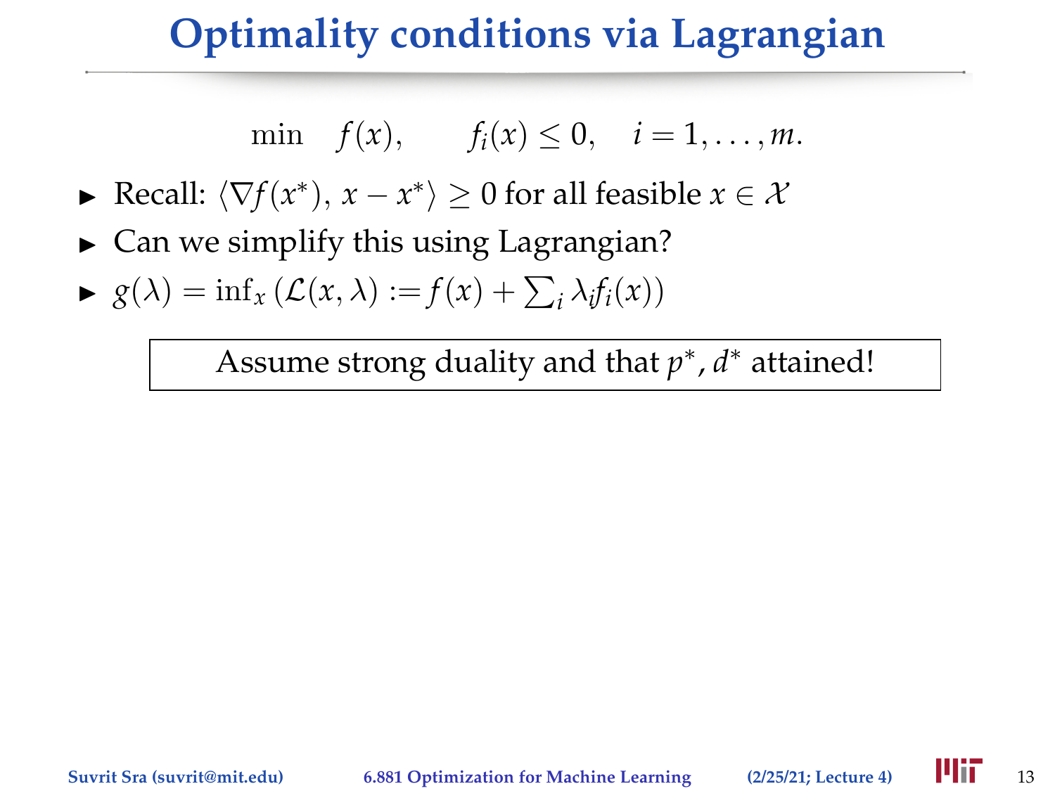# Optimality conditions via Lagrangian

$$\min \quad f(x), \qquad f_i(x) \leq 0, \quad i = 1, \ldots, m.$$

- Recall: $\langle \nabla f(x^*),\, x - x^* \rangle \geq 0$ for all feasible $x \in \mathcal{X}$
- Can we simplify this using Lagrangian?
- $g(\lambda) = \inf_x \left( \mathcal{L}(x, \lambda) := f(x) + \sum_i \lambda_i f_i(x) \right)$

> Assume strong duality and that $p^*, d^*$ attained!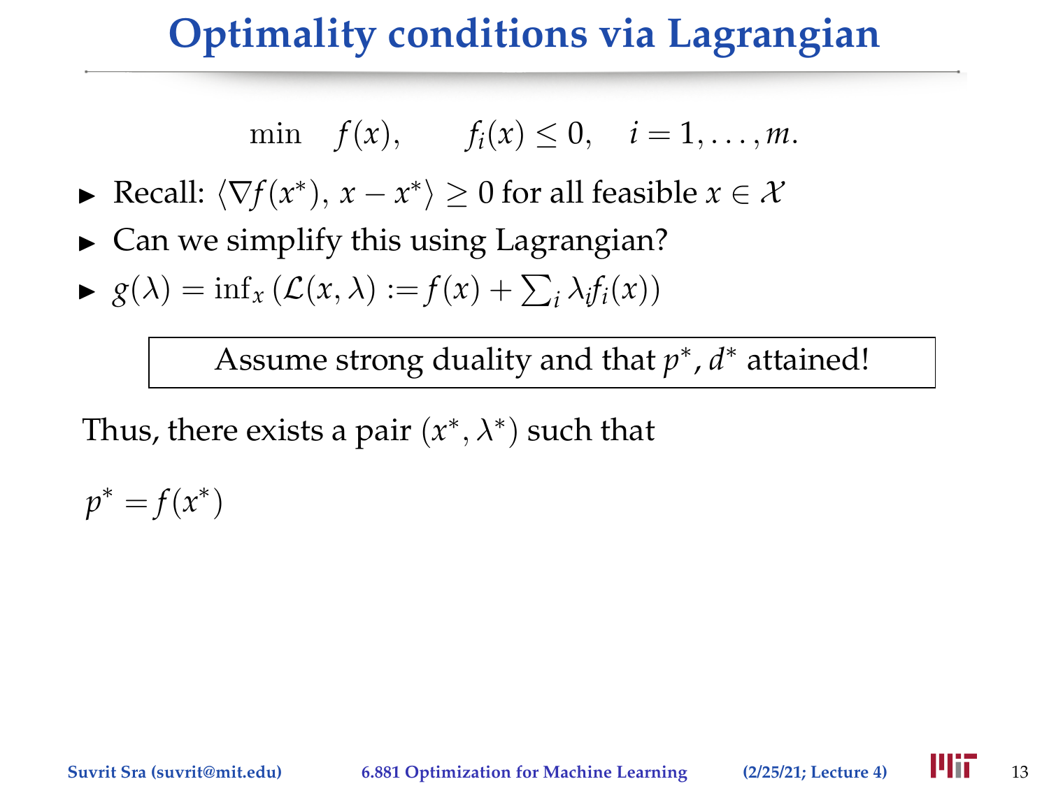# Optimality conditions via Lagrangian

$$\min \quad f(x), \qquad f_i(x) \leq 0, \quad i = 1, \ldots, m.$$

- Recall: $\langle \nabla f(x^*),\, x - x^* \rangle \geq 0$ for all feasible $x \in \mathcal{X}$
- Can we simplify this using Lagrangian?
- $g(\lambda) = \inf_x \left( \mathcal{L}(x, \lambda) := f(x) + \sum_i \lambda_i f_i(x) \right)$

| Assume strong duality and that $p^*, d^*$ attained! |
|---|

Thus, there exists a pair $(x^*, \lambda^*)$ such that

$p^* = f(x^*)$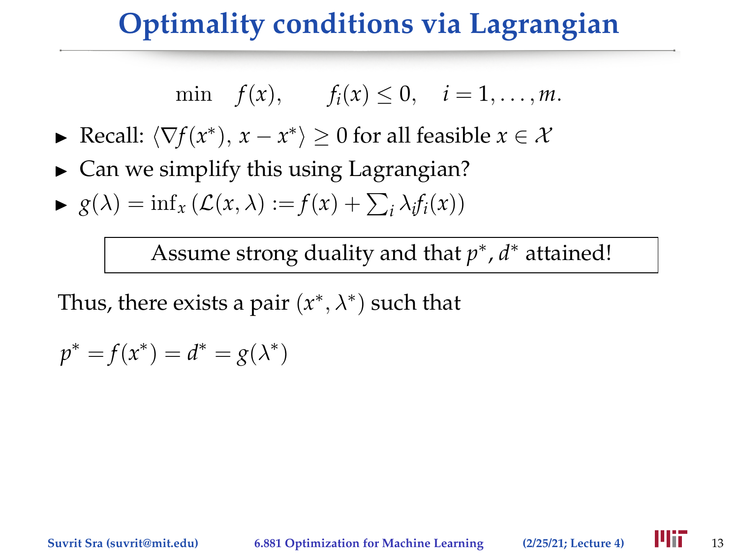# Optimality conditions via Lagrangian

$$\min \quad f(x), \qquad f_i(x) \leq 0, \quad i = 1, \ldots, m.$$

- Recall: $\langle \nabla f(x^*), \, x - x^* \rangle \geq 0$ for all feasible $x \in \mathcal{X}$
- Can we simplify this using Lagrangian?
- $g(\lambda) = \inf_x \left( \mathcal{L}(x, \lambda) := f(x) + \sum_i \lambda_i f_i(x) \right)$

Assume strong duality and that $p^*, d^*$ attained!

Thus, there exists a pair $(x^*, \lambda^*)$ such that

$$p^* = f(x^*) = d^* = g(\lambda^*)$$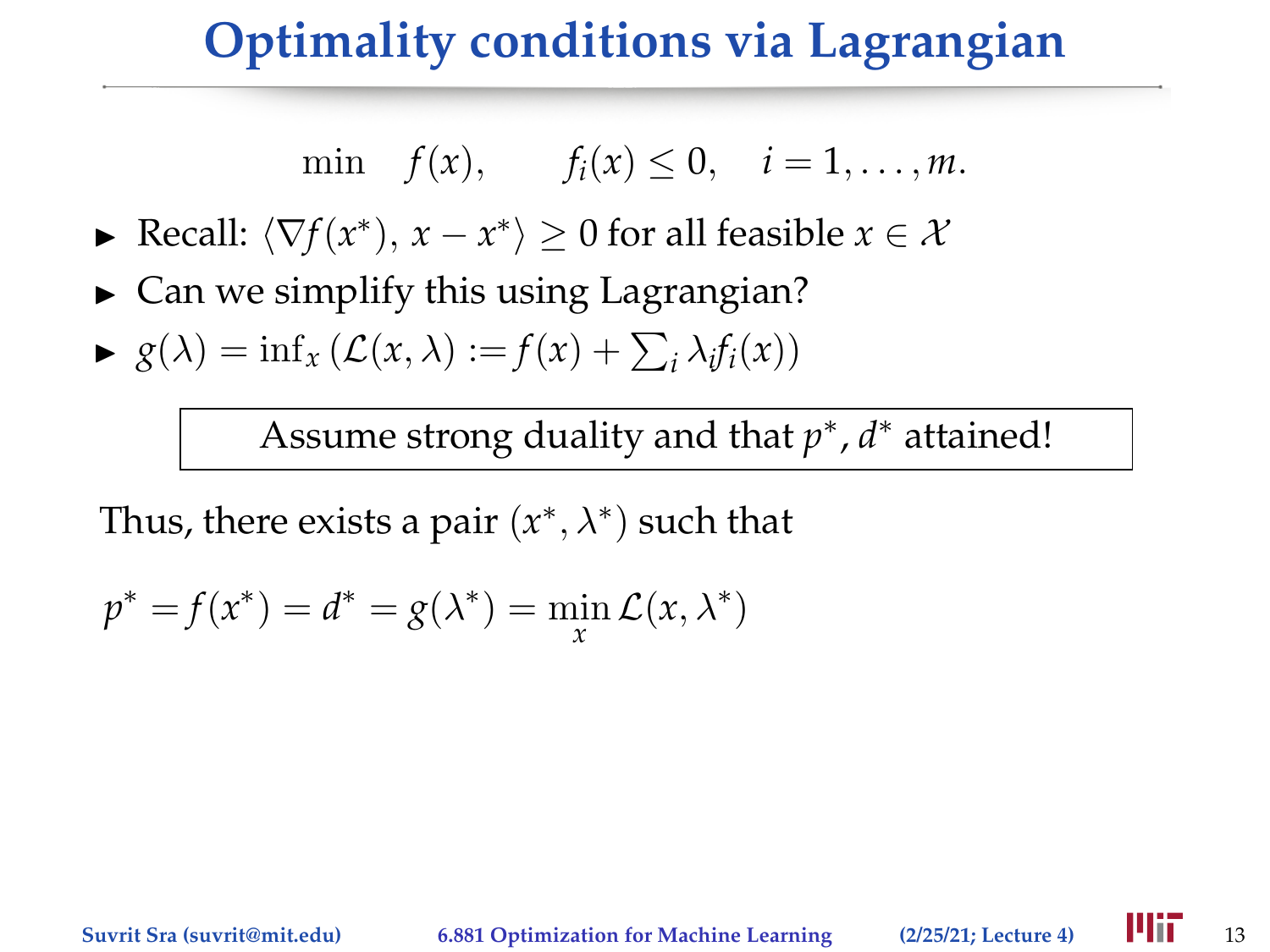# Optimality conditions via Lagrangian

$$\min \quad f(x), \qquad f_i(x) \leq 0, \quad i = 1, \ldots, m.$$

- Recall: $\langle \nabla f(x^*), \, x - x^* \rangle \geq 0$ for all feasible $x \in \mathcal{X}$
- Can we simplify this using Lagrangian?
- $g(\lambda) = \inf_x \left( \mathcal{L}(x, \lambda) := f(x) + \sum_i \lambda_i f_i(x) \right)$

> Assume strong duality and that $p^*, d^*$ attained!

Thus, there exists a pair $(x^*, \lambda^*)$ such that

$$p^* = f(x^*) = d^* = g(\lambda^*) = \min_x \mathcal{L}(x, \lambda^*)$$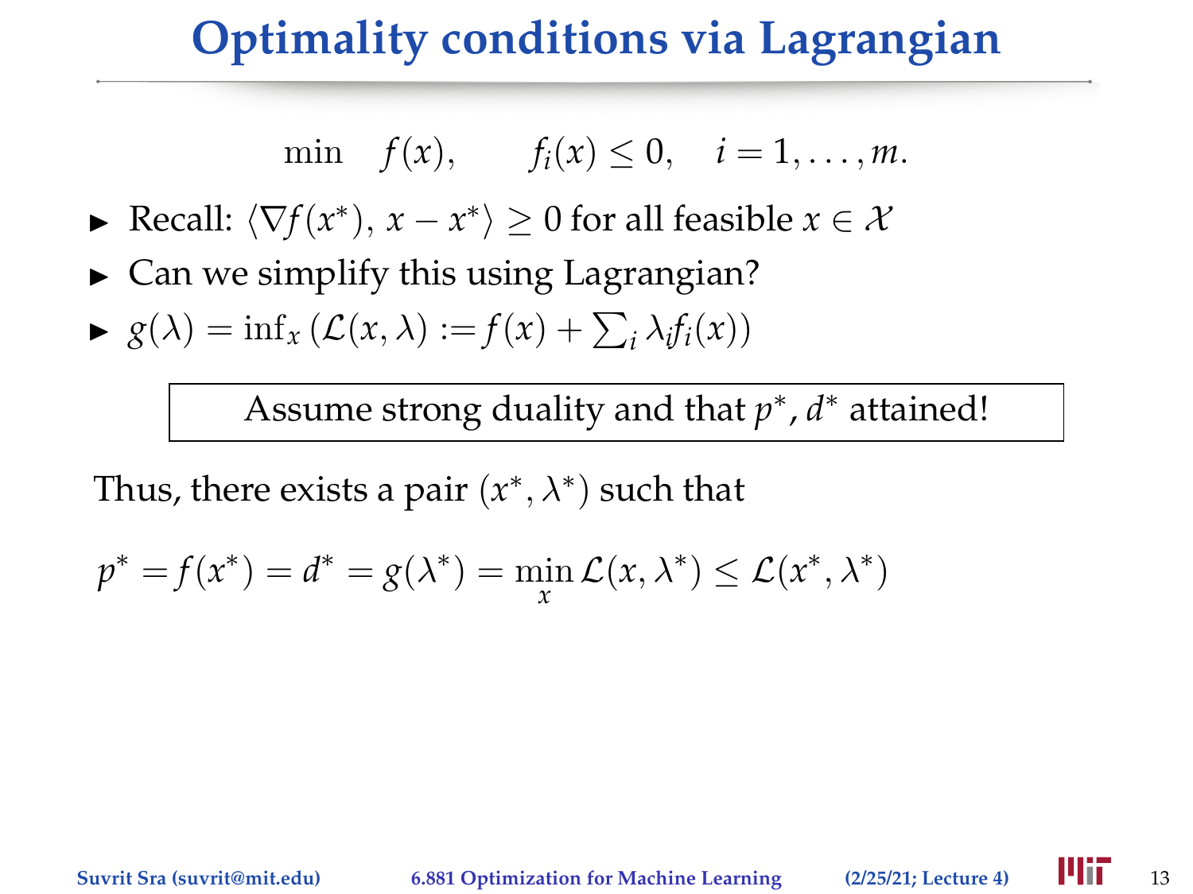# Optimality conditions via Lagrangian

$$\min \quad f(x), \qquad f_i(x) \leq 0, \quad i = 1, \ldots, m.$$

- Recall: $\langle \nabla f(x^*), \, x - x^* \rangle \geq 0$ for all feasible $x \in \mathcal{X}$
- Can we simplify this using Lagrangian?
- $g(\lambda) = \inf_x \left( \mathcal{L}(x, \lambda) := f(x) + \sum_i \lambda_i f_i(x) \right)$

| Assume strong duality and that $p^*$, $d^*$ attained! |
|---|

Thus, there exists a pair $(x^*, \lambda^*)$ such that

$$p^* = f(x^*) = d^* = g(\lambda^*) = \min_x \mathcal{L}(x, \lambda^*) \leq \mathcal{L}(x^*, \lambda^*)$$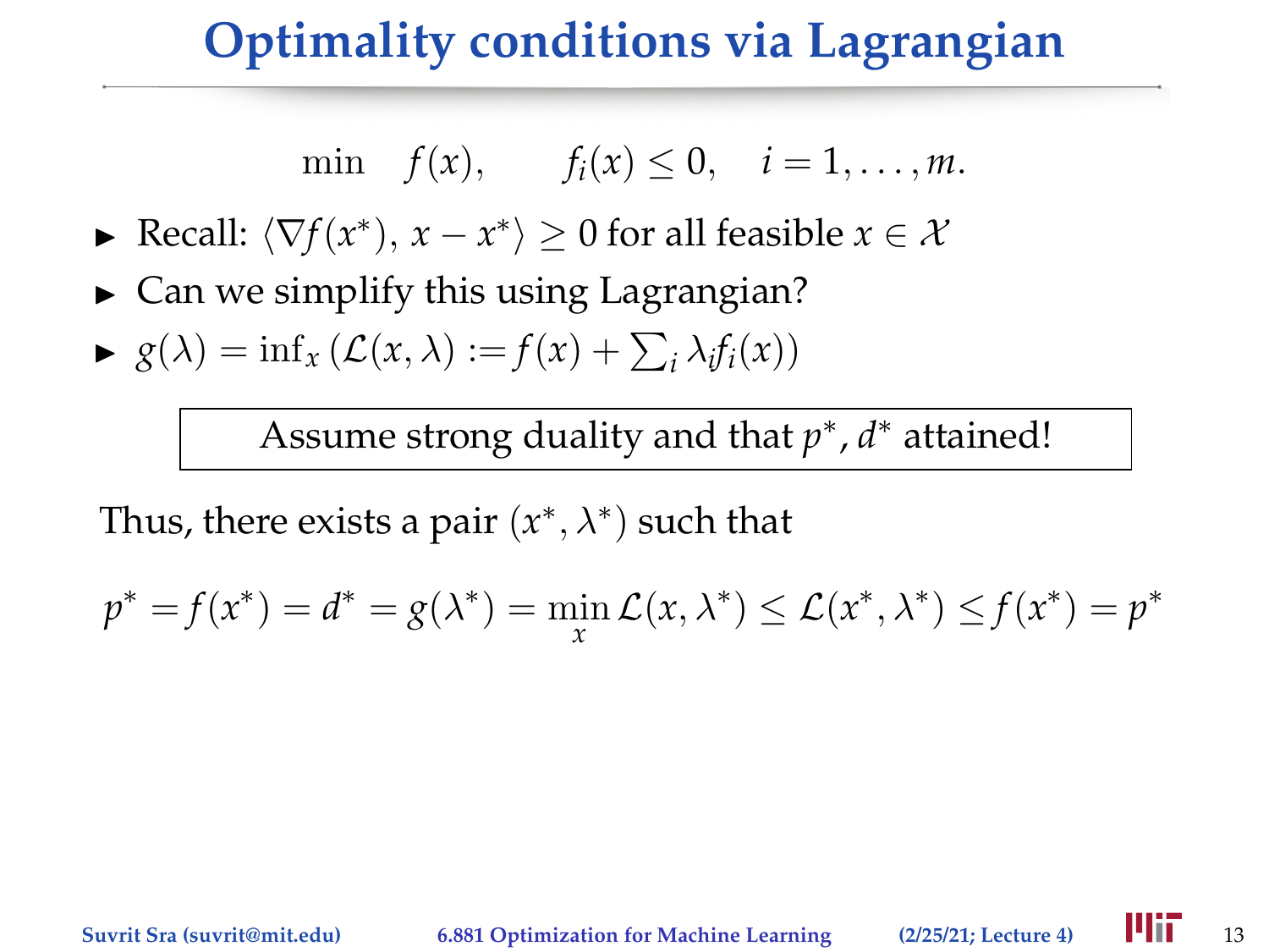# Optimality conditions via Lagrangian

$$\min \quad f(x), \qquad f_i(x) \leq 0, \quad i = 1, \ldots, m.$$

- Recall: $\langle \nabla f(x^*), x - x^* \rangle \geq 0$ for all feasible $x \in \mathcal{X}$
- Can we simplify this using Lagrangian?
- $g(\lambda) = \inf_x \left( \mathcal{L}(x, \lambda) := f(x) + \sum_i \lambda_i f_i(x) \right)$

> Assume strong duality and that $p^*, d^*$ attained!

Thus, there exists a pair $(x^*, \lambda^*)$ such that

$$p^* = f(x^*) = d^* = g(\lambda^*) = \min_x \mathcal{L}(x, \lambda^*) \leq \mathcal{L}(x^*, \lambda^*) \leq f(x^*) = p^*$$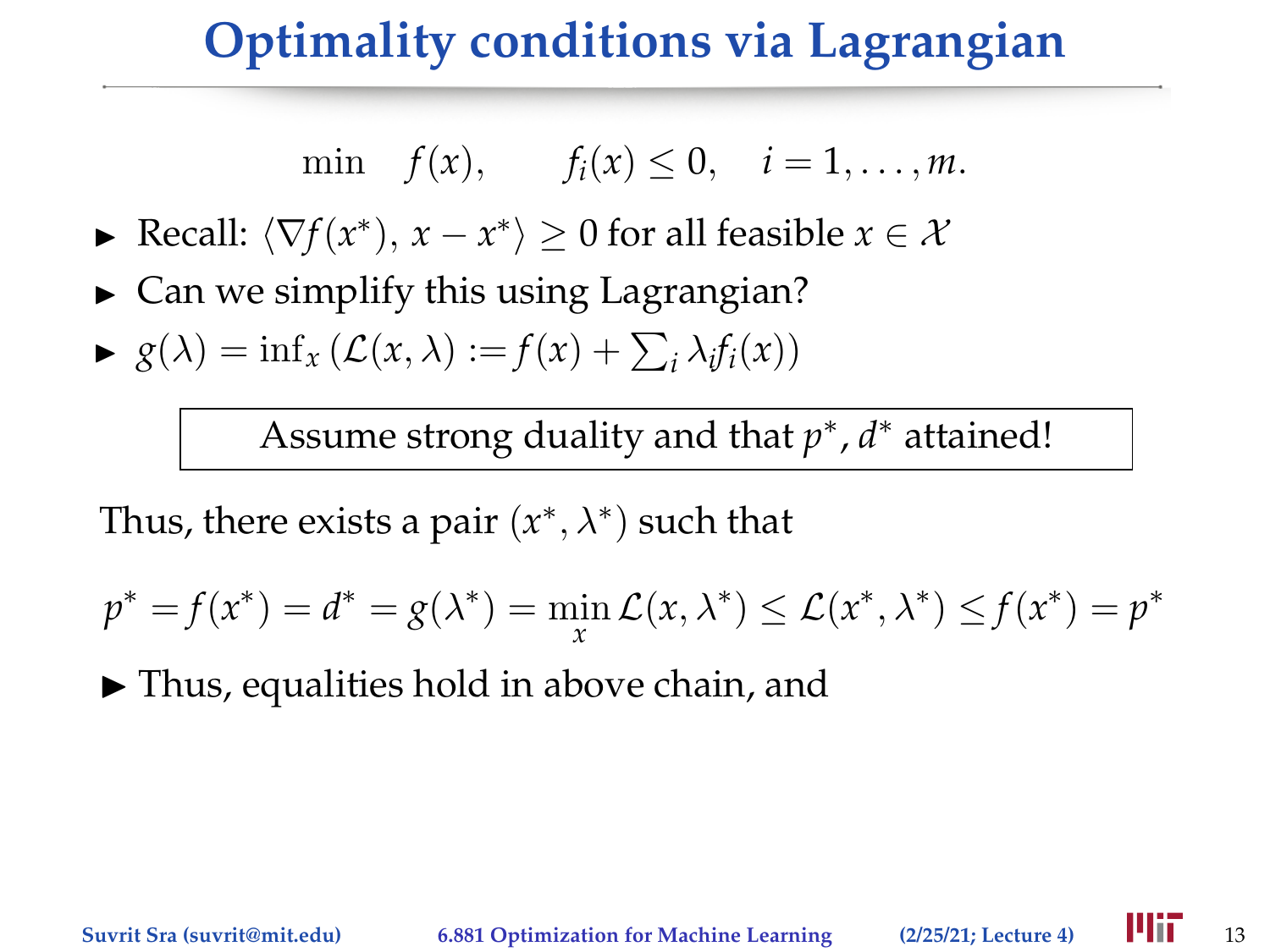# Optimality conditions via Lagrangian

$$\min \quad f(x), \qquad f_i(x) \leq 0, \quad i = 1, \ldots, m.$$

- Recall: $\langle \nabla f(x^*), \, x - x^* \rangle \geq 0$ for all feasible $x \in \mathcal{X}$
- Can we simplify this using Lagrangian?
- $g(\lambda) = \inf_x \left( \mathcal{L}(x, \lambda) := f(x) + \sum_i \lambda_i f_i(x) \right)$

Assume strong duality and that $p^*, d^*$ attained!

Thus, there exists a pair $(x^*, \lambda^*)$ such that

$$p^* = f(x^*) = d^* = g(\lambda^*) = \min_x \mathcal{L}(x, \lambda^*) \leq \mathcal{L}(x^*, \lambda^*) \leq f(x^*) = p^*$$

- Thus, equalities hold in above chain, and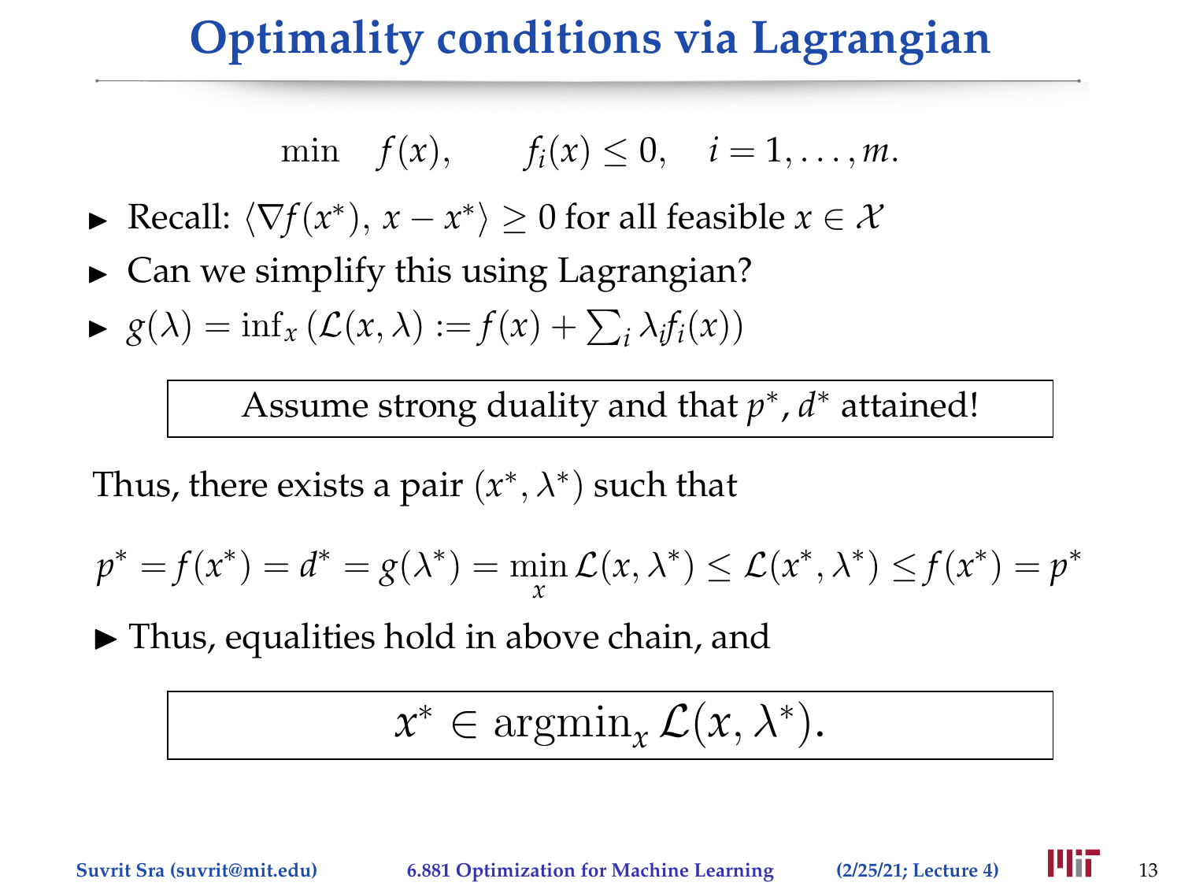# Optimality conditions via Lagrangian

$$\min \quad f(x), \qquad f_i(x) \leq 0, \quad i = 1, \ldots, m.$$

- Recall: $\langle \nabla f(x^*), x - x^* \rangle \geq 0$ for all feasible $x \in \mathcal{X}$
- Can we simplify this using Lagrangian?
- $g(\lambda) = \inf_x \left( \mathcal{L}(x, \lambda) := f(x) + \sum_i \lambda_i f_i(x) \right)$

**Assume strong duality and that $p^*, d^*$ attained!**

Thus, there exists a pair $(x^*, \lambda^*)$ such that

$$p^* = f(x^*) = d^* = g(\lambda^*) = \min_x \mathcal{L}(x, \lambda^*) \leq \mathcal{L}(x^*, \lambda^*) \leq f(x^*) = p^*$$

- Thus, equalities hold in above chain, and

$$\boxed{x^* \in \operatorname{argmin}_x \mathcal{L}(x, \lambda^*).}$$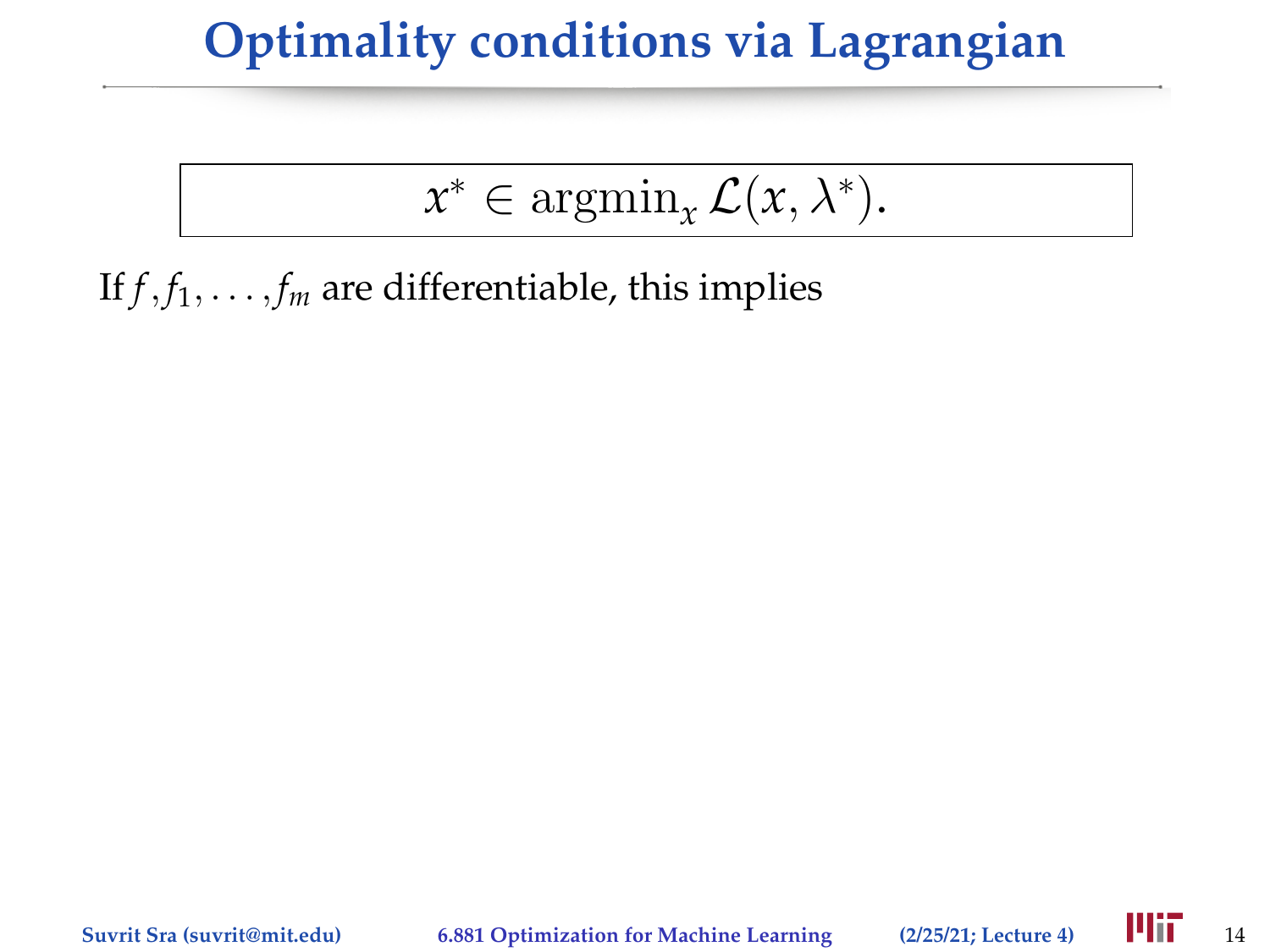# Optimality conditions via Lagrangian

$$x^* \in \operatorname{argmin}_x \mathcal{L}(x, \lambda^*).$$

If $f, f_1, \ldots, f_m$ are differentiable, this implies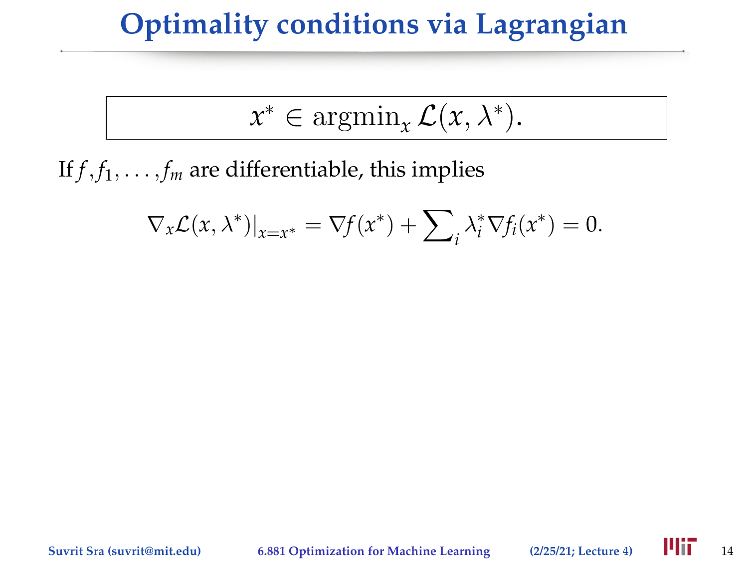# Optimality conditions via Lagrangian

$$x^* \in \operatorname{argmin}_x \mathcal{L}(x, \lambda^*).$$

If $f, f_1, \ldots, f_m$ are differentiable, this implies

$$\nabla_x \mathcal{L}(x, \lambda^*)|_{x=x^*} = \nabla f(x^*) + \sum\nolimits_i \lambda_i^* \nabla f_i(x^*) = 0.$$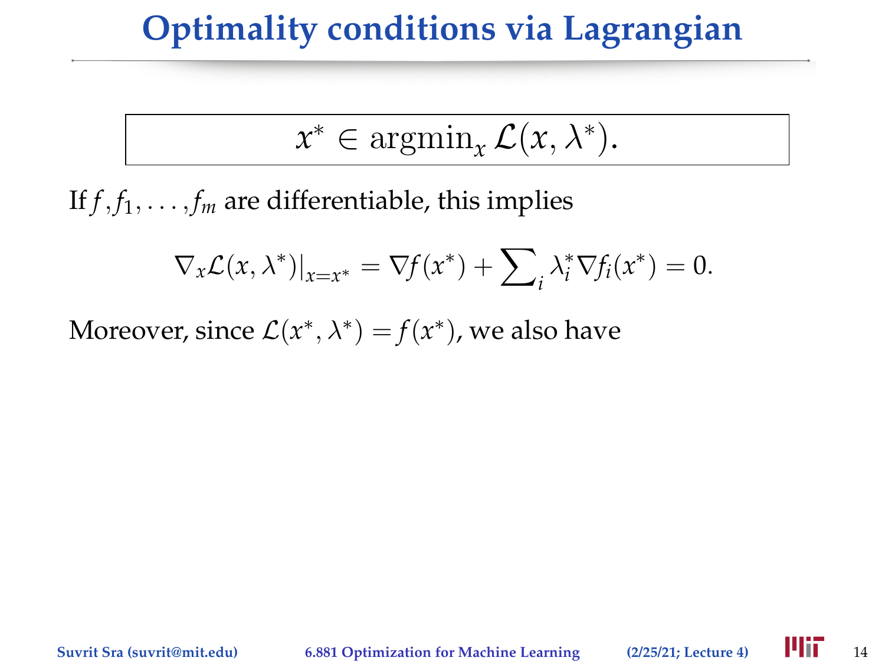# Optimality conditions via Lagrangian

$$x^* \in \operatorname{argmin}_x \mathcal{L}(x, \lambda^*).$$

If $f, f_1, \ldots, f_m$ are differentiable, this implies

$$\nabla_x \mathcal{L}(x, \lambda^*)|_{x=x^*} = \nabla f(x^*) + \sum\nolimits_i \lambda_i^* \nabla f_i(x^*) = 0.$$

Moreover, since $\mathcal{L}(x^*, \lambda^*) = f(x^*)$, we also have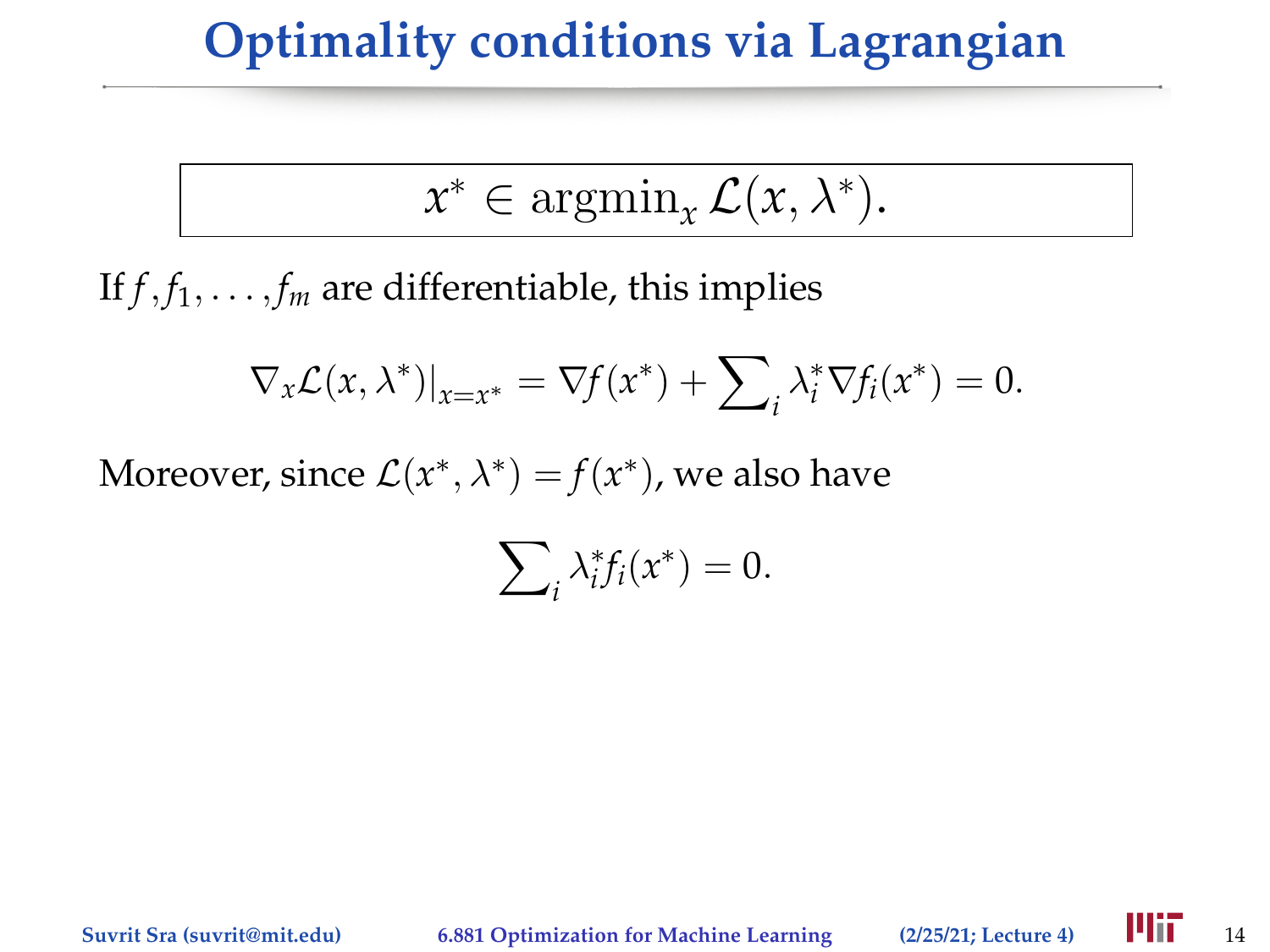# Optimality conditions via Lagrangian

$$x^* \in \operatorname{argmin}_x \mathcal{L}(x, \lambda^*).$$

If $f, f_1, \ldots, f_m$ are differentiable, this implies

$$\nabla_x \mathcal{L}(x, \lambda^*)|_{x=x^*} = \nabla f(x^*) + \sum\nolimits_i \lambda_i^* \nabla f_i(x^*) = 0.$$

Moreover, since $\mathcal{L}(x^*, \lambda^*) = f(x^*)$, we also have

$$\sum\nolimits_i \lambda_i^* f_i(x^*) = 0.$$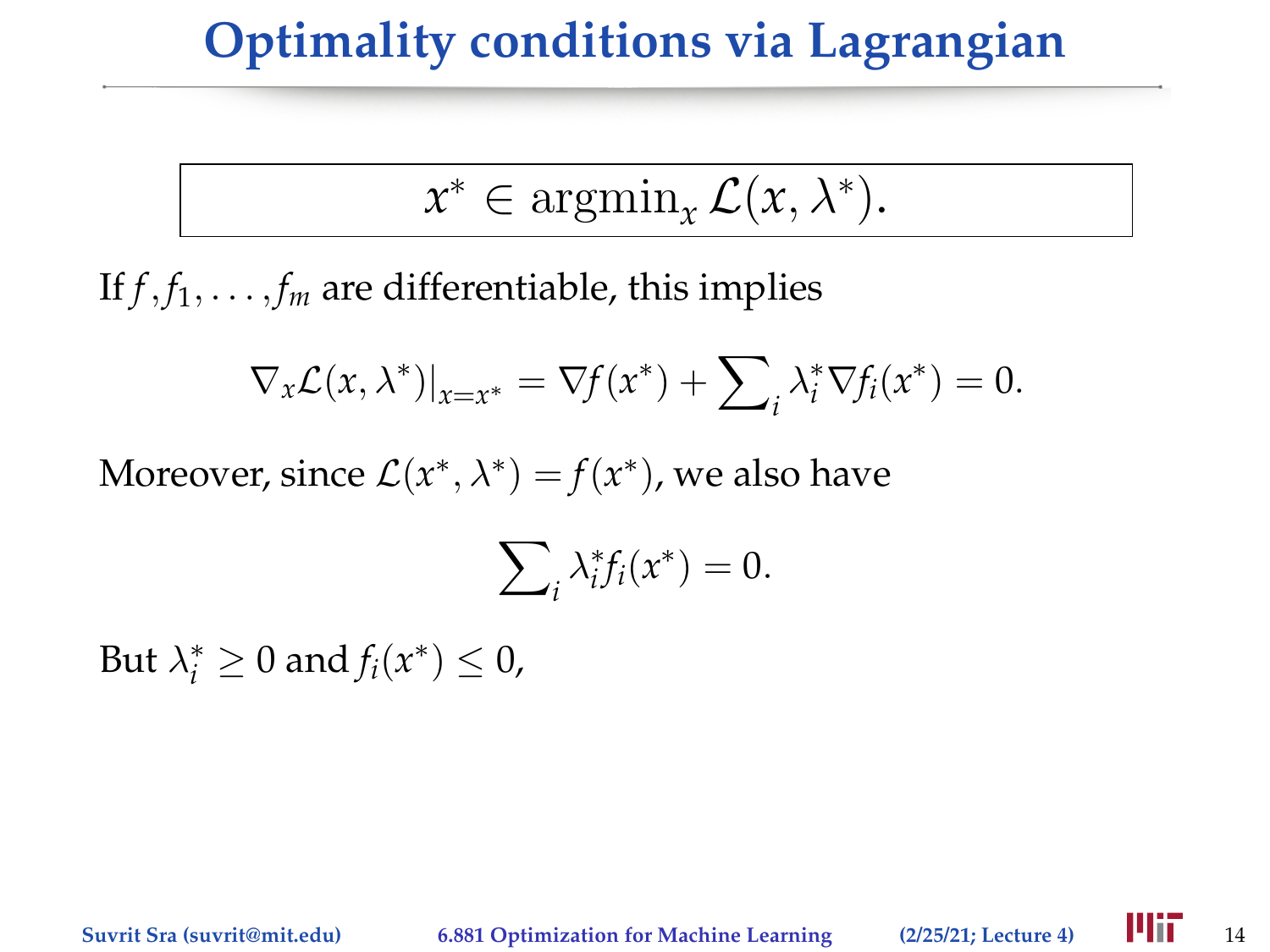# Optimality conditions via Lagrangian

$$x^* \in \operatorname{argmin}_x \mathcal{L}(x, \lambda^*).$$

If $f, f_1, \ldots, f_m$ are differentiable, this implies

$$\nabla_x \mathcal{L}(x, \lambda^*)|_{x=x^*} = \nabla f(x^*) + \sum\nolimits_i \lambda_i^* \nabla f_i(x^*) = 0.$$

Moreover, since $\mathcal{L}(x^*, \lambda^*) = f(x^*)$, we also have

$$\sum\nolimits_i \lambda_i^* f_i(x^*) = 0.$$

But $\lambda_i^* \geq 0$ and $f_i(x^*) \leq 0$,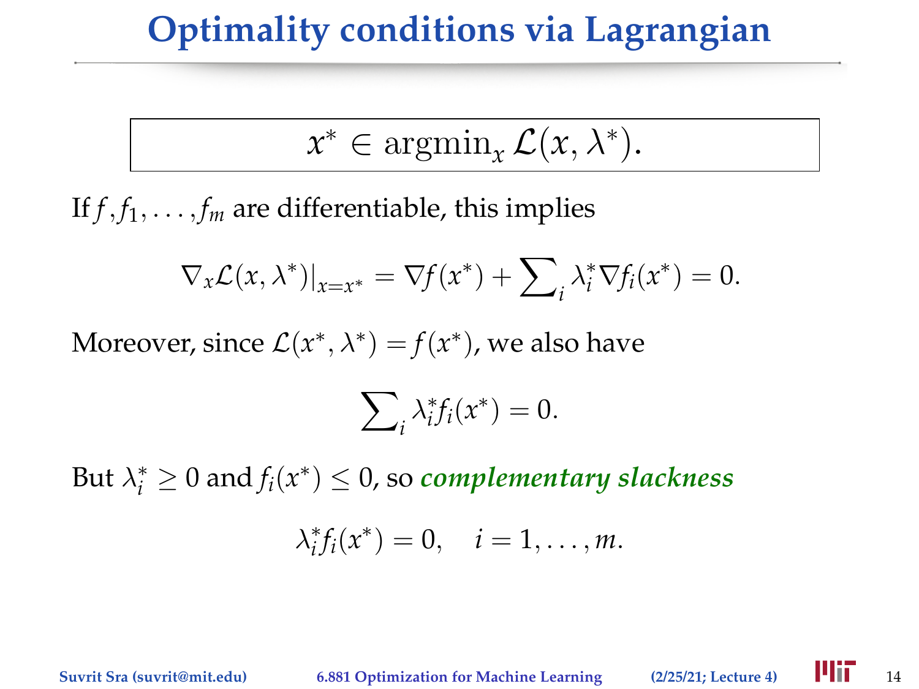# Optimality conditions via Lagrangian

$$\boxed{x^* \in \operatorname{argmin}_x \mathcal{L}(x, \lambda^*).}$$

If $f, f_1, \ldots, f_m$ are differentiable, this implies

$$\nabla_x \mathcal{L}(x, \lambda^*)|_{x=x^*} = \nabla f(x^*) + \sum\nolimits_i \lambda_i^* \nabla f_i(x^*) = 0.$$

Moreover, since $\mathcal{L}(x^*, \lambda^*) = f(x^*)$, we also have

$$\sum\nolimits_i \lambda_i^* f_i(x^*) = 0.$$

But $\lambda_i^* \geq 0$ and $f_i(x^*) \leq 0$, so ***complementary slackness***

$$\lambda_i^* f_i(x^*) = 0, \quad i = 1, \ldots, m.$$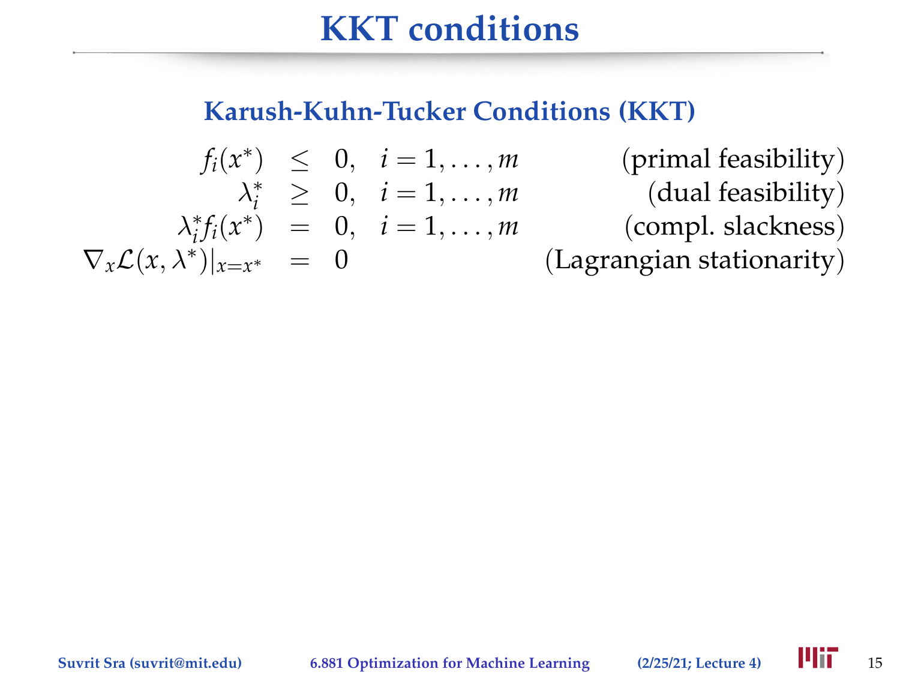# KKT conditions

## Karush-Kuhn-Tucker Conditions (KKT)

$$
\begin{array}{rcll}
f_i(x^*) & \leq & 0, \quad i = 1, \ldots, m & \text{(primal feasibility)} \\
\lambda_i^* & \geq & 0, \quad i = 1, \ldots, m & \text{(dual feasibility)} \\
\lambda_i^* f_i(x^*) & = & 0, \quad i = 1, \ldots, m & \text{(compl. slackness)} \\
\nabla_x \mathcal{L}(x, \lambda^*)|_{x=x^*} & = & 0 & \text{(Lagrangian stationarity)}
\end{array}
$$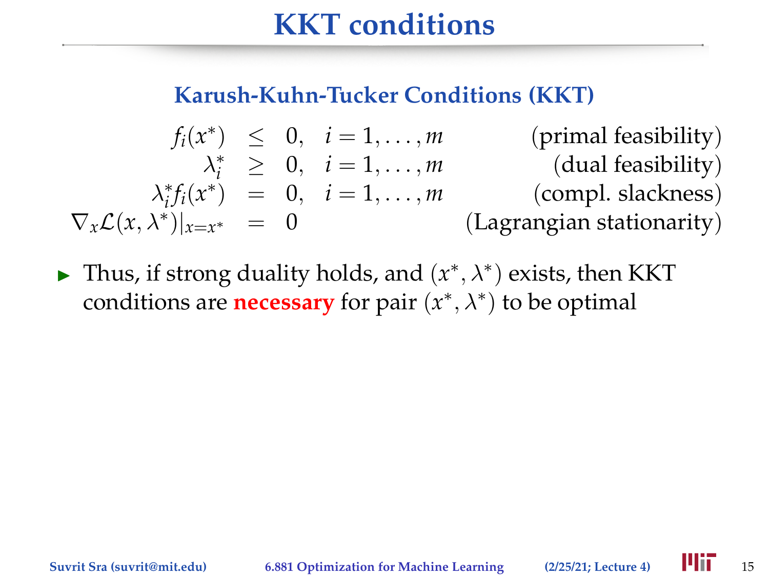# KKT conditions

### Karush-Kuhn-Tucker Conditions (KKT)

$$
\begin{array}{rcll}
f_i(x^*) & \leq & 0, \quad i = 1, \ldots, m & \text{(primal feasibility)} \\
\lambda_i^* & \geq & 0, \quad i = 1, \ldots, m & \text{(dual feasibility)} \\
\lambda_i^* f_i(x^*) & = & 0, \quad i = 1, \ldots, m & \text{(compl. slackness)} \\
\nabla_x \mathcal{L}(x, \lambda^*)|_{x=x^*} & = & 0 & \text{(Lagrangian stationarity)}
\end{array}
$$

- Thus, if strong duality holds, and $(x^*, \lambda^*)$ exists, then KKT conditions are **necessary** for pair $(x^*, \lambda^*)$ to be optimal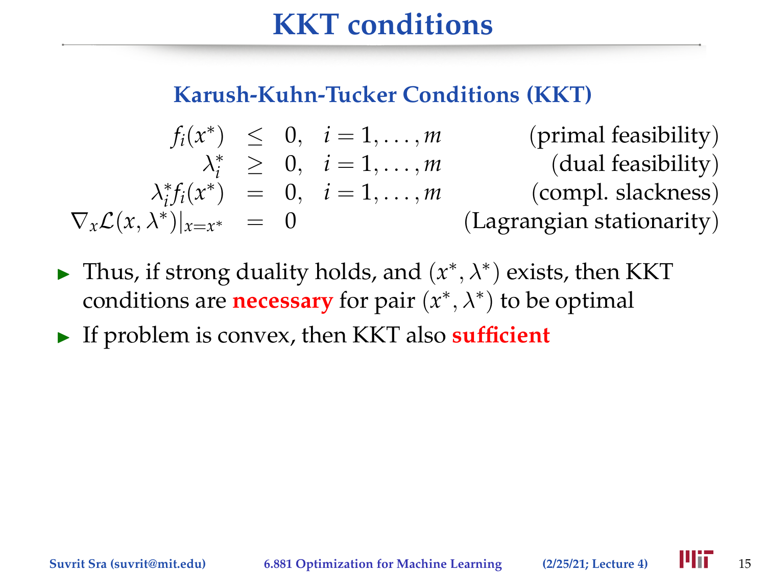# KKT conditions

## Karush-Kuhn-Tucker Conditions (KKT)

$$
\begin{array}{rcll}
f_i(x^*) & \leq & 0, \quad i = 1, \ldots, m & \text{(primal feasibility)} \\
\lambda_i^* & \geq & 0, \quad i = 1, \ldots, m & \text{(dual feasibility)} \\
\lambda_i^* f_i(x^*) & = & 0, \quad i = 1, \ldots, m & \text{(compl. slackness)} \\
\nabla_x \mathcal{L}(x, \lambda^*)|_{x=x^*} & = & 0 & \text{(Lagrangian stationarity)}
\end{array}
$$

- Thus, if strong duality holds, and $(x^*, \lambda^*)$ exists, then KKT conditions are **necessary** for pair $(x^*, \lambda^*)$ to be optimal
- If problem is convex, then KKT also **sufficient**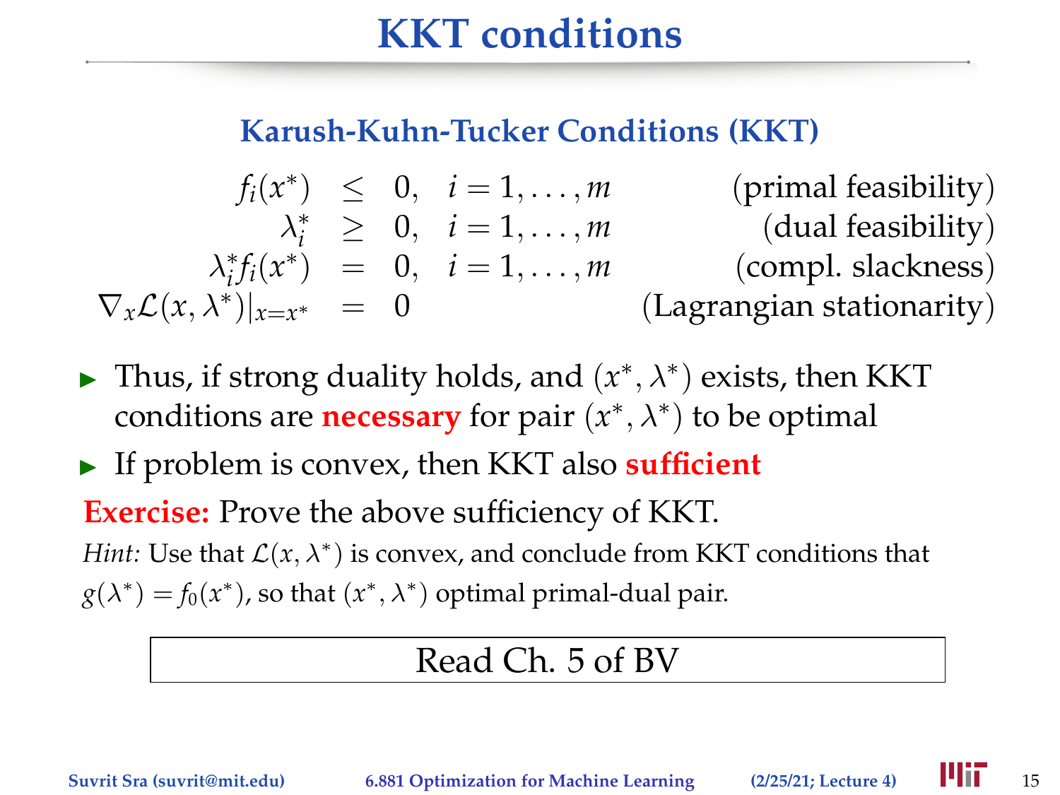# KKT conditions

### Karush-Kuhn-Tucker Conditions (KKT)

$$
\begin{array}{rcll}
f_i(x^*) & \leq & 0, \quad i = 1, \ldots, m & \text{(primal feasibility)} \\
\lambda_i^* & \geq & 0, \quad i = 1, \ldots, m & \text{(dual feasibility)} \\
\lambda_i^* f_i(x^*) & = & 0, \quad i = 1, \ldots, m & \text{(compl. slackness)} \\
\nabla_x \mathcal{L}(x, \lambda^*)|_{x=x^*} & = & 0 & \text{(Lagrangian stationarity)}
\end{array}
$$

- Thus, if strong duality holds, and $(x^*, \lambda^*)$ exists, then KKT conditions are **necessary** for pair $(x^*, \lambda^*)$ to be optimal
- If problem is convex, then KKT also **sufficient**

**Exercise:** Prove the above sufficiency of KKT.

*Hint:* Use that $\mathcal{L}(x, \lambda^*)$ is convex, and conclude from KKT conditions that $g(\lambda^*) = f_0(x^*)$, so that $(x^*, \lambda^*)$ optimal primal-dual pair.

Read Ch. 5 of BV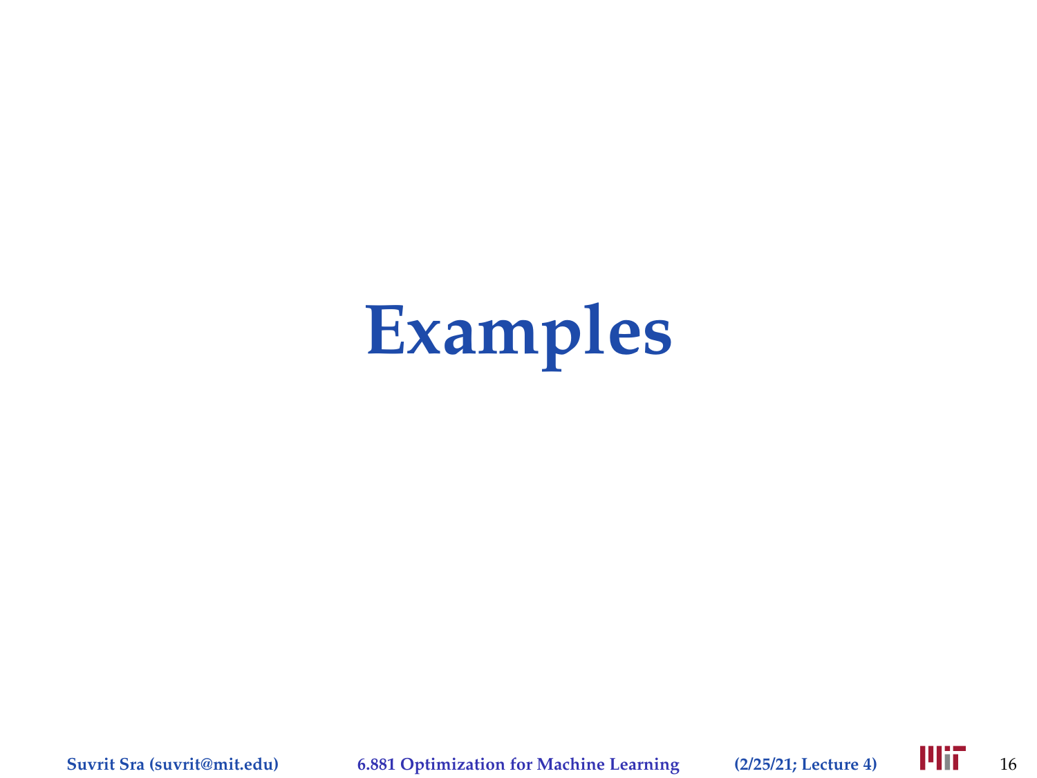# Examples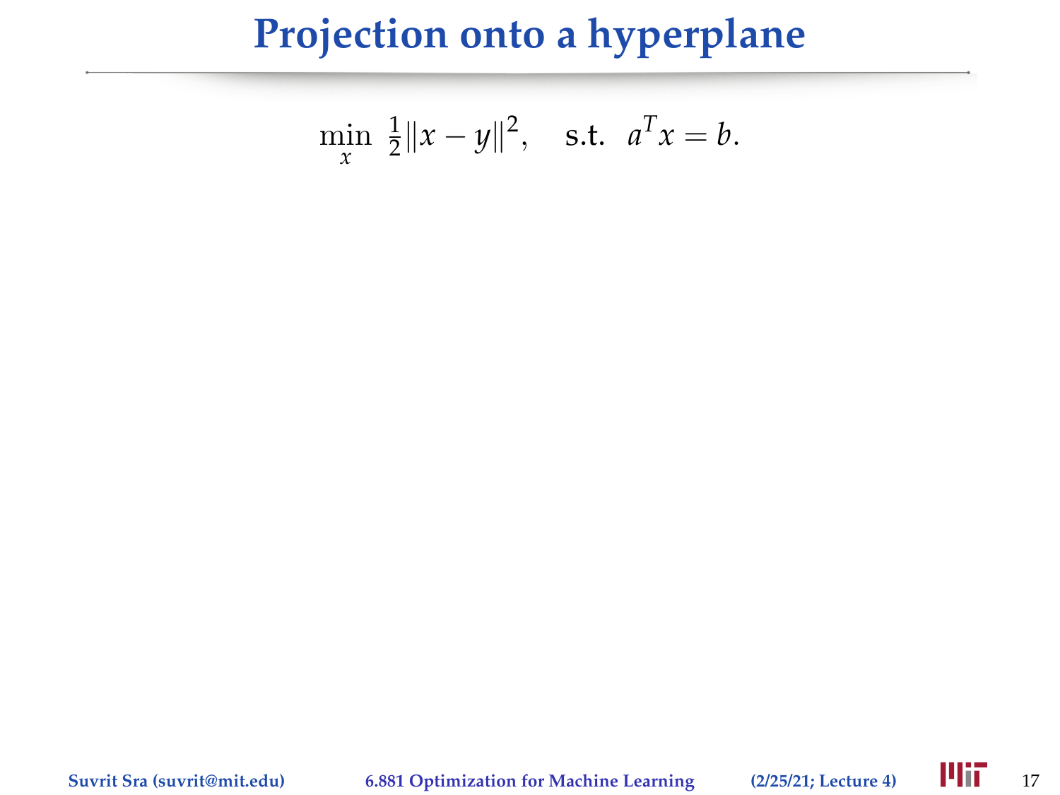# Projection onto a hyperplane

$$\min_{x} \ \tfrac{1}{2}\|x-y\|^2, \quad \text{s.t.} \ \ a^T x = b.$$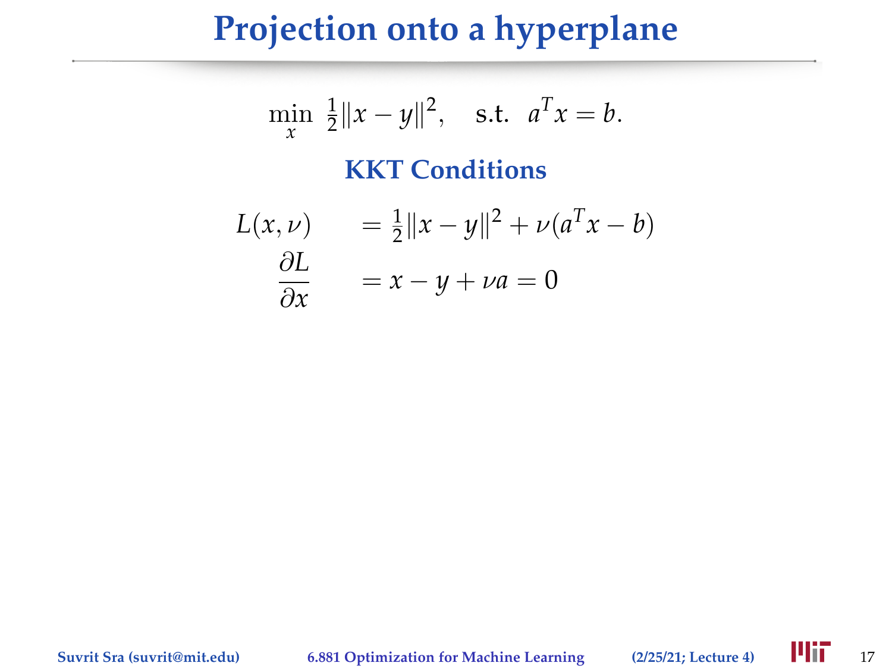# Projection onto a hyperplane

$$\min_x \ \tfrac{1}{2}\|x - y\|^2, \quad \text{s.t.} \ \ a^T x = b.$$

### KKT Conditions

$$
\begin{aligned}
L(x, \nu) \quad &= \tfrac{1}{2}\|x - y\|^2 + \nu(a^T x - b) \\
\frac{\partial L}{\partial x} \quad &= x - y + \nu a = 0
\end{aligned}
$$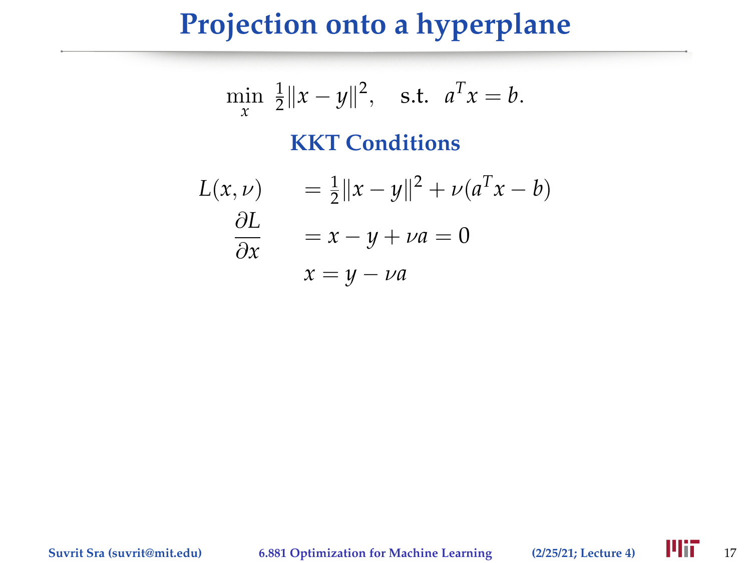# Projection onto a hyperplane

$$\min_x \ \tfrac{1}{2}\|x - y\|^2, \quad \text{s.t.} \ \ a^T x = b.$$

## KKT Conditions

$$L(x, \nu) = \tfrac{1}{2}\|x - y\|^2 + \nu(a^T x - b)$$

$$\frac{\partial L}{\partial x} = x - y + \nu a = 0$$

$$x = y - \nu a$$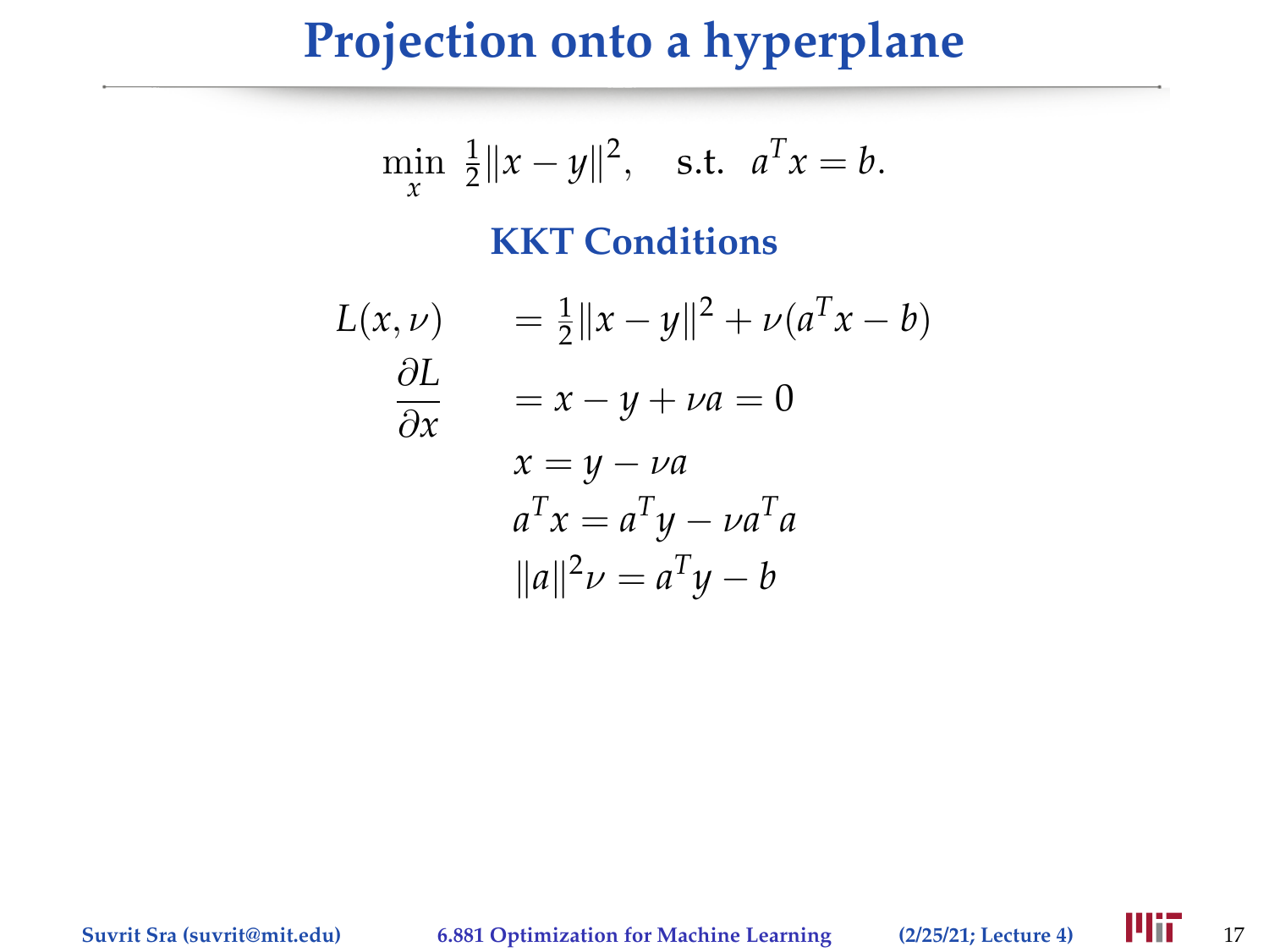# Projection onto a hyperplane

$$\min_x \ \tfrac{1}{2}\|x - y\|^2, \quad \text{s.t.} \ \ a^T x = b.$$

## KKT Conditions

$$
\begin{aligned}
L(x, \nu) \quad &= \tfrac{1}{2}\|x - y\|^2 + \nu(a^T x - b) \\
\frac{\partial L}{\partial x} \quad &= x - y + \nu a = 0 \\
& x = y - \nu a \\
& a^T x = a^T y - \nu a^T a \\
& \|a\|^2 \nu = a^T y - b
\end{aligned}
$$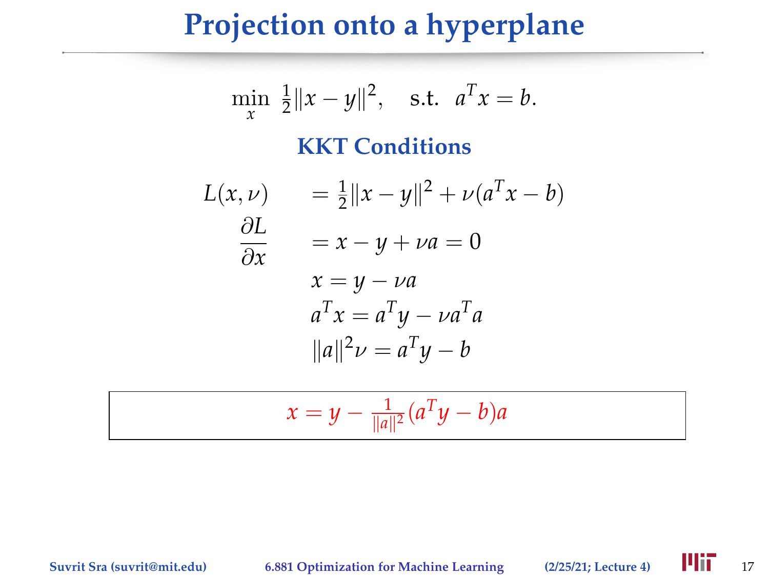# Projection onto a hyperplane

$$\min_x \ \tfrac{1}{2}\|x-y\|^2, \quad \text{s.t.} \ \ a^Tx = b.$$

## KKT Conditions

$$
\begin{aligned}
L(x,\nu) \quad &= \tfrac{1}{2}\|x-y\|^2 + \nu(a^Tx - b) \\
\frac{\partial L}{\partial x} \quad &= x - y + \nu a = 0 \\
&\ x = y - \nu a \\
&\ a^Tx = a^Ty - \nu a^Ta \\
&\ \|a\|^2\nu = a^Ty - b
\end{aligned}
$$

$$x = y - \tfrac{1}{\|a\|^2}(a^Ty - b)a$$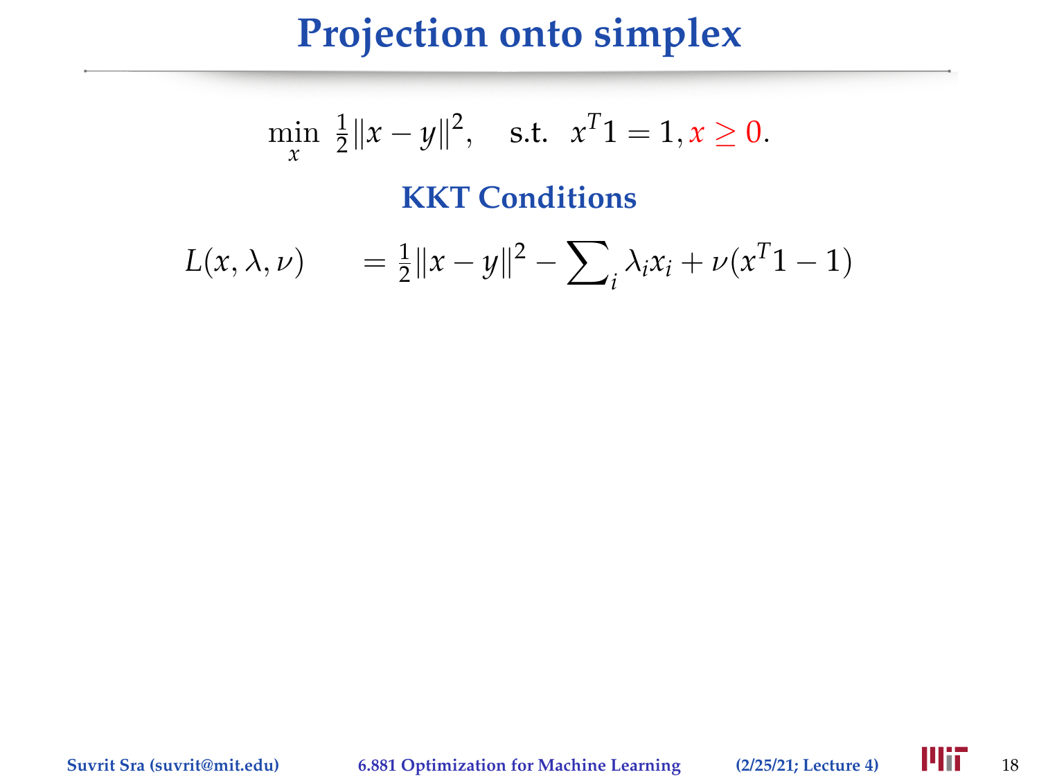# Projection onto simplex

$$\min_x \; \tfrac{1}{2}\|x - y\|^2, \quad \text{s.t.} \;\; x^T 1 = 1, x \geq 0.$$

## KKT Conditions

$$L(x, \lambda, \nu) \qquad = \tfrac{1}{2}\|x - y\|^2 - \sum\nolimits_i \lambda_i x_i + \nu(x^T 1 - 1)$$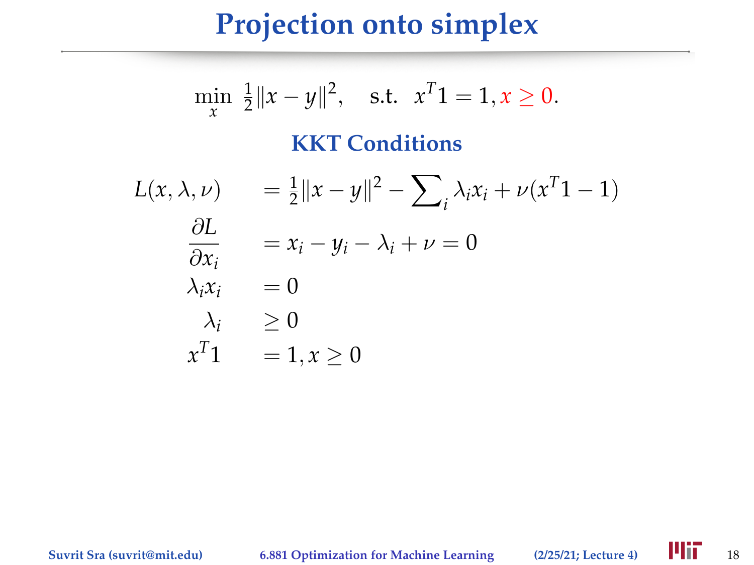# Projection onto simplex

$$\min_x \ \tfrac{1}{2}\|x - y\|^2, \quad \text{s.t.} \ \ x^T 1 = 1, x \geq 0.$$

## KKT Conditions

$$
\begin{aligned}
L(x, \lambda, \nu) \quad &= \tfrac{1}{2}\|x - y\|^2 - \sum\nolimits_i \lambda_i x_i + \nu(x^T 1 - 1) \\
\frac{\partial L}{\partial x_i} \quad &= x_i - y_i - \lambda_i + \nu = 0 \\
\lambda_i x_i \quad &= 0 \\
\lambda_i \quad &\geq 0 \\
x^T 1 \quad &= 1, x \geq 0
\end{aligned}
$$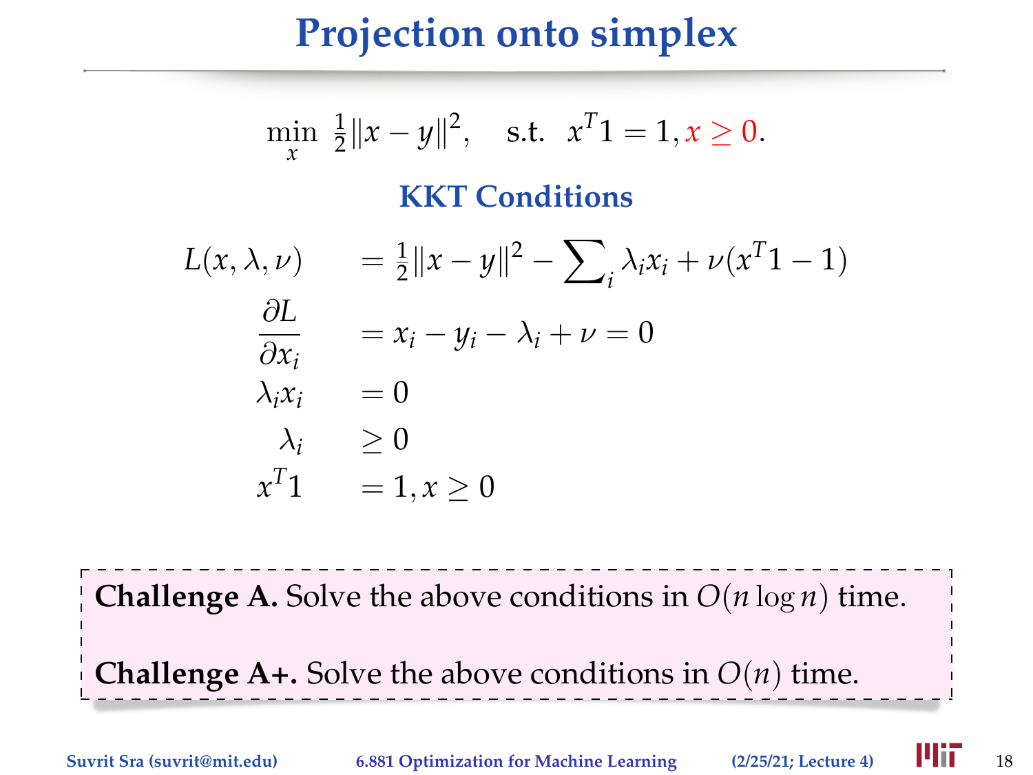# Projection onto simplex

$$\min_x \ \tfrac{1}{2}\|x-y\|^2, \quad \text{s.t.} \ \ x^T 1 = 1, x \geq 0.$$

## KKT Conditions

$$
\begin{aligned}
L(x,\lambda,\nu) \quad &= \tfrac{1}{2}\|x-y\|^2 - \textstyle\sum_i \lambda_i x_i + \nu(x^T 1 - 1) \\
\frac{\partial L}{\partial x_i} \quad &= x_i - y_i - \lambda_i + \nu = 0 \\
\lambda_i x_i \quad &= 0 \\
\lambda_i \quad &\geq 0 \\
x^T 1 \quad &= 1, x \geq 0
\end{aligned}
$$

**Challenge A.** Solve the above conditions in $O(n \log n)$ time.

**Challenge A+.** Solve the above conditions in $O(n)$ time.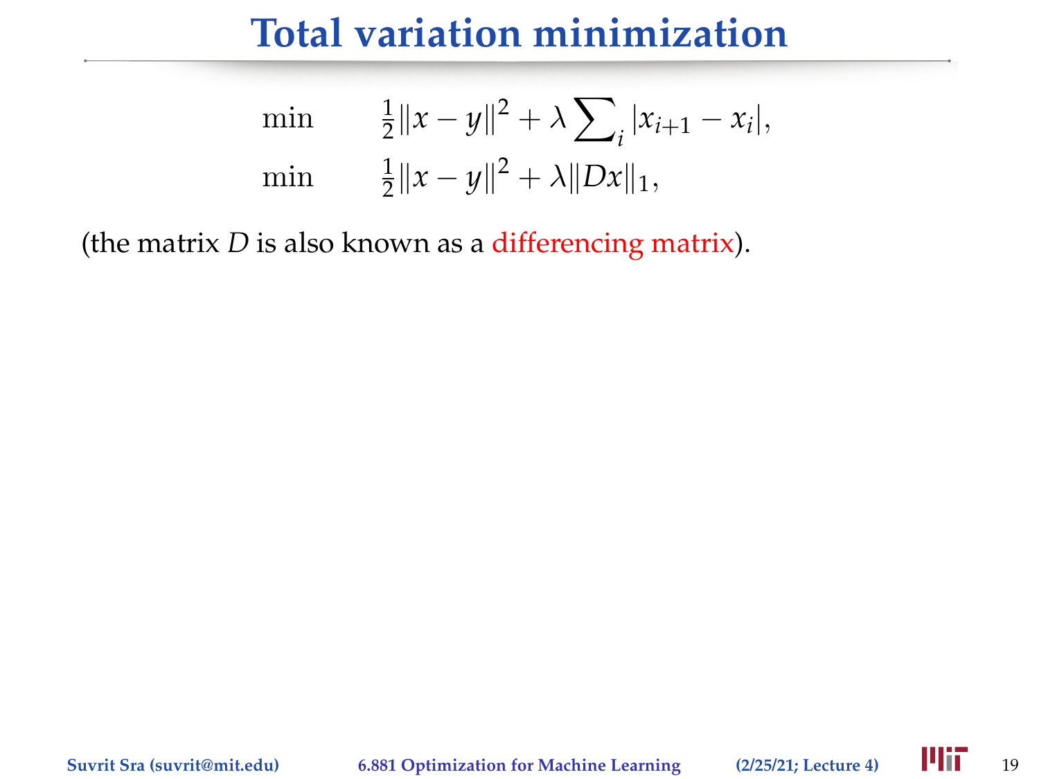# Total variation minimization

$$
\begin{aligned}
\min \quad & \tfrac{1}{2}\|x - y\|^2 + \lambda \textstyle\sum_i |x_{i+1} - x_i|, \\
\min \quad & \tfrac{1}{2}\|x - y\|^2 + \lambda \|Dx\|_1,
\end{aligned}
$$

(the matrix $D$ is also known as a differencing matrix).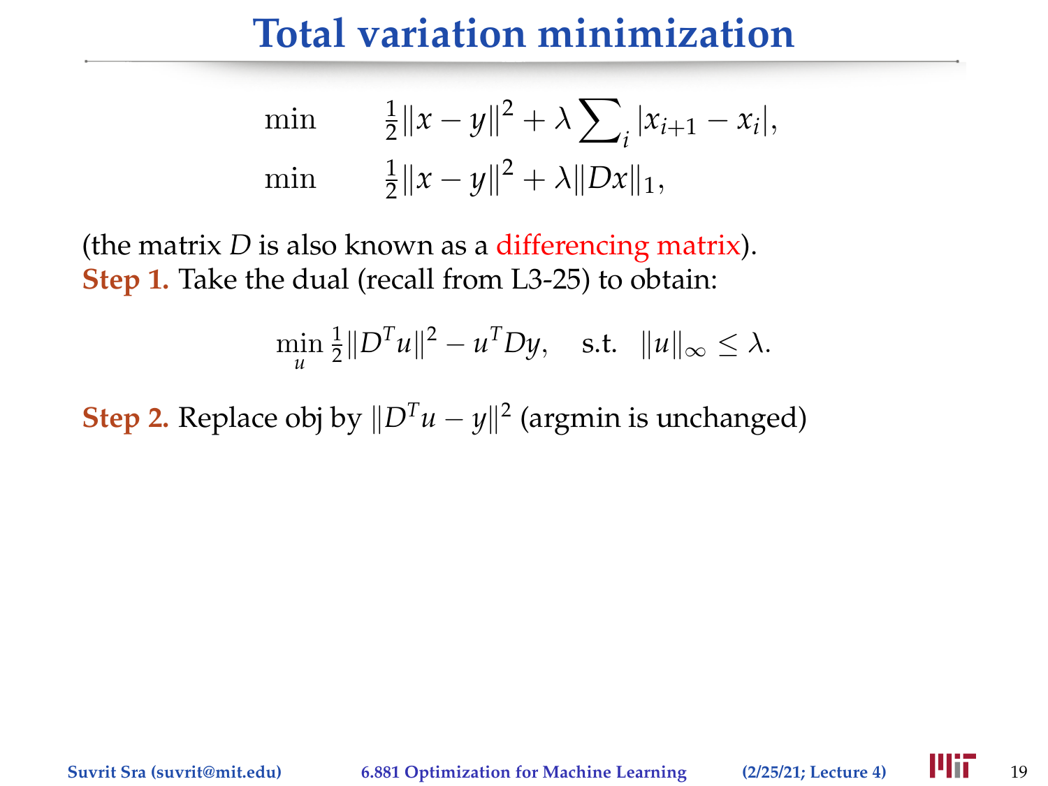# Total variation minimization

$$\min \quad \tfrac{1}{2}\|x - y\|^2 + \lambda \sum_i |x_{i+1} - x_i|,$$

$$\min \quad \tfrac{1}{2}\|x - y\|^2 + \lambda \|Dx\|_1,$$

(the matrix $D$ is also known as a differencing matrix).

**Step 1.** Take the dual (recall from L3-25) to obtain:

$$\min_u \tfrac{1}{2}\|D^T u\|^2 - u^T D y, \quad \text{s.t.} \quad \|u\|_\infty \leq \lambda.$$

**Step 2.** Replace obj by $\|D^T u - y\|^2$ (argmin is unchanged)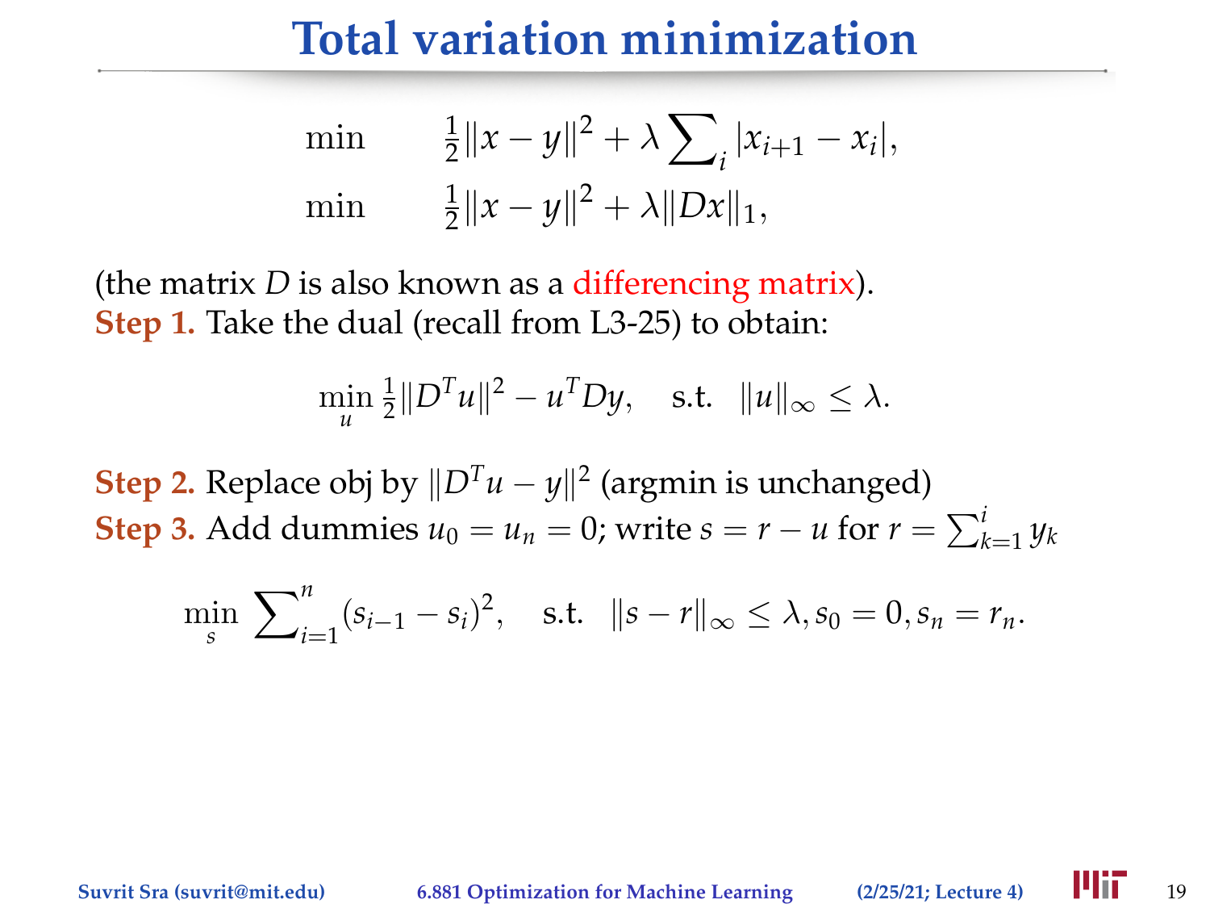# Total variation minimization

$$
\begin{aligned}
\min \quad & \tfrac{1}{2}\|x - y\|^2 + \lambda \textstyle\sum_i |x_{i+1} - x_i|, \\
\min \quad & \tfrac{1}{2}\|x - y\|^2 + \lambda \|Dx\|_1,
\end{aligned}
$$

(the matrix $D$ is also known as a differencing matrix).

**Step 1.** Take the dual (recall from L3-25) to obtain:

$$
\min_u \tfrac{1}{2}\|D^T u\|^2 - u^T D y, \quad \text{s.t.} \quad \|u\|_\infty \leq \lambda.
$$

**Step 2.** Replace obj by $\|D^T u - y\|^2$ (argmin is unchanged)

**Step 3.** Add dummies $u_0 = u_n = 0$; write $s = r - u$ for $r = \sum_{k=1}^{i} y_k$

$$
\min_s \sum_{i=1}^{n} (s_{i-1} - s_i)^2, \quad \text{s.t.} \quad \|s - r\|_\infty \leq \lambda, s_0 = 0, s_n = r_n.
$$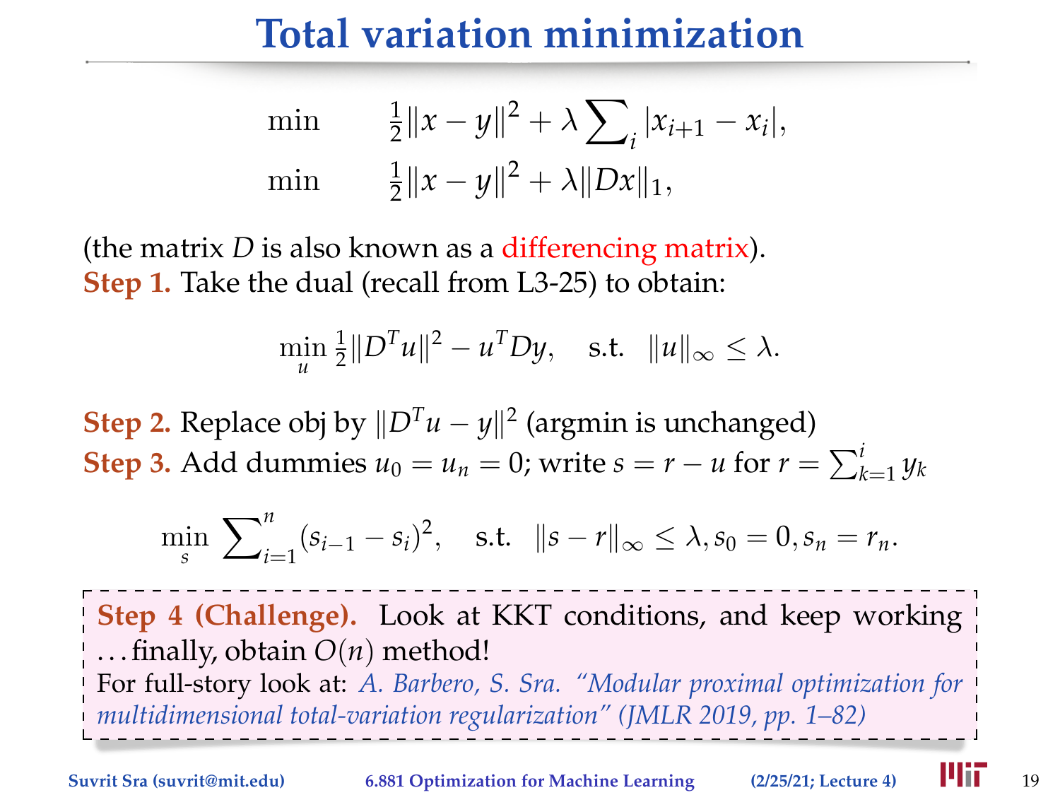# Total variation minimization

$$\min \quad \tfrac{1}{2}\|x - y\|^2 + \lambda \textstyle\sum_i |x_{i+1} - x_i|,$$

$$\min \quad \tfrac{1}{2}\|x - y\|^2 + \lambda \|Dx\|_1,$$

(the matrix $D$ is also known as a differencing matrix).

**Step 1.** Take the dual (recall from L3-25) to obtain:

$$\min_u \tfrac{1}{2}\|D^T u\|^2 - u^T D y, \quad \text{s.t.} \quad \|u\|_\infty \leq \lambda.$$

**Step 2.** Replace obj by $\|D^T u - y\|^2$ (argmin is unchanged)

**Step 3.** Add dummies $u_0 = u_n = 0$; write $s = r - u$ for $r = \sum_{k=1}^{i} y_k$

$$\min_s \textstyle\sum_{i=1}^{n} (s_{i-1} - s_i)^2, \quad \text{s.t.} \quad \|s - r\|_\infty \leq \lambda, s_0 = 0, s_n = r_n.$$

**Step 4 (Challenge).** Look at KKT conditions, and keep working …finally, obtain $O(n)$ method!

For full-story look at: *A. Barbero, S. Sra. "Modular proximal optimization for multidimensional total-variation regularization" (JMLR 2019, pp. 1–82)*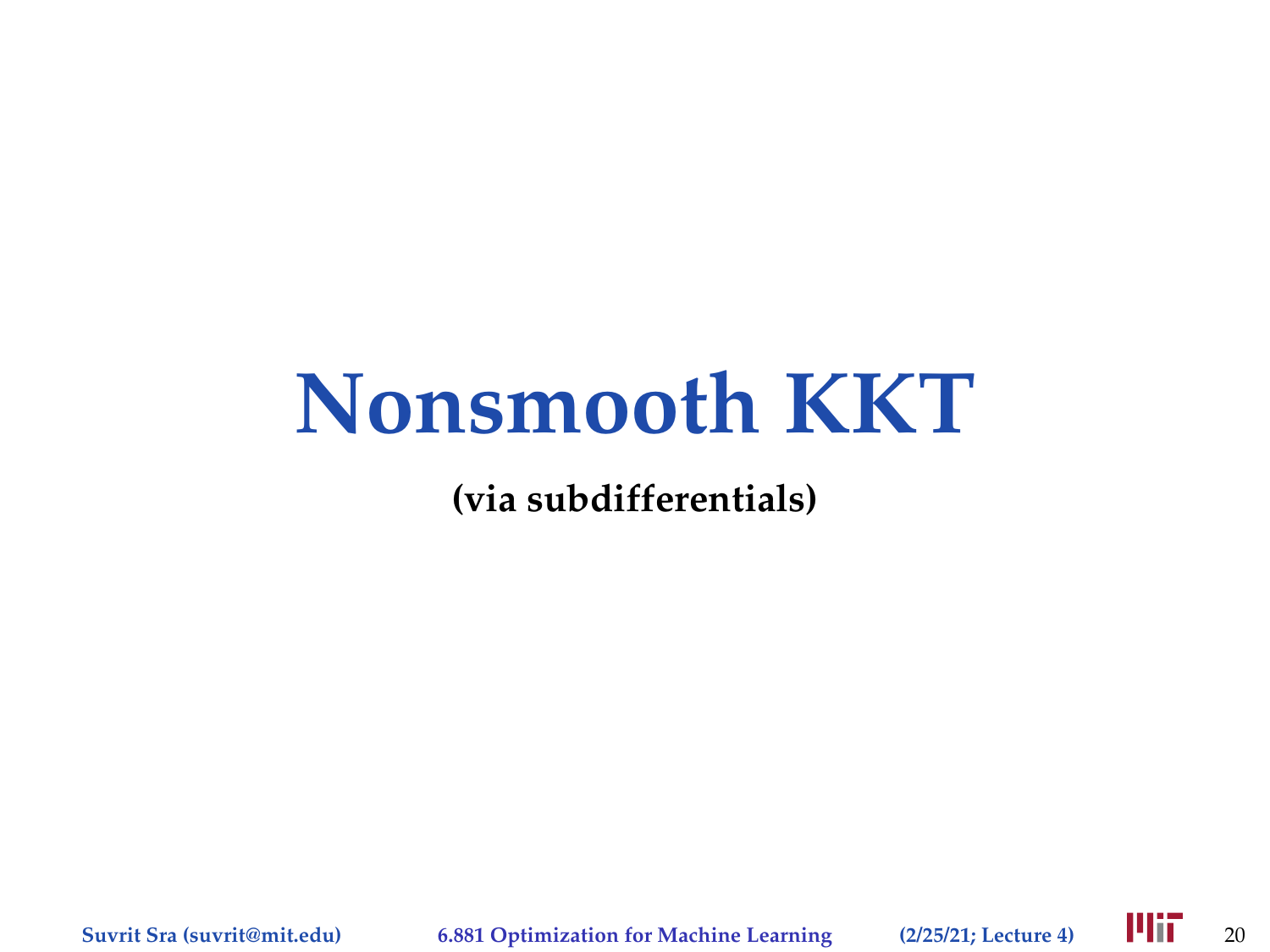# Nonsmooth KKT

**(via subdifferentials)**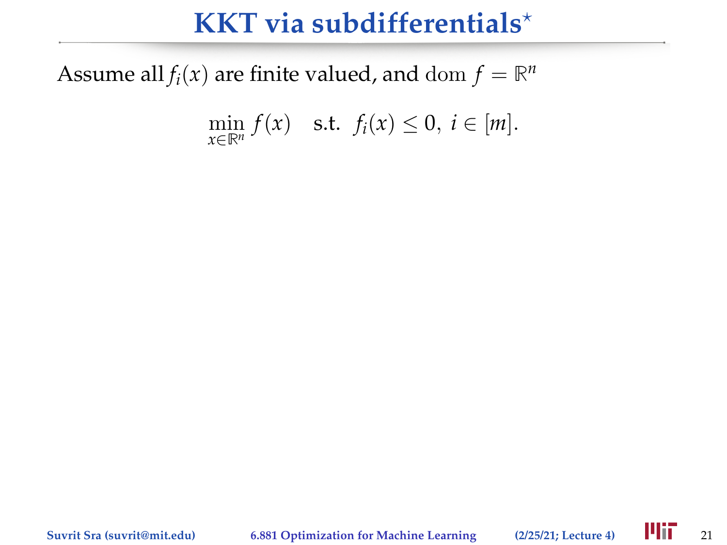# KKT via subdifferentials*

Assume all $f_i(x)$ are finite valued, and $\operatorname{dom} f = \mathbb{R}^n$

$$\min_{x \in \mathbb{R}^n} f(x) \quad \text{s.t.} \;\; f_i(x) \leq 0, \; i \in [m].$$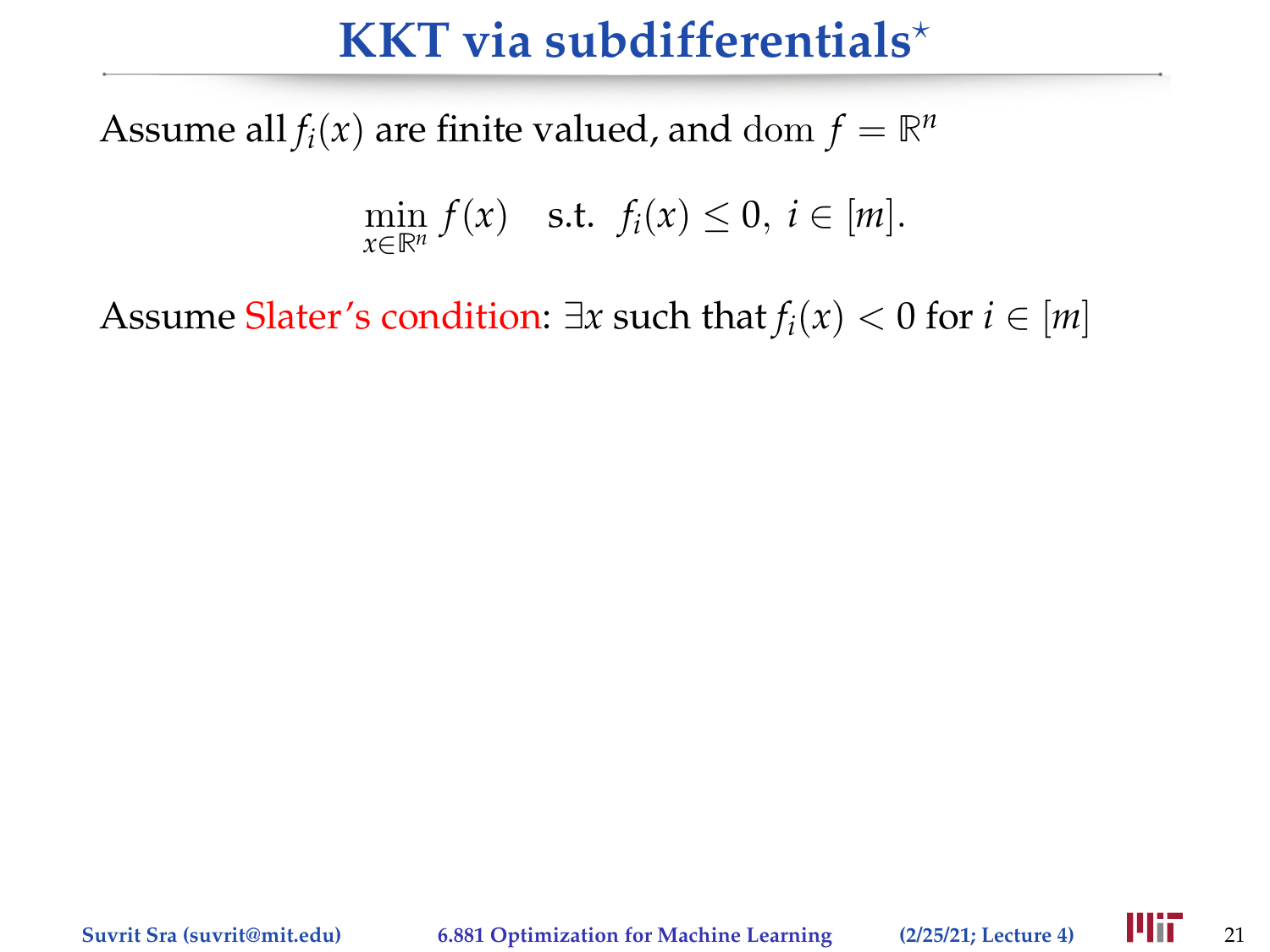# KKT via subdifferentials*

Assume all $f_i(x)$ are finite valued, and $\operatorname{dom} f = \mathbb{R}^n$

$$\min_{x \in \mathbb{R}^n} f(x) \quad \text{s.t.} \;\; f_i(x) \leq 0, \; i \in [m].$$

Assume Slater's condition: $\exists x$ such that $f_i(x) < 0$ for $i \in [m]$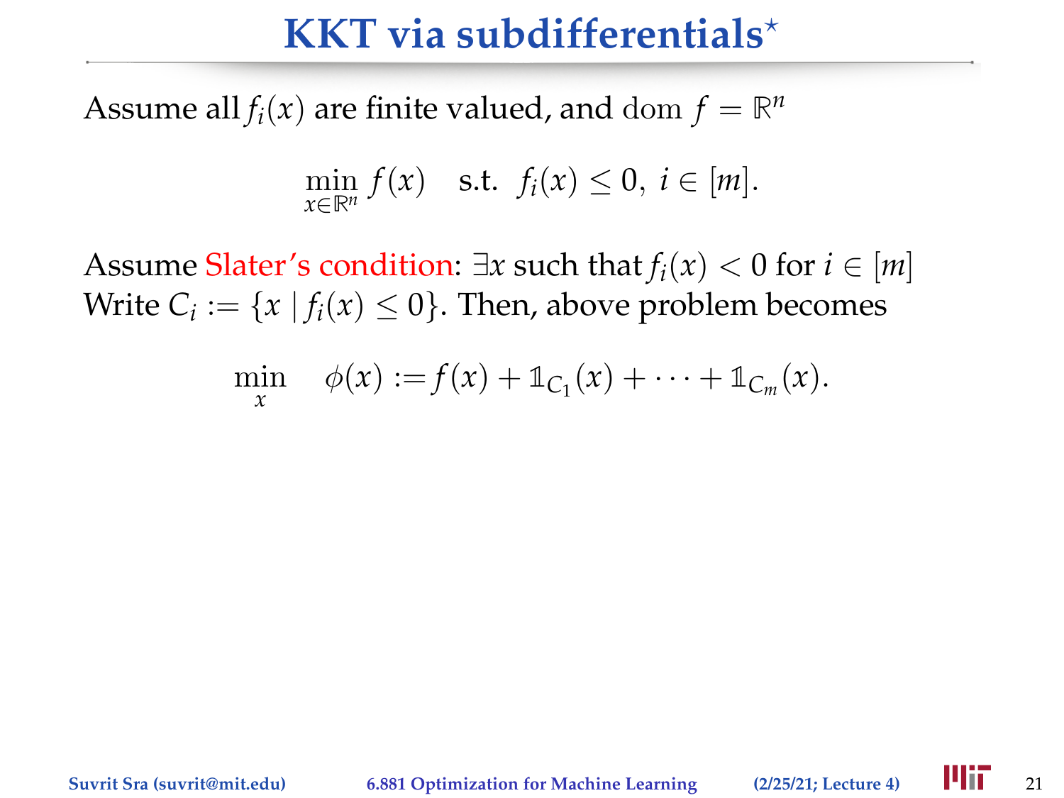# KKT via subdifferentials*

Assume all $f_i(x)$ are finite valued, and $\operatorname{dom} f = \mathbb{R}^n$

$$\min_{x \in \mathbb{R}^n} f(x) \quad \text{s.t.} \;\; f_i(x) \leq 0, \; i \in [m].$$

Assume Slater's condition: $\exists x$ such that $f_i(x) < 0$ for $i \in [m]$
Write $C_i := \{x \mid f_i(x) \leq 0\}$. Then, above problem becomes

$$\min_{x} \quad \phi(x) := f(x) + \mathbb{1}_{C_1}(x) + \cdots + \mathbb{1}_{C_m}(x).$$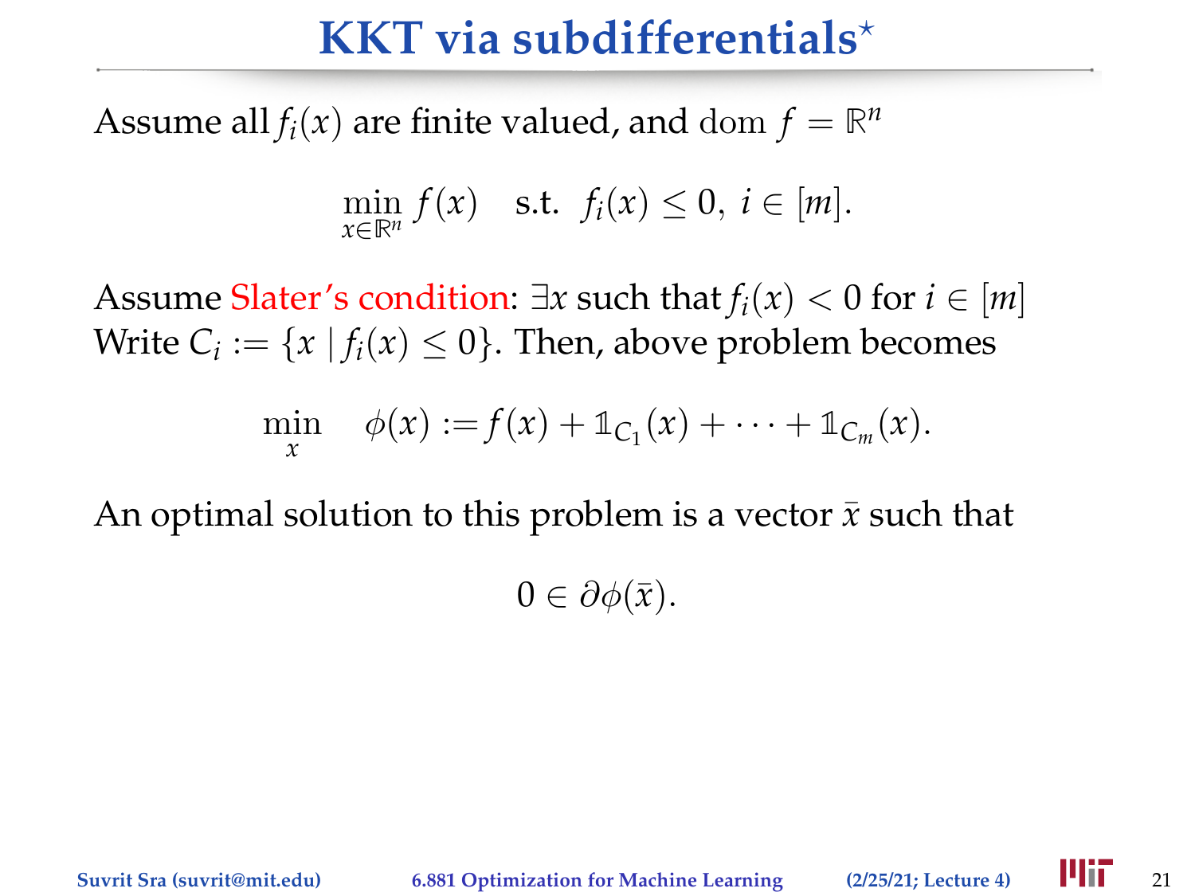# KKT via subdifferentials*

Assume all $f_i(x)$ are finite valued, and $\operatorname{dom} f = \mathbb{R}^n$

$$\min_{x \in \mathbb{R}^n} f(x) \quad \text{s.t.} \;\; f_i(x) \leq 0, \; i \in [m].$$

Assume Slater's condition: $\exists x$ such that $f_i(x) < 0$ for $i \in [m]$
Write $C_i := \{x \mid f_i(x) \leq 0\}$. Then, above problem becomes

$$\min_{x} \quad \phi(x) := f(x) + \mathbb{1}_{C_1}(x) + \cdots + \mathbb{1}_{C_m}(x).$$

An optimal solution to this problem is a vector $\bar{x}$ such that

$$0 \in \partial \phi(\bar{x}).$$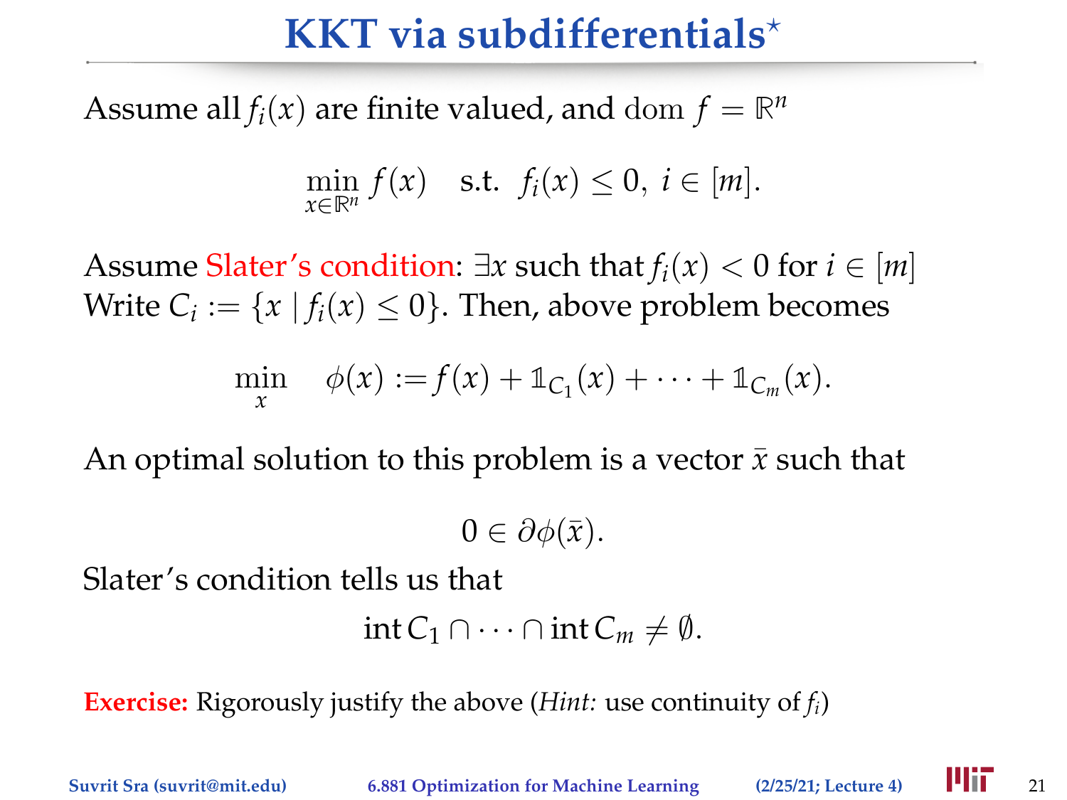# KKT via subdifferentials*

Assume all $f_i(x)$ are finite valued, and $\operatorname{dom} f = \mathbb{R}^n$

$$\min_{x \in \mathbb{R}^n} f(x) \quad \text{s.t.} \;\; f_i(x) \leq 0, \; i \in [m].$$

Assume Slater's condition: $\exists x$ such that $f_i(x) < 0$ for $i \in [m]$
Write $C_i := \{x \mid f_i(x) \leq 0\}$. Then, above problem becomes

$$\min_x \quad \phi(x) := f(x) + \mathbb{1}_{C_1}(x) + \cdots + \mathbb{1}_{C_m}(x).$$

An optimal solution to this problem is a vector $\bar{x}$ such that

$$0 \in \partial \phi(\bar{x}).$$

Slater's condition tells us that

$$\operatorname{int} C_1 \cap \cdots \cap \operatorname{int} C_m \neq \emptyset.$$

**Exercise:** Rigorously justify the above (*Hint:* use continuity of $f_i$)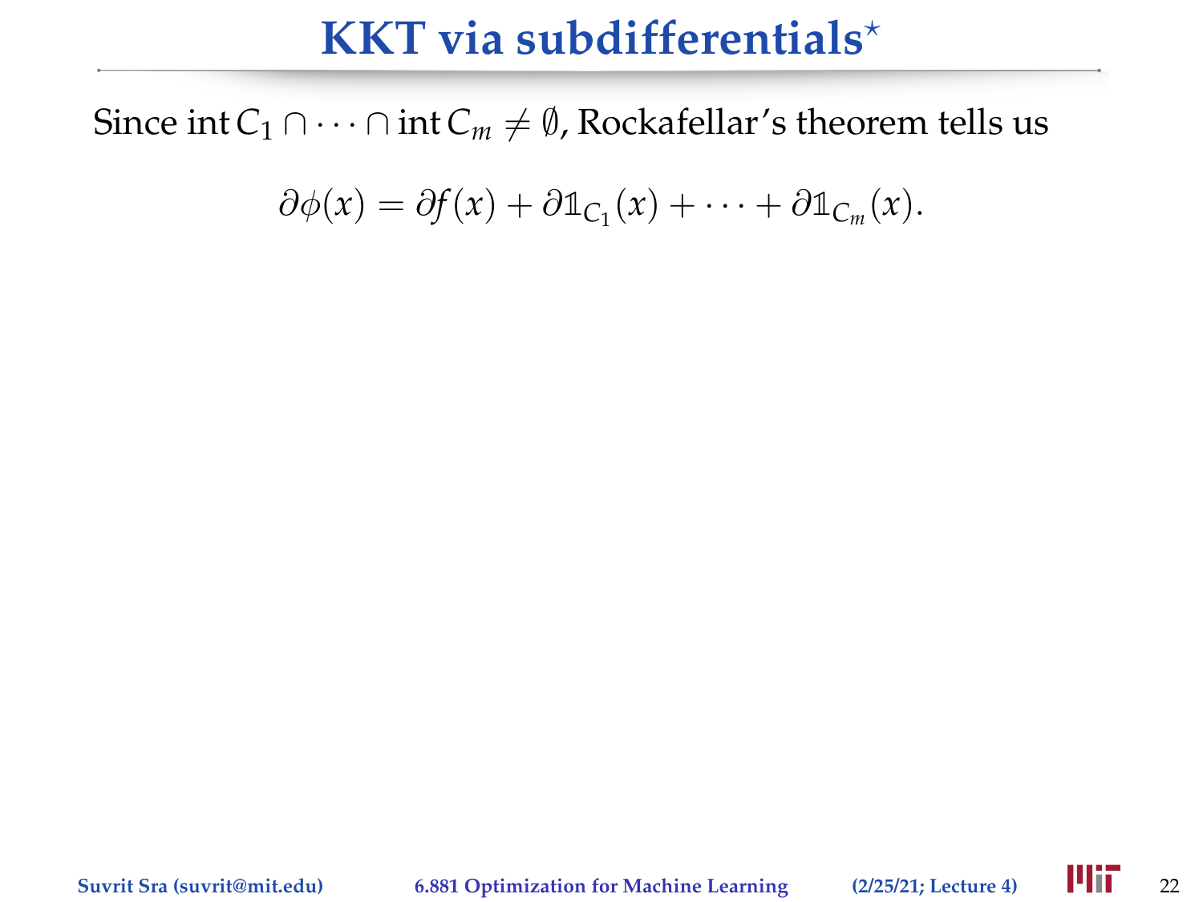# KKT via subdifferentials*

Since $\operatorname{int} C_1 \cap \cdots \cap \operatorname{int} C_m \neq \emptyset$, Rockafellar's theorem tells us

$$\partial\phi(x) = \partial f(x) + \partial \mathbb{1}_{C_1}(x) + \cdots + \partial \mathbb{1}_{C_m}(x).$$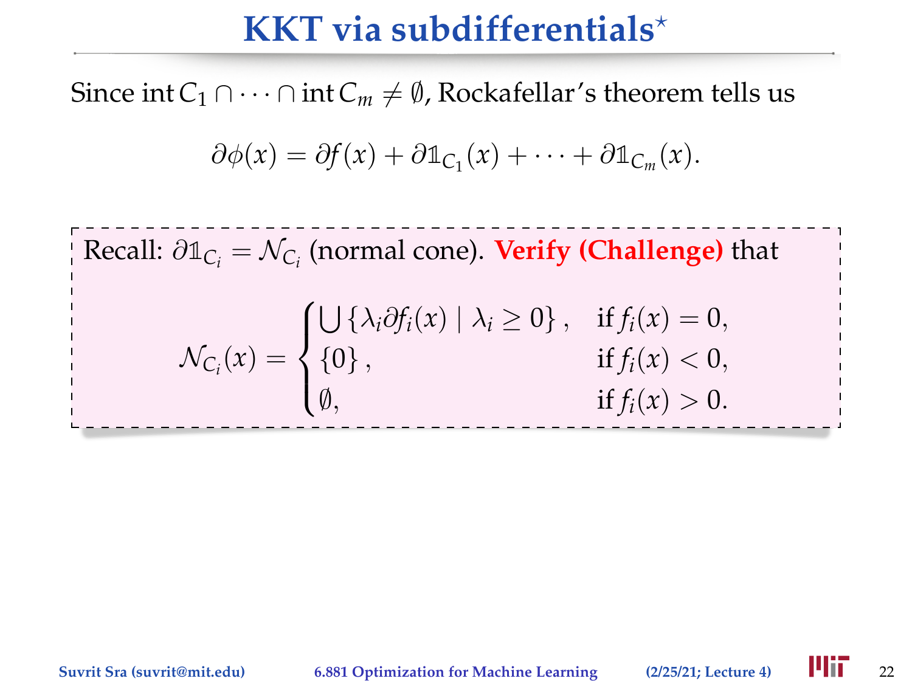# KKT via subdifferentials*

Since $\operatorname{int} C_1 \cap \cdots \cap \operatorname{int} C_m \neq \emptyset$, Rockafellar's theorem tells us

$$\partial\phi(x) = \partial f(x) + \partial\mathbb{1}_{C_1}(x) + \cdots + \partial\mathbb{1}_{C_m}(x).$$

Recall: $\partial\mathbb{1}_{C_i} = \mathcal{N}_{C_i}$ (normal cone). **Verify (Challenge)** that

$$\mathcal{N}_{C_i}(x) = \begin{cases} \bigcup \{\lambda_i \partial f_i(x) \mid \lambda_i \geq 0\}, & \text{if } f_i(x) = 0, \\ \{0\}, & \text{if } f_i(x) < 0, \\ \emptyset, & \text{if } f_i(x) > 0. \end{cases}$$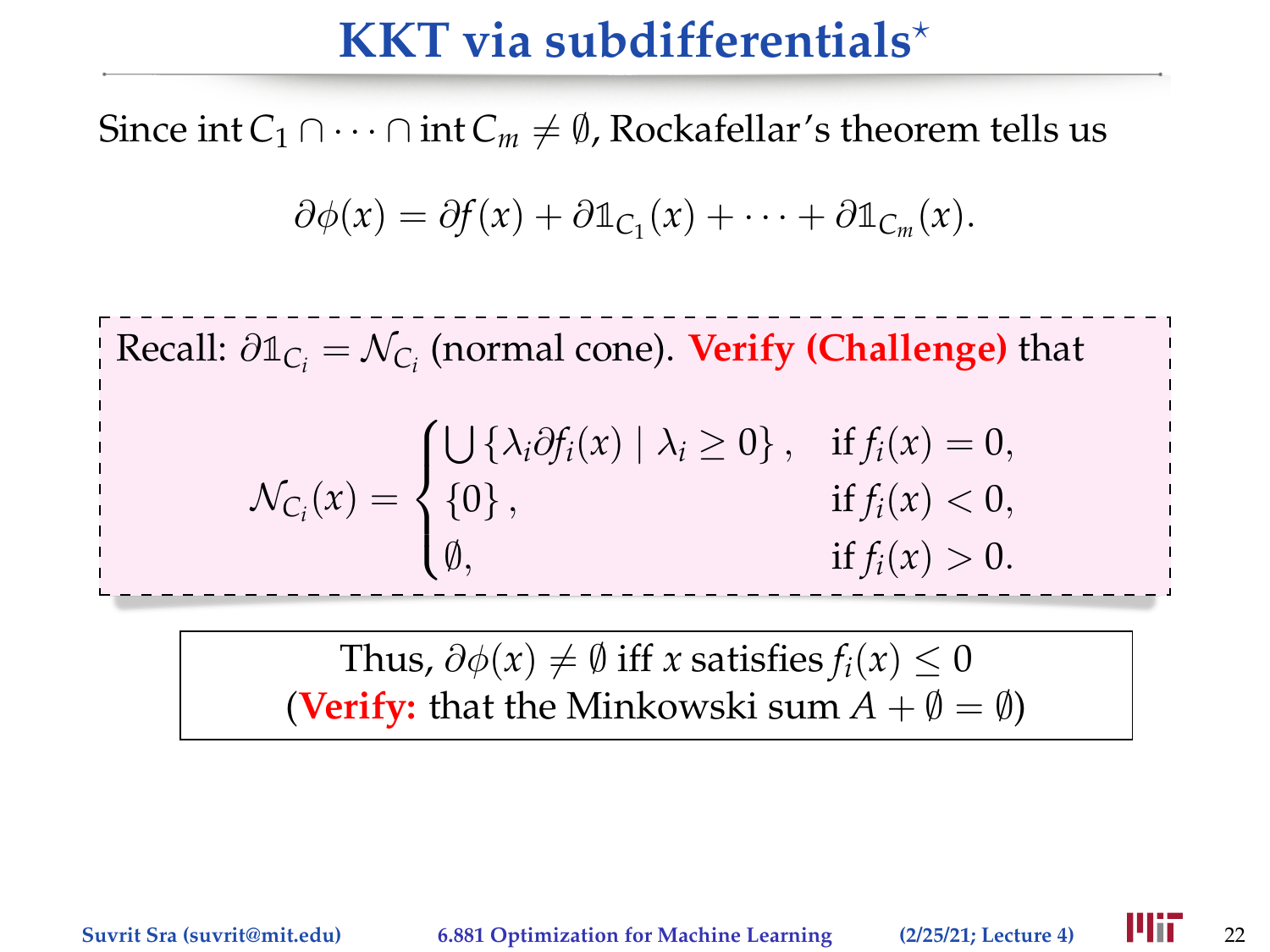# KKT via subdifferentials*

Since $\operatorname{int} C_1 \cap \cdots \cap \operatorname{int} C_m \neq \emptyset$, Rockafellar's theorem tells us

$$\partial\phi(x) = \partial f(x) + \partial\mathbb{1}_{C_1}(x) + \cdots + \partial\mathbb{1}_{C_m}(x).$$

Recall: $\partial\mathbb{1}_{C_i} = \mathcal{N}_{C_i}$ (normal cone). **Verify (Challenge)** that

$$\mathcal{N}_{C_i}(x) = \begin{cases} \bigcup \{\lambda_i \partial f_i(x) \mid \lambda_i \geq 0\}, & \text{if } f_i(x) = 0, \\ \{0\}, & \text{if } f_i(x) < 0, \\ \emptyset, & \text{if } f_i(x) > 0. \end{cases}$$

Thus, $\partial\phi(x) \neq \emptyset$ iff $x$ satisfies $f_i(x) \leq 0$
(**Verify:** that the Minkowski sum $A + \emptyset = \emptyset$)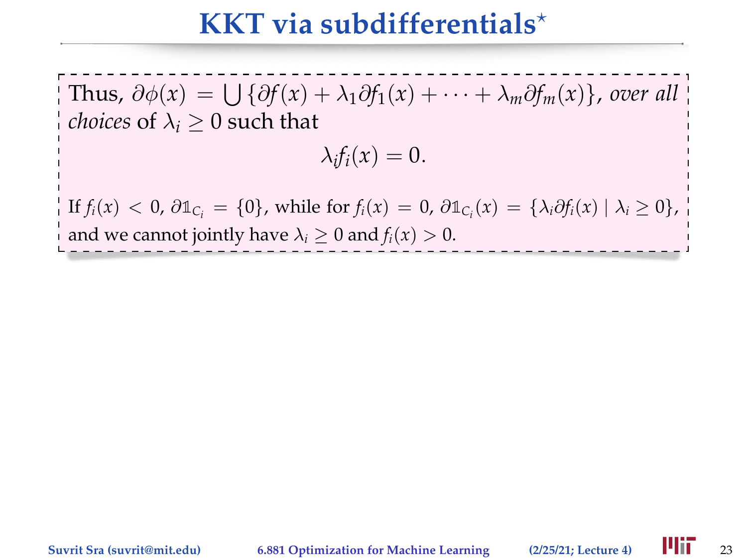# KKT via subdifferentials*

Thus, $\partial\phi(x) = \bigcup \{\partial f(x) + \lambda_1 \partial f_1(x) + \cdots + \lambda_m \partial f_m(x)\}$, *over all choices* of $\lambda_i \geq 0$ such that

$$\lambda_i f_i(x) = 0.$$

If $f_i(x) < 0$, $\partial \mathbb{1}_{C_i} = \{0\}$, while for $f_i(x) = 0$, $\partial \mathbb{1}_{C_i}(x) = \{\lambda_i \partial f_i(x) \mid \lambda_i \geq 0\}$, and we cannot jointly have $\lambda_i \geq 0$ and $f_i(x) > 0$.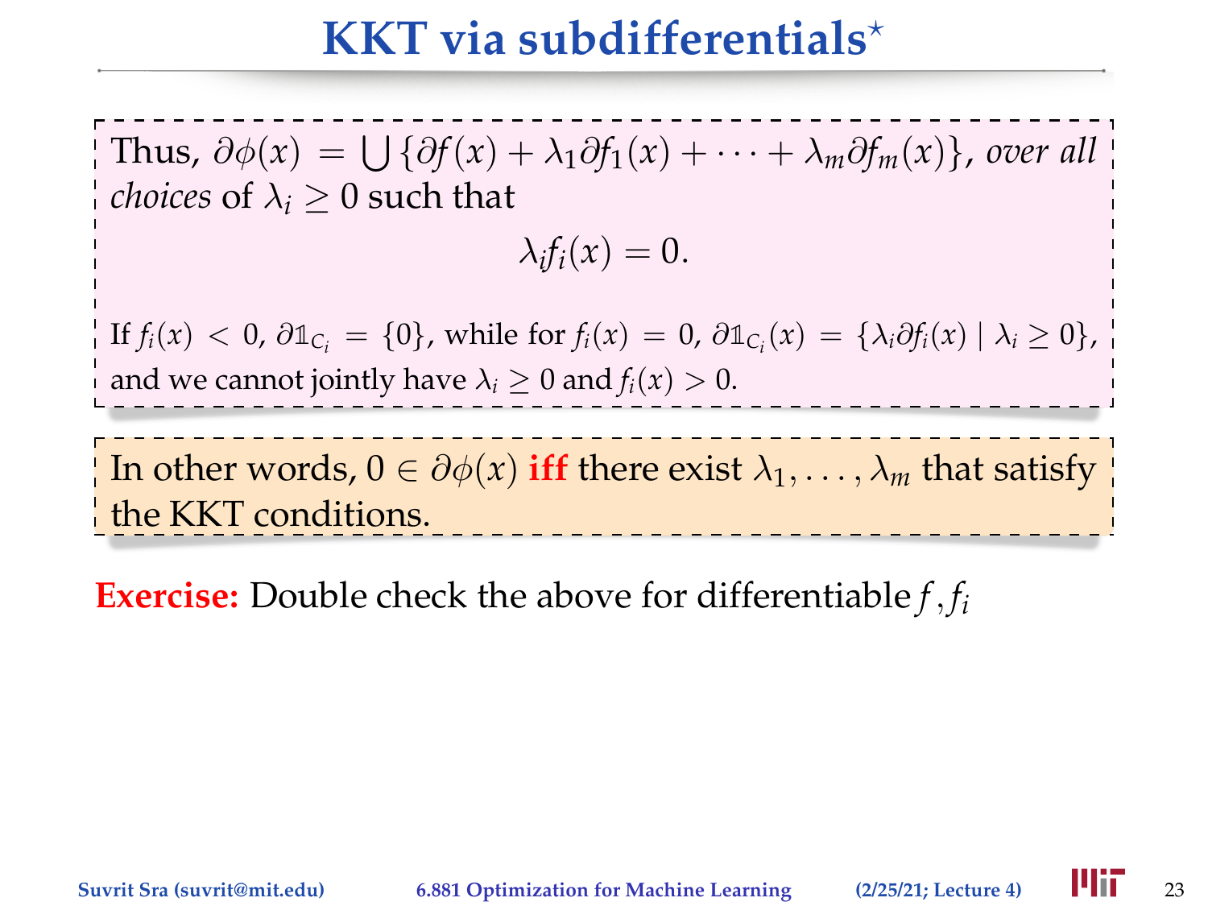# KKT via subdifferentials*

Thus, $\partial\phi(x) = \bigcup\{\partial f(x) + \lambda_1 \partial f_1(x) + \cdots + \lambda_m \partial f_m(x)\}$, *over all choices* of $\lambda_i \geq 0$ such that

$$\lambda_i f_i(x) = 0.$$

If $f_i(x) < 0$, $\partial \mathbb{1}_{C_i} = \{0\}$, while for $f_i(x) = 0$, $\partial \mathbb{1}_{C_i}(x) = \{\lambda_i \partial f_i(x) \mid \lambda_i \geq 0\}$, and we cannot jointly have $\lambda_i \geq 0$ and $f_i(x) > 0$.

In other words, $0 \in \partial\phi(x)$ **iff** there exist $\lambda_1, \ldots, \lambda_m$ that satisfy the KKT conditions.

**Exercise:** Double check the above for differentiable $f, f_i$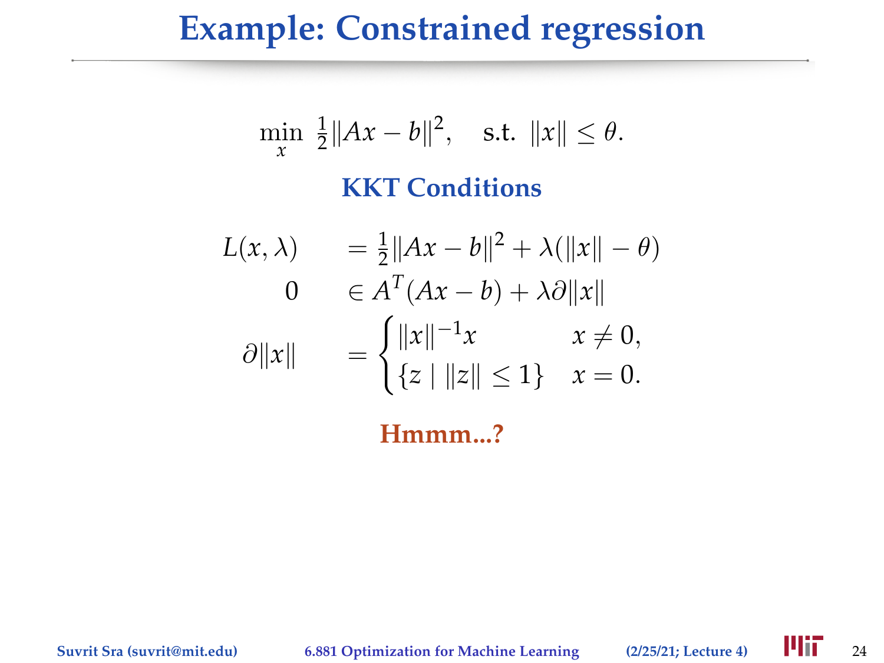# Example: Constrained regression

$$\min_x \; \tfrac{1}{2}\|Ax - b\|^2, \quad \text{s.t. } \|x\| \leq \theta.$$

## KKT Conditions

$$
\begin{aligned}
L(x, \lambda) \quad &= \tfrac{1}{2}\|Ax - b\|^2 + \lambda(\|x\| - \theta) \\
0 \quad &\in A^T(Ax - b) + \lambda \partial \|x\| \\
\partial \|x\| \quad &= \begin{cases} \|x\|^{-1}x & x \neq 0, \\ \{z \mid \|z\| \leq 1\} & x = 0. \end{cases}
\end{aligned}
$$

**Hmmm...?**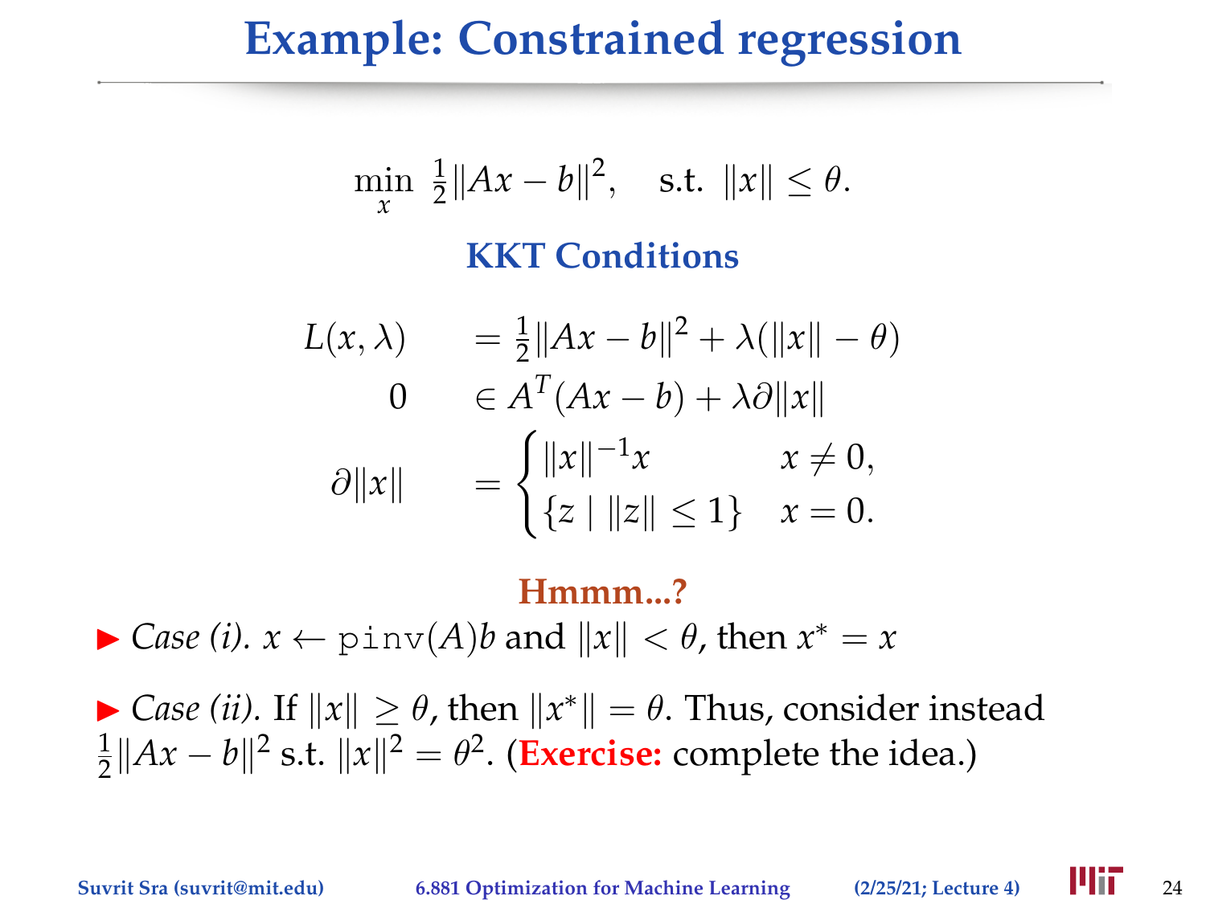# Example: Constrained regression

$$\min_{x} \ \tfrac{1}{2}\|Ax - b\|^2, \quad \text{s.t. } \|x\| \leq \theta.$$

## KKT Conditions

$$
\begin{aligned}
L(x, \lambda) &= \tfrac{1}{2}\|Ax - b\|^2 + \lambda(\|x\| - \theta) \\
0 &\in A^T(Ax - b) + \lambda \partial \|x\| \\
\partial \|x\| &= \begin{cases} \|x\|^{-1}x & x \neq 0, \\ \{z \mid \|z\| \leq 1\} & x = 0. \end{cases}
\end{aligned}
$$

**Hmmm...?**

- *Case (i).* $x \leftarrow \texttt{pinv}(A)b$ and $\|x\| < \theta$, then $x^* = x$
- *Case (ii).* If $\|x\| \geq \theta$, then $\|x^*\| = \theta$. Thus, consider instead $\frac{1}{2}\|Ax - b\|^2$ s.t. $\|x\|^2 = \theta^2$. (**Exercise:** complete the idea.)